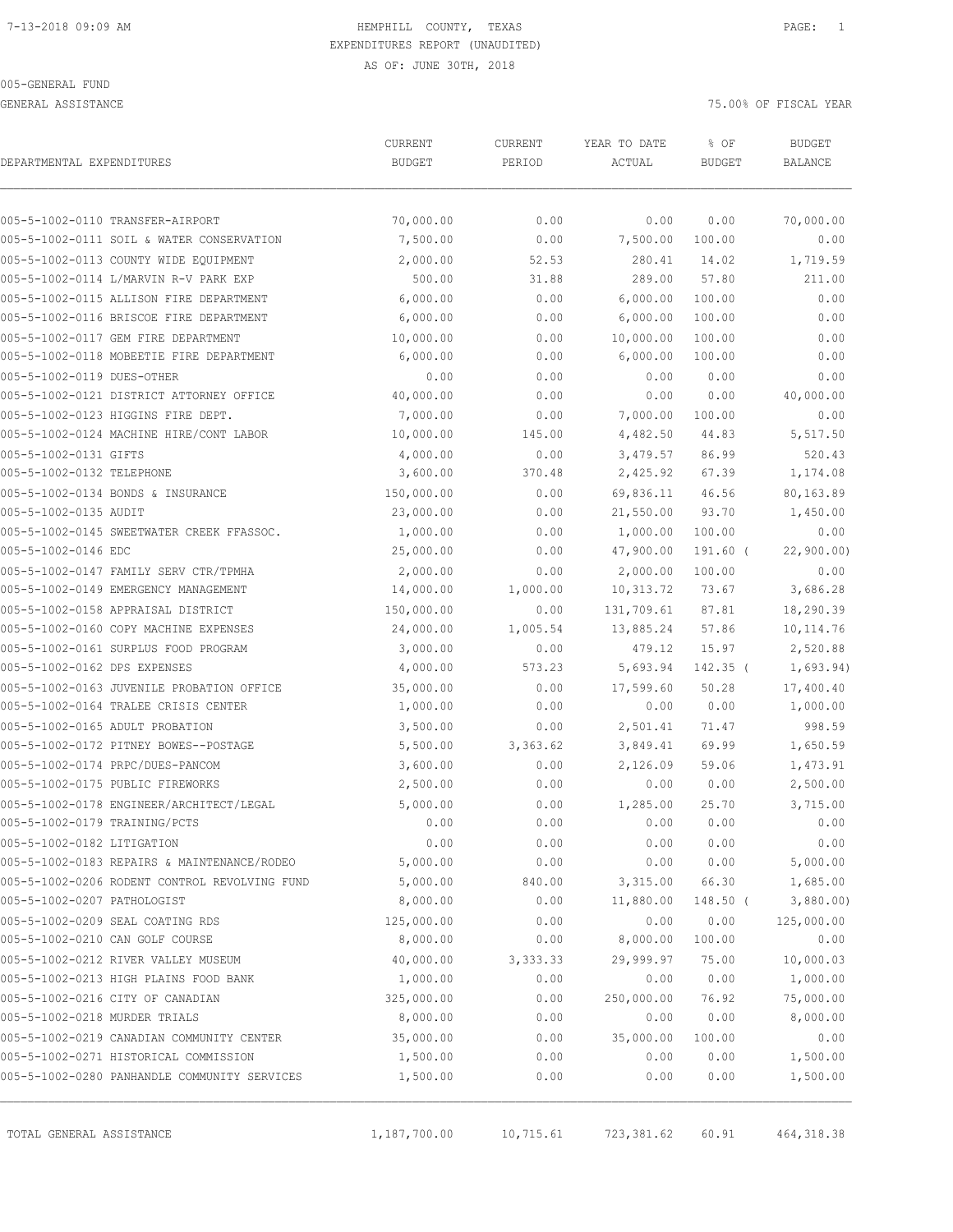HEMPHILL COUNTY, TEXAS
EXPENDITURES REPORT (UNAUDITED)
AS OF: JUNE 30TH, 2018

005-GENERAL FUND

GENERAL ASSISTANCE — 75.00% OF FISCAL YEAR

| DEPARTMENTAL EXPENDITURES | CURRENT BUDGET | CURRENT PERIOD | YEAR TO DATE ACTUAL | % OF BUDGET | BUDGET BALANCE |
|---|---|---|---|---|---|
| 005-5-1002-0110 TRANSFER-AIRPORT | 70,000.00 | 0.00 | 0.00 | 0.00 | 70,000.00 |
| 005-5-1002-0111 SOIL & WATER CONSERVATION | 7,500.00 | 0.00 | 7,500.00 | 100.00 | 0.00 |
| 005-5-1002-0113 COUNTY WIDE EQUIPMENT | 2,000.00 | 52.53 | 280.41 | 14.02 | 1,719.59 |
| 005-5-1002-0114 L/MARVIN R-V PARK EXP | 500.00 | 31.88 | 289.00 | 57.80 | 211.00 |
| 005-5-1002-0115 ALLISON FIRE DEPARTMENT | 6,000.00 | 0.00 | 6,000.00 | 100.00 | 0.00 |
| 005-5-1002-0116 BRISCOE FIRE DEPARTMENT | 6,000.00 | 0.00 | 6,000.00 | 100.00 | 0.00 |
| 005-5-1002-0117 GEM FIRE DEPARTMENT | 10,000.00 | 0.00 | 10,000.00 | 100.00 | 0.00 |
| 005-5-1002-0118 MOBEETIE FIRE DEPARTMENT | 6,000.00 | 0.00 | 6,000.00 | 100.00 | 0.00 |
| 005-5-1002-0119 DUES-OTHER | 0.00 | 0.00 | 0.00 | 0.00 | 0.00 |
| 005-5-1002-0121 DISTRICT ATTORNEY OFFICE | 40,000.00 | 0.00 | 0.00 | 0.00 | 40,000.00 |
| 005-5-1002-0123 HIGGINS FIRE DEPT. | 7,000.00 | 0.00 | 7,000.00 | 100.00 | 0.00 |
| 005-5-1002-0124 MACHINE HIRE/CONT LABOR | 10,000.00 | 145.00 | 4,482.50 | 44.83 | 5,517.50 |
| 005-5-1002-0131 GIFTS | 4,000.00 | 0.00 | 3,479.57 | 86.99 | 520.43 |
| 005-5-1002-0132 TELEPHONE | 3,600.00 | 370.48 | 2,425.92 | 67.39 | 1,174.08 |
| 005-5-1002-0134 BONDS & INSURANCE | 150,000.00 | 0.00 | 69,836.11 | 46.56 | 80,163.89 |
| 005-5-1002-0135 AUDIT | 23,000.00 | 0.00 | 21,550.00 | 93.70 | 1,450.00 |
| 005-5-1002-0145 SWEETWATER CREEK FFASSOC. | 1,000.00 | 0.00 | 1,000.00 | 100.00 | 0.00 |
| 005-5-1002-0146 EDC | 25,000.00 | 0.00 | 47,900.00 | 191.60 | ( 22,900.00) |
| 005-5-1002-0147 FAMILY SERV CTR/TPMHA | 2,000.00 | 0.00 | 2,000.00 | 100.00 | 0.00 |
| 005-5-1002-0149 EMERGENCY MANAGEMENT | 14,000.00 | 1,000.00 | 10,313.72 | 73.67 | 3,686.28 |
| 005-5-1002-0158 APPRAISAL DISTRICT | 150,000.00 | 0.00 | 131,709.61 | 87.81 | 18,290.39 |
| 005-5-1002-0160 COPY MACHINE EXPENSES | 24,000.00 | 1,005.54 | 13,885.24 | 57.86 | 10,114.76 |
| 005-5-1002-0161 SURPLUS FOOD PROGRAM | 3,000.00 | 0.00 | 479.12 | 15.97 | 2,520.88 |
| 005-5-1002-0162 DPS EXPENSES | 4,000.00 | 573.23 | 5,693.94 | 142.35 | ( 1,693.94) |
| 005-5-1002-0163 JUVENILE PROBATION OFFICE | 35,000.00 | 0.00 | 17,599.60 | 50.28 | 17,400.40 |
| 005-5-1002-0164 TRALEE CRISIS CENTER | 1,000.00 | 0.00 | 0.00 | 0.00 | 1,000.00 |
| 005-5-1002-0165 ADULT PROBATION | 3,500.00 | 0.00 | 2,501.41 | 71.47 | 998.59 |
| 005-5-1002-0172 PITNEY BOWES--POSTAGE | 5,500.00 | 3,363.62 | 3,849.41 | 69.99 | 1,650.59 |
| 005-5-1002-0174 PRPC/DUES-PANCOM | 3,600.00 | 0.00 | 2,126.09 | 59.06 | 1,473.91 |
| 005-5-1002-0175 PUBLIC FIREWORKS | 2,500.00 | 0.00 | 0.00 | 0.00 | 2,500.00 |
| 005-5-1002-0178 ENGINEER/ARCHITECT/LEGAL | 5,000.00 | 0.00 | 1,285.00 | 25.70 | 3,715.00 |
| 005-5-1002-0179 TRAINING/PCTS | 0.00 | 0.00 | 0.00 | 0.00 | 0.00 |
| 005-5-1002-0182 LITIGATION | 0.00 | 0.00 | 0.00 | 0.00 | 0.00 |
| 005-5-1002-0183 REPAIRS & MAINTENANCE/RODEO | 5,000.00 | 0.00 | 0.00 | 0.00 | 5,000.00 |
| 005-5-1002-0206 RODENT CONTROL REVOLVING FUND | 5,000.00 | 840.00 | 3,315.00 | 66.30 | 1,685.00 |
| 005-5-1002-0207 PATHOLOGIST | 8,000.00 | 0.00 | 11,880.00 | 148.50 | ( 3,880.00) |
| 005-5-1002-0209 SEAL COATING RDS | 125,000.00 | 0.00 | 0.00 | 0.00 | 125,000.00 |
| 005-5-1002-0210 CAN GOLF COURSE | 8,000.00 | 0.00 | 8,000.00 | 100.00 | 0.00 |
| 005-5-1002-0212 RIVER VALLEY MUSEUM | 40,000.00 | 3,333.33 | 29,999.97 | 75.00 | 10,000.03 |
| 005-5-1002-0213 HIGH PLAINS FOOD BANK | 1,000.00 | 0.00 | 0.00 | 0.00 | 1,000.00 |
| 005-5-1002-0216 CITY OF CANADIAN | 325,000.00 | 0.00 | 250,000.00 | 76.92 | 75,000.00 |
| 005-5-1002-0218 MURDER TRIALS | 8,000.00 | 0.00 | 0.00 | 0.00 | 8,000.00 |
| 005-5-1002-0219 CANADIAN COMMUNITY CENTER | 35,000.00 | 0.00 | 35,000.00 | 100.00 | 0.00 |
| 005-5-1002-0271 HISTORICAL COMMISSION | 1,500.00 | 0.00 | 0.00 | 0.00 | 1,500.00 |
| 005-5-1002-0280 PANHANDLE COMMUNITY SERVICES | 1,500.00 | 0.00 | 0.00 | 0.00 | 1,500.00 |
| TOTAL GENERAL ASSISTANCE | 1,187,700.00 | 10,715.61 | 723,381.62 | 60.91 | 464,318.38 |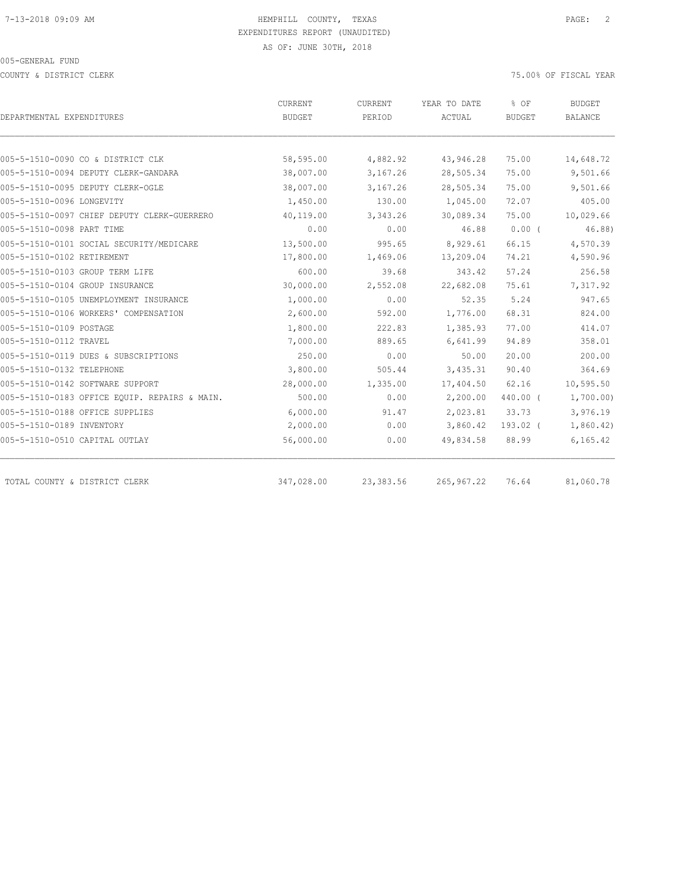HEMPHILL COUNTY, TEXAS
EXPENDITURES REPORT (UNAUDITED)
AS OF: JUNE 30TH, 2018

005-GENERAL FUND

COUNTY & DISTRICT CLERK

75.00% OF FISCAL YEAR

| DEPARTMENTAL EXPENDITURES | CURRENT BUDGET | CURRENT PERIOD | YEAR TO DATE ACTUAL | % OF BUDGET | BUDGET BALANCE |
|---|---|---|---|---|---|
| 005-5-1510-0090 CO & DISTRICT CLK | 58,595.00 | 4,882.92 | 43,946.28 | 75.00 | 14,648.72 |
| 005-5-1510-0094 DEPUTY CLERK-GANDARA | 38,007.00 | 3,167.26 | 28,505.34 | 75.00 | 9,501.66 |
| 005-5-1510-0095 DEPUTY CLERK-OGLE | 38,007.00 | 3,167.26 | 28,505.34 | 75.00 | 9,501.66 |
| 005-5-1510-0096 LONGEVITY | 1,450.00 | 130.00 | 1,045.00 | 72.07 | 405.00 |
| 005-5-1510-0097 CHIEF DEPUTY CLERK-GUERRERO | 40,119.00 | 3,343.26 | 30,089.34 | 75.00 | 10,029.66 |
| 005-5-1510-0098 PART TIME | 0.00 | 0.00 | 46.88 | 0.00 ( | 46.88) |
| 005-5-1510-0101 SOCIAL SECURITY/MEDICARE | 13,500.00 | 995.65 | 8,929.61 | 66.15 | 4,570.39 |
| 005-5-1510-0102 RETIREMENT | 17,800.00 | 1,469.06 | 13,209.04 | 74.21 | 4,590.96 |
| 005-5-1510-0103 GROUP TERM LIFE | 600.00 | 39.68 | 343.42 | 57.24 | 256.58 |
| 005-5-1510-0104 GROUP INSURANCE | 30,000.00 | 2,552.08 | 22,682.08 | 75.61 | 7,317.92 |
| 005-5-1510-0105 UNEMPLOYMENT INSURANCE | 1,000.00 | 0.00 | 52.35 | 5.24 | 947.65 |
| 005-5-1510-0106 WORKERS' COMPENSATION | 2,600.00 | 592.00 | 1,776.00 | 68.31 | 824.00 |
| 005-5-1510-0109 POSTAGE | 1,800.00 | 222.83 | 1,385.93 | 77.00 | 414.07 |
| 005-5-1510-0112 TRAVEL | 7,000.00 | 889.65 | 6,641.99 | 94.89 | 358.01 |
| 005-5-1510-0119 DUES & SUBSCRIPTIONS | 250.00 | 0.00 | 50.00 | 20.00 | 200.00 |
| 005-5-1510-0132 TELEPHONE | 3,800.00 | 505.44 | 3,435.31 | 90.40 | 364.69 |
| 005-5-1510-0142 SOFTWARE SUPPORT | 28,000.00 | 1,335.00 | 17,404.50 | 62.16 | 10,595.50 |
| 005-5-1510-0183 OFFICE EQUIP. REPAIRS & MAIN. | 500.00 | 0.00 | 2,200.00 | 440.00 ( | 1,700.00) |
| 005-5-1510-0188 OFFICE SUPPLIES | 6,000.00 | 91.47 | 2,023.81 | 33.73 | 3,976.19 |
| 005-5-1510-0189 INVENTORY | 2,000.00 | 0.00 | 3,860.42 | 193.02 ( | 1,860.42) |
| 005-5-1510-0510 CAPITAL OUTLAY | 56,000.00 | 0.00 | 49,834.58 | 88.99 | 6,165.42 |
| TOTAL COUNTY & DISTRICT CLERK | 347,028.00 | 23,383.56 | 265,967.22 | 76.64 | 81,060.78 |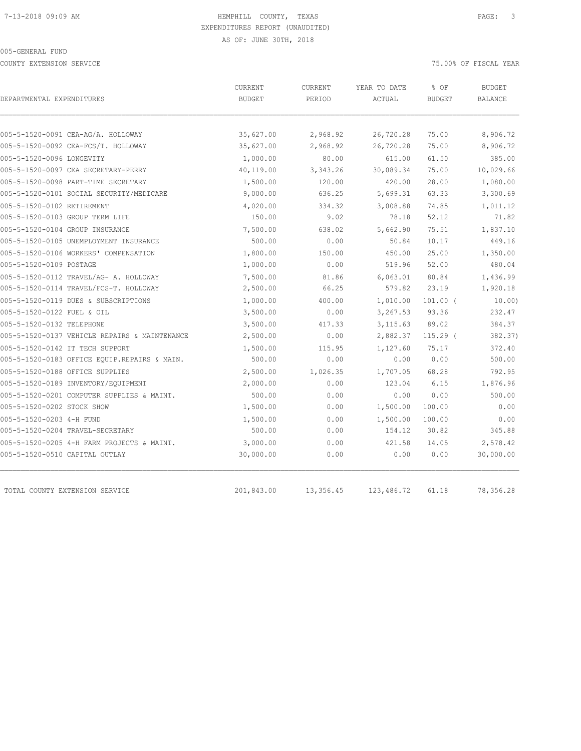HEMPHILL COUNTY, TEXAS
EXPENDITURES REPORT (UNAUDITED)
AS OF: JUNE 30TH, 2018

005-GENERAL FUND

COUNTY EXTENSION SERVICE

75.00% OF FISCAL YEAR

| DEPARTMENTAL EXPENDITURES | CURRENT BUDGET | CURRENT PERIOD | YEAR TO DATE ACTUAL | % OF BUDGET | BUDGET BALANCE |
|---|---|---|---|---|---|
| 005-5-1520-0091 CEA-AG/A. HOLLOWAY | 35,627.00 | 2,968.92 | 26,720.28 | 75.00 | 8,906.72 |
| 005-5-1520-0092 CEA-FCS/T. HOLLOWAY | 35,627.00 | 2,968.92 | 26,720.28 | 75.00 | 8,906.72 |
| 005-5-1520-0096 LONGEVITY | 1,000.00 | 80.00 | 615.00 | 61.50 | 385.00 |
| 005-5-1520-0097 CEA SECRETARY-PERRY | 40,119.00 | 3,343.26 | 30,089.34 | 75.00 | 10,029.66 |
| 005-5-1520-0098 PART-TIME SECRETARY | 1,500.00 | 120.00 | 420.00 | 28.00 | 1,080.00 |
| 005-5-1520-0101 SOCIAL SECURITY/MEDICARE | 9,000.00 | 636.25 | 5,699.31 | 63.33 | 3,300.69 |
| 005-5-1520-0102 RETIREMENT | 4,020.00 | 334.32 | 3,008.88 | 74.85 | 1,011.12 |
| 005-5-1520-0103 GROUP TERM LIFE | 150.00 | 9.02 | 78.18 | 52.12 | 71.82 |
| 005-5-1520-0104 GROUP INSURANCE | 7,500.00 | 638.02 | 5,662.90 | 75.51 | 1,837.10 |
| 005-5-1520-0105 UNEMPLOYMENT INSURANCE | 500.00 | 0.00 | 50.84 | 10.17 | 449.16 |
| 005-5-1520-0106 WORKERS' COMPENSATION | 1,800.00 | 150.00 | 450.00 | 25.00 | 1,350.00 |
| 005-5-1520-0109 POSTAGE | 1,000.00 | 0.00 | 519.96 | 52.00 | 480.04 |
| 005-5-1520-0112 TRAVEL/AG- A. HOLLOWAY | 7,500.00 | 81.86 | 6,063.01 | 80.84 | 1,436.99 |
| 005-5-1520-0114 TRAVEL/FCS-T. HOLLOWAY | 2,500.00 | 66.25 | 579.82 | 23.19 | 1,920.18 |
| 005-5-1520-0119 DUES & SUBSCRIPTIONS | 1,000.00 | 400.00 | 1,010.00 | 101.00 ( | 10.00) |
| 005-5-1520-0122 FUEL & OIL | 3,500.00 | 0.00 | 3,267.53 | 93.36 | 232.47 |
| 005-5-1520-0132 TELEPHONE | 3,500.00 | 417.33 | 3,115.63 | 89.02 | 384.37 |
| 005-5-1520-0137 VEHICLE REPAIRS & MAINTENANCE | 2,500.00 | 0.00 | 2,882.37 | 115.29 ( | 382.37) |
| 005-5-1520-0142 IT TECH SUPPORT | 1,500.00 | 115.95 | 1,127.60 | 75.17 | 372.40 |
| 005-5-1520-0183 OFFICE EQUIP.REPAIRS & MAIN. | 500.00 | 0.00 | 0.00 | 0.00 | 500.00 |
| 005-5-1520-0188 OFFICE SUPPLIES | 2,500.00 | 1,026.35 | 1,707.05 | 68.28 | 792.95 |
| 005-5-1520-0189 INVENTORY/EQUIPMENT | 2,000.00 | 0.00 | 123.04 | 6.15 | 1,876.96 |
| 005-5-1520-0201 COMPUTER SUPPLIES & MAINT. | 500.00 | 0.00 | 0.00 | 0.00 | 500.00 |
| 005-5-1520-0202 STOCK SHOW | 1,500.00 | 0.00 | 1,500.00 | 100.00 | 0.00 |
| 005-5-1520-0203 4-H FUND | 1,500.00 | 0.00 | 1,500.00 | 100.00 | 0.00 |
| 005-5-1520-0204 TRAVEL-SECRETARY | 500.00 | 0.00 | 154.12 | 30.82 | 345.88 |
| 005-5-1520-0205 4-H FARM PROJECTS & MAINT. | 3,000.00 | 0.00 | 421.58 | 14.05 | 2,578.42 |
| 005-5-1520-0510 CAPITAL OUTLAY | 30,000.00 | 0.00 | 0.00 | 0.00 | 30,000.00 |
| TOTAL COUNTY EXTENSION SERVICE | 201,843.00 | 13,356.45 | 123,486.72 | 61.18 | 78,356.28 |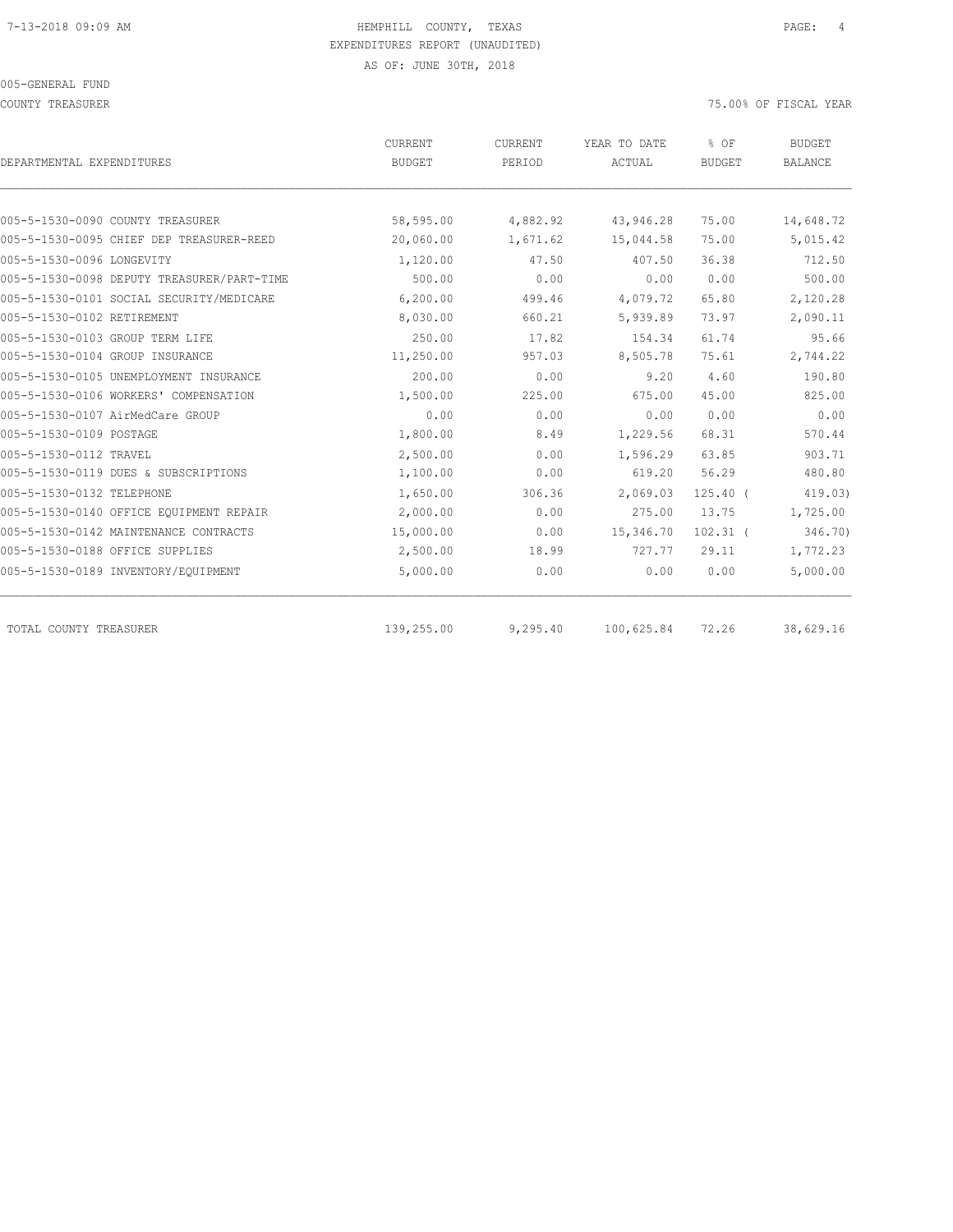HEMPHILL COUNTY, TEXAS
EXPENDITURES REPORT (UNAUDITED)
AS OF: JUNE 30TH, 2018

005-GENERAL FUND

COUNTY TREASURER

75.00% OF FISCAL YEAR

| DEPARTMENTAL EXPENDITURES | CURRENT BUDGET | CURRENT PERIOD | YEAR TO DATE ACTUAL | % OF BUDGET | BUDGET BALANCE |
|---|---|---|---|---|---|
| 005-5-1530-0090 COUNTY TREASURER | 58,595.00 | 4,882.92 | 43,946.28 | 75.00 | 14,648.72 |
| 005-5-1530-0095 CHIEF DEP TREASURER-REED | 20,060.00 | 1,671.62 | 15,044.58 | 75.00 | 5,015.42 |
| 005-5-1530-0096 LONGEVITY | 1,120.00 | 47.50 | 407.50 | 36.38 | 712.50 |
| 005-5-1530-0098 DEPUTY TREASURER/PART-TIME | 500.00 | 0.00 | 0.00 | 0.00 | 500.00 |
| 005-5-1530-0101 SOCIAL SECURITY/MEDICARE | 6,200.00 | 499.46 | 4,079.72 | 65.80 | 2,120.28 |
| 005-5-1530-0102 RETIREMENT | 8,030.00 | 660.21 | 5,939.89 | 73.97 | 2,090.11 |
| 005-5-1530-0103 GROUP TERM LIFE | 250.00 | 17.82 | 154.34 | 61.74 | 95.66 |
| 005-5-1530-0104 GROUP INSURANCE | 11,250.00 | 957.03 | 8,505.78 | 75.61 | 2,744.22 |
| 005-5-1530-0105 UNEMPLOYMENT INSURANCE | 200.00 | 0.00 | 9.20 | 4.60 | 190.80 |
| 005-5-1530-0106 WORKERS' COMPENSATION | 1,500.00 | 225.00 | 675.00 | 45.00 | 825.00 |
| 005-5-1530-0107 AirMedCare GROUP | 0.00 | 0.00 | 0.00 | 0.00 | 0.00 |
| 005-5-1530-0109 POSTAGE | 1,800.00 | 8.49 | 1,229.56 | 68.31 | 570.44 |
| 005-5-1530-0112 TRAVEL | 2,500.00 | 0.00 | 1,596.29 | 63.85 | 903.71 |
| 005-5-1530-0119 DUES & SUBSCRIPTIONS | 1,100.00 | 0.00 | 619.20 | 56.29 | 480.80 |
| 005-5-1530-0132 TELEPHONE | 1,650.00 | 306.36 | 2,069.03 | 125.40 | ( 419.03) |
| 005-5-1530-0140 OFFICE EQUIPMENT REPAIR | 2,000.00 | 0.00 | 275.00 | 13.75 | 1,725.00 |
| 005-5-1530-0142 MAINTENANCE CONTRACTS | 15,000.00 | 0.00 | 15,346.70 | 102.31 | ( 346.70) |
| 005-5-1530-0188 OFFICE SUPPLIES | 2,500.00 | 18.99 | 727.77 | 29.11 | 1,772.23 |
| 005-5-1530-0189 INVENTORY/EQUIPMENT | 5,000.00 | 0.00 | 0.00 | 0.00 | 5,000.00 |
| TOTAL COUNTY TREASURER | 139,255.00 | 9,295.40 | 100,625.84 | 72.26 | 38,629.16 |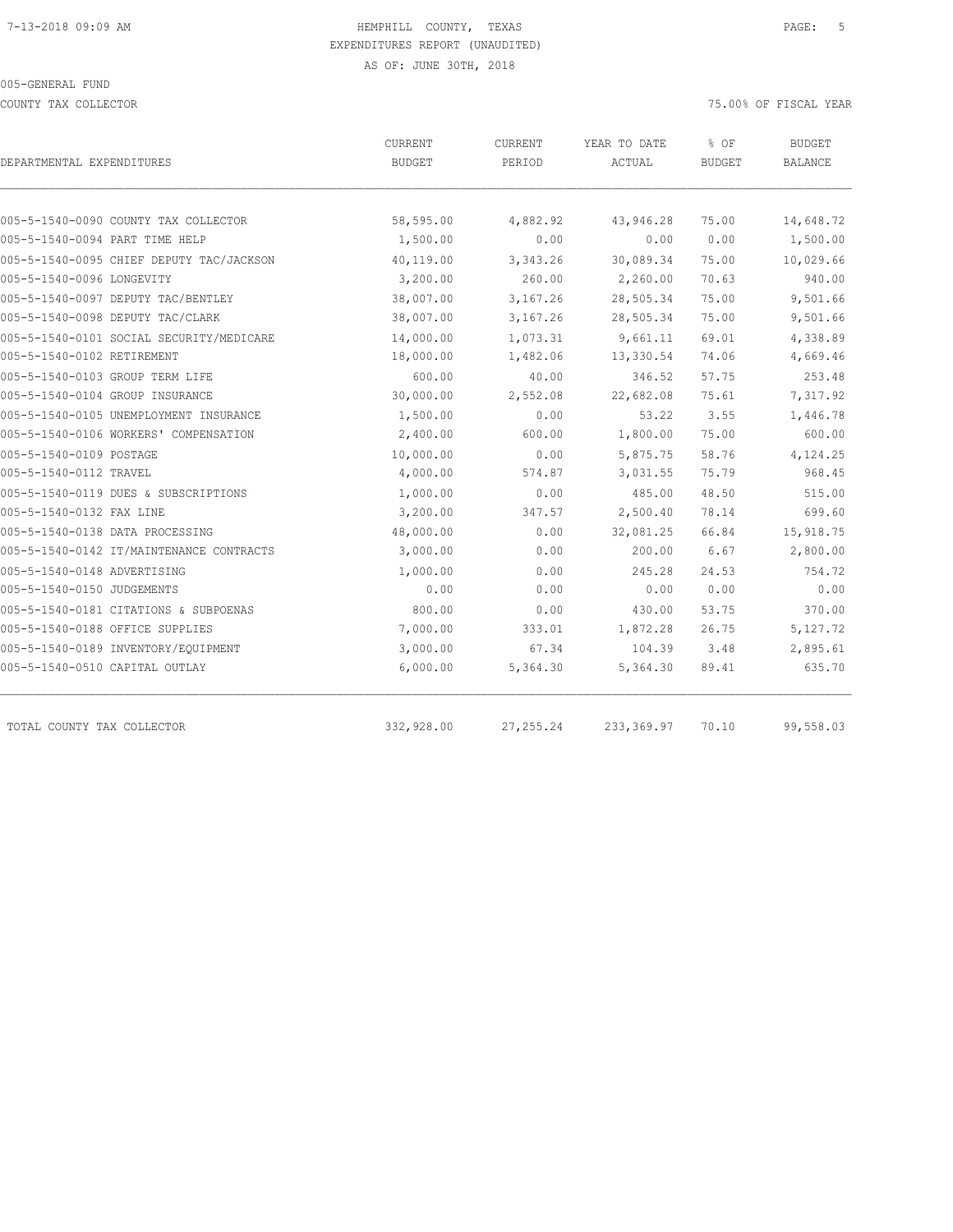HEMPHILL COUNTY, TEXAS
EXPENDITURES REPORT (UNAUDITED)
AS OF: JUNE 30TH, 2018

005-GENERAL FUND

COUNTY TAX COLLECTOR — 75.00% OF FISCAL YEAR

| DEPARTMENTAL EXPENDITURES | CURRENT BUDGET | CURRENT PERIOD | YEAR TO DATE ACTUAL | % OF BUDGET | BUDGET BALANCE |
|---|---|---|---|---|---|
| 005-5-1540-0090 COUNTY TAX COLLECTOR | 58,595.00 | 4,882.92 | 43,946.28 | 75.00 | 14,648.72 |
| 005-5-1540-0094 PART TIME HELP | 1,500.00 | 0.00 | 0.00 | 0.00 | 1,500.00 |
| 005-5-1540-0095 CHIEF DEPUTY TAC/JACKSON | 40,119.00 | 3,343.26 | 30,089.34 | 75.00 | 10,029.66 |
| 005-5-1540-0096 LONGEVITY | 3,200.00 | 260.00 | 2,260.00 | 70.63 | 940.00 |
| 005-5-1540-0097 DEPUTY TAC/BENTLEY | 38,007.00 | 3,167.26 | 28,505.34 | 75.00 | 9,501.66 |
| 005-5-1540-0098 DEPUTY TAC/CLARK | 38,007.00 | 3,167.26 | 28,505.34 | 75.00 | 9,501.66 |
| 005-5-1540-0101 SOCIAL SECURITY/MEDICARE | 14,000.00 | 1,073.31 | 9,661.11 | 69.01 | 4,338.89 |
| 005-5-1540-0102 RETIREMENT | 18,000.00 | 1,482.06 | 13,330.54 | 74.06 | 4,669.46 |
| 005-5-1540-0103 GROUP TERM LIFE | 600.00 | 40.00 | 346.52 | 57.75 | 253.48 |
| 005-5-1540-0104 GROUP INSURANCE | 30,000.00 | 2,552.08 | 22,682.08 | 75.61 | 7,317.92 |
| 005-5-1540-0105 UNEMPLOYMENT INSURANCE | 1,500.00 | 0.00 | 53.22 | 3.55 | 1,446.78 |
| 005-5-1540-0106 WORKERS' COMPENSATION | 2,400.00 | 600.00 | 1,800.00 | 75.00 | 600.00 |
| 005-5-1540-0109 POSTAGE | 10,000.00 | 0.00 | 5,875.75 | 58.76 | 4,124.25 |
| 005-5-1540-0112 TRAVEL | 4,000.00 | 574.87 | 3,031.55 | 75.79 | 968.45 |
| 005-5-1540-0119 DUES & SUBSCRIPTIONS | 1,000.00 | 0.00 | 485.00 | 48.50 | 515.00 |
| 005-5-1540-0132 FAX LINE | 3,200.00 | 347.57 | 2,500.40 | 78.14 | 699.60 |
| 005-5-1540-0138 DATA PROCESSING | 48,000.00 | 0.00 | 32,081.25 | 66.84 | 15,918.75 |
| 005-5-1540-0142 IT/MAINTENANCE CONTRACTS | 3,000.00 | 0.00 | 200.00 | 6.67 | 2,800.00 |
| 005-5-1540-0148 ADVERTISING | 1,000.00 | 0.00 | 245.28 | 24.53 | 754.72 |
| 005-5-1540-0150 JUDGEMENTS | 0.00 | 0.00 | 0.00 | 0.00 | 0.00 |
| 005-5-1540-0181 CITATIONS & SUBPOENAS | 800.00 | 0.00 | 430.00 | 53.75 | 370.00 |
| 005-5-1540-0188 OFFICE SUPPLIES | 7,000.00 | 333.01 | 1,872.28 | 26.75 | 5,127.72 |
| 005-5-1540-0189 INVENTORY/EQUIPMENT | 3,000.00 | 67.34 | 104.39 | 3.48 | 2,895.61 |
| 005-5-1540-0510 CAPITAL OUTLAY | 6,000.00 | 5,364.30 | 5,364.30 | 89.41 | 635.70 |
| TOTAL COUNTY TAX COLLECTOR | 332,928.00 | 27,255.24 | 233,369.97 | 70.10 | 99,558.03 |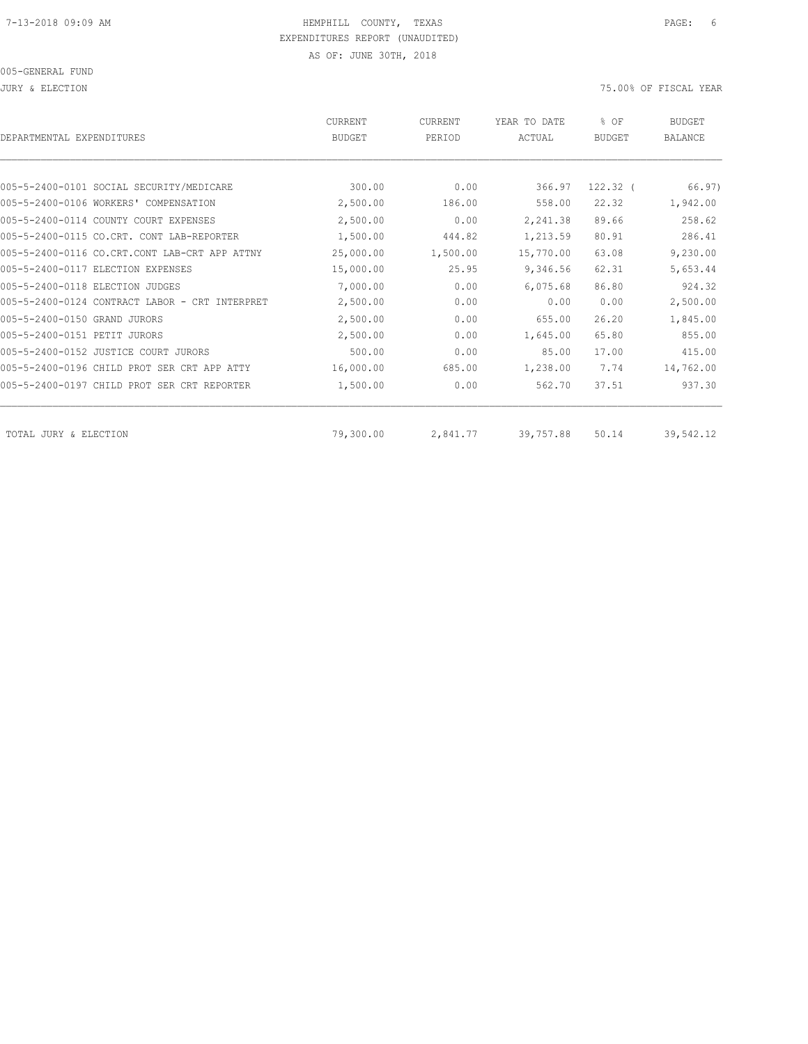HEMPHILL COUNTY, TEXAS
EXPENDITURES REPORT (UNAUDITED)
AS OF: JUNE 30TH, 2018

005-GENERAL FUND

JURY & ELECTION

75.00% OF FISCAL YEAR

| DEPARTMENTAL EXPENDITURES | CURRENT BUDGET | CURRENT PERIOD | YEAR TO DATE ACTUAL | % OF BUDGET | BUDGET BALANCE |
|---|---|---|---|---|---|
| 005-5-2400-0101 SOCIAL SECURITY/MEDICARE | 300.00 | 0.00 | 366.97 | 122.32 ( | 66.97) |
| 005-5-2400-0106 WORKERS' COMPENSATION | 2,500.00 | 186.00 | 558.00 | 22.32 | 1,942.00 |
| 005-5-2400-0114 COUNTY COURT EXPENSES | 2,500.00 | 0.00 | 2,241.38 | 89.66 | 258.62 |
| 005-5-2400-0115 CO.CRT. CONT LAB-REPORTER | 1,500.00 | 444.82 | 1,213.59 | 80.91 | 286.41 |
| 005-5-2400-0116 CO.CRT.CONT LAB-CRT APP ATTNY | 25,000.00 | 1,500.00 | 15,770.00 | 63.08 | 9,230.00 |
| 005-5-2400-0117 ELECTION EXPENSES | 15,000.00 | 25.95 | 9,346.56 | 62.31 | 5,653.44 |
| 005-5-2400-0118 ELECTION JUDGES | 7,000.00 | 0.00 | 6,075.68 | 86.80 | 924.32 |
| 005-5-2400-0124 CONTRACT LABOR - CRT INTERPRET | 2,500.00 | 0.00 | 0.00 | 0.00 | 2,500.00 |
| 005-5-2400-0150 GRAND JURORS | 2,500.00 | 0.00 | 655.00 | 26.20 | 1,845.00 |
| 005-5-2400-0151 PETIT JURORS | 2,500.00 | 0.00 | 1,645.00 | 65.80 | 855.00 |
| 005-5-2400-0152 JUSTICE COURT JURORS | 500.00 | 0.00 | 85.00 | 17.00 | 415.00 |
| 005-5-2400-0196 CHILD PROT SER CRT APP ATTY | 16,000.00 | 685.00 | 1,238.00 | 7.74 | 14,762.00 |
| 005-5-2400-0197 CHILD PROT SER CRT REPORTER | 1,500.00 | 0.00 | 562.70 | 37.51 | 937.30 |
| TOTAL JURY & ELECTION | 79,300.00 | 2,841.77 | 39,757.88 | 50.14 | 39,542.12 |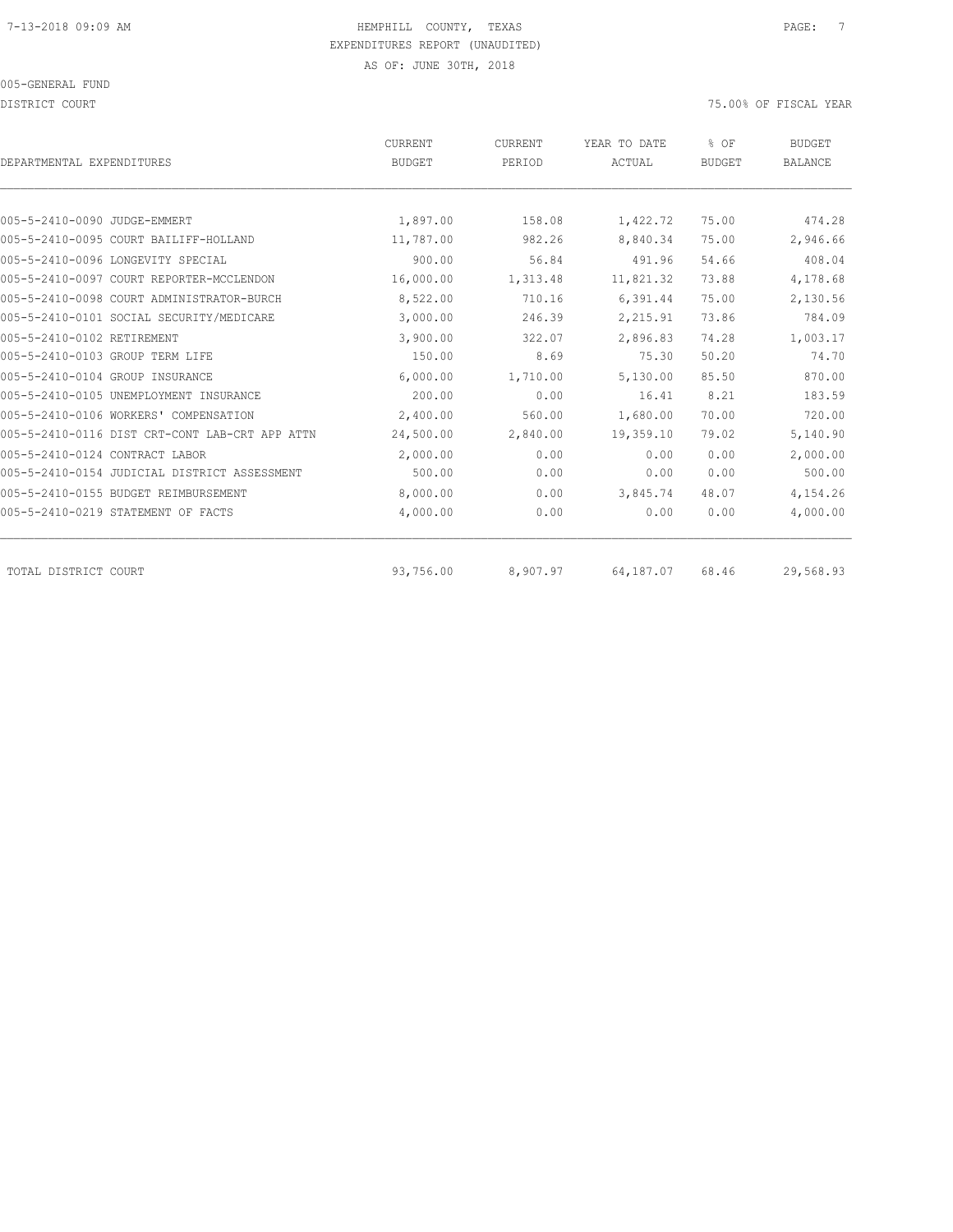HEMPHILL COUNTY, TEXAS
EXPENDITURES REPORT (UNAUDITED)
AS OF: JUNE 30TH, 2018

005-GENERAL FUND

DISTRICT COURT — 75.00% OF FISCAL YEAR

| DEPARTMENTAL EXPENDITURES | CURRENT BUDGET | CURRENT PERIOD | YEAR TO DATE ACTUAL | % OF BUDGET | BUDGET BALANCE |
|---|---|---|---|---|---|
| 005-5-2410-0090 JUDGE-EMMERT | 1,897.00 | 158.08 | 1,422.72 | 75.00 | 474.28 |
| 005-5-2410-0095 COURT BAILIFF-HOLLAND | 11,787.00 | 982.26 | 8,840.34 | 75.00 | 2,946.66 |
| 005-5-2410-0096 LONGEVITY SPECIAL | 900.00 | 56.84 | 491.96 | 54.66 | 408.04 |
| 005-5-2410-0097 COURT REPORTER-MCCLENDON | 16,000.00 | 1,313.48 | 11,821.32 | 73.88 | 4,178.68 |
| 005-5-2410-0098 COURT ADMINISTRATOR-BURCH | 8,522.00 | 710.16 | 6,391.44 | 75.00 | 2,130.56 |
| 005-5-2410-0101 SOCIAL SECURITY/MEDICARE | 3,000.00 | 246.39 | 2,215.91 | 73.86 | 784.09 |
| 005-5-2410-0102 RETIREMENT | 3,900.00 | 322.07 | 2,896.83 | 74.28 | 1,003.17 |
| 005-5-2410-0103 GROUP TERM LIFE | 150.00 | 8.69 | 75.30 | 50.20 | 74.70 |
| 005-5-2410-0104 GROUP INSURANCE | 6,000.00 | 1,710.00 | 5,130.00 | 85.50 | 870.00 |
| 005-5-2410-0105 UNEMPLOYMENT INSURANCE | 200.00 | 0.00 | 16.41 | 8.21 | 183.59 |
| 005-5-2410-0106 WORKERS' COMPENSATION | 2,400.00 | 560.00 | 1,680.00 | 70.00 | 720.00 |
| 005-5-2410-0116 DIST CRT-CONT LAB-CRT APP ATTN | 24,500.00 | 2,840.00 | 19,359.10 | 79.02 | 5,140.90 |
| 005-5-2410-0124 CONTRACT LABOR | 2,000.00 | 0.00 | 0.00 | 0.00 | 2,000.00 |
| 005-5-2410-0154 JUDICIAL DISTRICT ASSESSMENT | 500.00 | 0.00 | 0.00 | 0.00 | 500.00 |
| 005-5-2410-0155 BUDGET REIMBURSEMENT | 8,000.00 | 0.00 | 3,845.74 | 48.07 | 4,154.26 |
| 005-5-2410-0219 STATEMENT OF FACTS | 4,000.00 | 0.00 | 0.00 | 0.00 | 4,000.00 |
| TOTAL DISTRICT COURT | 93,756.00 | 8,907.97 | 64,187.07 | 68.46 | 29,568.93 |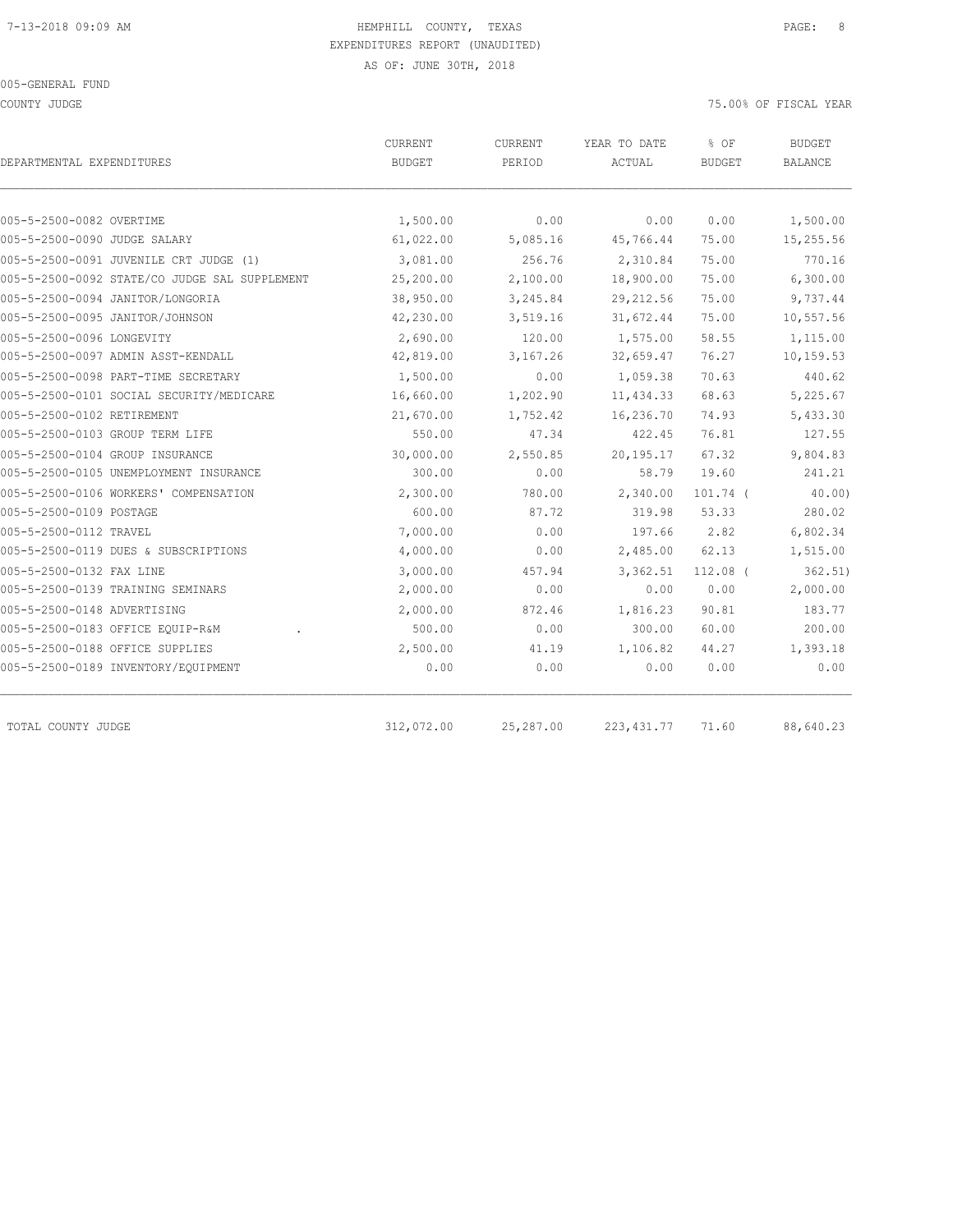HEMPHILL COUNTY, TEXAS
EXPENDITURES REPORT (UNAUDITED)
AS OF: JUNE 30TH, 2018

005-GENERAL FUND

COUNTY JUDGE — 75.00% OF FISCAL YEAR

| DEPARTMENTAL EXPENDITURES | CURRENT BUDGET | CURRENT PERIOD | YEAR TO DATE ACTUAL | % OF BUDGET | BUDGET BALANCE |
|---|---|---|---|---|---|
| 005-5-2500-0082 OVERTIME | 1,500.00 | 0.00 | 0.00 | 0.00 | 1,500.00 |
| 005-5-2500-0090 JUDGE SALARY | 61,022.00 | 5,085.16 | 45,766.44 | 75.00 | 15,255.56 |
| 005-5-2500-0091 JUVENILE CRT JUDGE (1) | 3,081.00 | 256.76 | 2,310.84 | 75.00 | 770.16 |
| 005-5-2500-0092 STATE/CO JUDGE SAL SUPPLEMENT | 25,200.00 | 2,100.00 | 18,900.00 | 75.00 | 6,300.00 |
| 005-5-2500-0094 JANITOR/LONGORIA | 38,950.00 | 3,245.84 | 29,212.56 | 75.00 | 9,737.44 |
| 005-5-2500-0095 JANITOR/JOHNSON | 42,230.00 | 3,519.16 | 31,672.44 | 75.00 | 10,557.56 |
| 005-5-2500-0096 LONGEVITY | 2,690.00 | 120.00 | 1,575.00 | 58.55 | 1,115.00 |
| 005-5-2500-0097 ADMIN ASST-KENDALL | 42,819.00 | 3,167.26 | 32,659.47 | 76.27 | 10,159.53 |
| 005-5-2500-0098 PART-TIME SECRETARY | 1,500.00 | 0.00 | 1,059.38 | 70.63 | 440.62 |
| 005-5-2500-0101 SOCIAL SECURITY/MEDICARE | 16,660.00 | 1,202.90 | 11,434.33 | 68.63 | 5,225.67 |
| 005-5-2500-0102 RETIREMENT | 21,670.00 | 1,752.42 | 16,236.70 | 74.93 | 5,433.30 |
| 005-5-2500-0103 GROUP TERM LIFE | 550.00 | 47.34 | 422.45 | 76.81 | 127.55 |
| 005-5-2500-0104 GROUP INSURANCE | 30,000.00 | 2,550.85 | 20,195.17 | 67.32 | 9,804.83 |
| 005-5-2500-0105 UNEMPLOYMENT INSURANCE | 300.00 | 0.00 | 58.79 | 19.60 | 241.21 |
| 005-5-2500-0106 WORKERS' COMPENSATION | 2,300.00 | 780.00 | 2,340.00 | 101.74 | ( 40.00) |
| 005-5-2500-0109 POSTAGE | 600.00 | 87.72 | 319.98 | 53.33 | 280.02 |
| 005-5-2500-0112 TRAVEL | 7,000.00 | 0.00 | 197.66 | 2.82 | 6,802.34 |
| 005-5-2500-0119 DUES & SUBSCRIPTIONS | 4,000.00 | 0.00 | 2,485.00 | 62.13 | 1,515.00 |
| 005-5-2500-0132 FAX LINE | 3,000.00 | 457.94 | 3,362.51 | 112.08 | ( 362.51) |
| 005-5-2500-0139 TRAINING SEMINARS | 2,000.00 | 0.00 | 0.00 | 0.00 | 2,000.00 |
| 005-5-2500-0148 ADVERTISING | 2,000.00 | 872.46 | 1,816.23 | 90.81 | 183.77 |
| 005-5-2500-0183 OFFICE EQUIP-R&M | 500.00 | 0.00 | 300.00 | 60.00 | 200.00 |
| 005-5-2500-0188 OFFICE SUPPLIES | 2,500.00 | 41.19 | 1,106.82 | 44.27 | 1,393.18 |
| 005-5-2500-0189 INVENTORY/EQUIPMENT | 0.00 | 0.00 | 0.00 | 0.00 | 0.00 |
| TOTAL COUNTY JUDGE | 312,072.00 | 25,287.00 | 223,431.77 | 71.60 | 88,640.23 |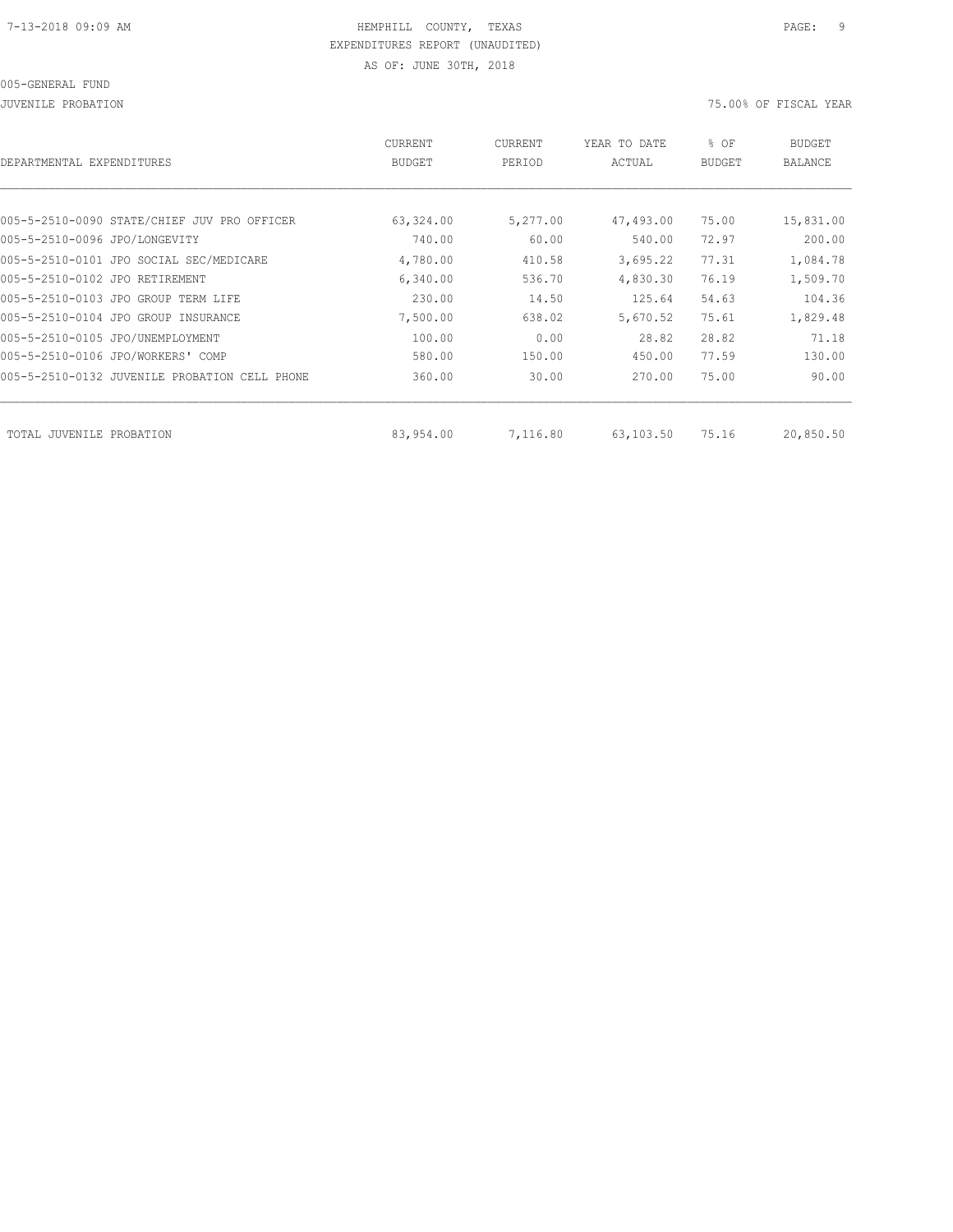HEMPHILL COUNTY, TEXAS
EXPENDITURES REPORT (UNAUDITED)
AS OF: JUNE 30TH, 2018

005-GENERAL FUND

JUVENILE PROBATION

75.00% OF FISCAL YEAR

| DEPARTMENTAL EXPENDITURES | CURRENT BUDGET | CURRENT PERIOD | YEAR TO DATE ACTUAL | % OF BUDGET | BUDGET BALANCE |
|---|---|---|---|---|---|
| 005-5-2510-0090 STATE/CHIEF JUV PRO OFFICER | 63,324.00 | 5,277.00 | 47,493.00 | 75.00 | 15,831.00 |
| 005-5-2510-0096 JPO/LONGEVITY | 740.00 | 60.00 | 540.00 | 72.97 | 200.00 |
| 005-5-2510-0101 JPO SOCIAL SEC/MEDICARE | 4,780.00 | 410.58 | 3,695.22 | 77.31 | 1,084.78 |
| 005-5-2510-0102 JPO RETIREMENT | 6,340.00 | 536.70 | 4,830.30 | 76.19 | 1,509.70 |
| 005-5-2510-0103 JPO GROUP TERM LIFE | 230.00 | 14.50 | 125.64 | 54.63 | 104.36 |
| 005-5-2510-0104 JPO GROUP INSURANCE | 7,500.00 | 638.02 | 5,670.52 | 75.61 | 1,829.48 |
| 005-5-2510-0105 JPO/UNEMPLOYMENT | 100.00 | 0.00 | 28.82 | 28.82 | 71.18 |
| 005-5-2510-0106 JPO/WORKERS' COMP | 580.00 | 150.00 | 450.00 | 77.59 | 130.00 |
| 005-5-2510-0132 JUVENILE PROBATION CELL PHONE | 360.00 | 30.00 | 270.00 | 75.00 | 90.00 |
| TOTAL JUVENILE PROBATION | 83,954.00 | 7,116.80 | 63,103.50 | 75.16 | 20,850.50 |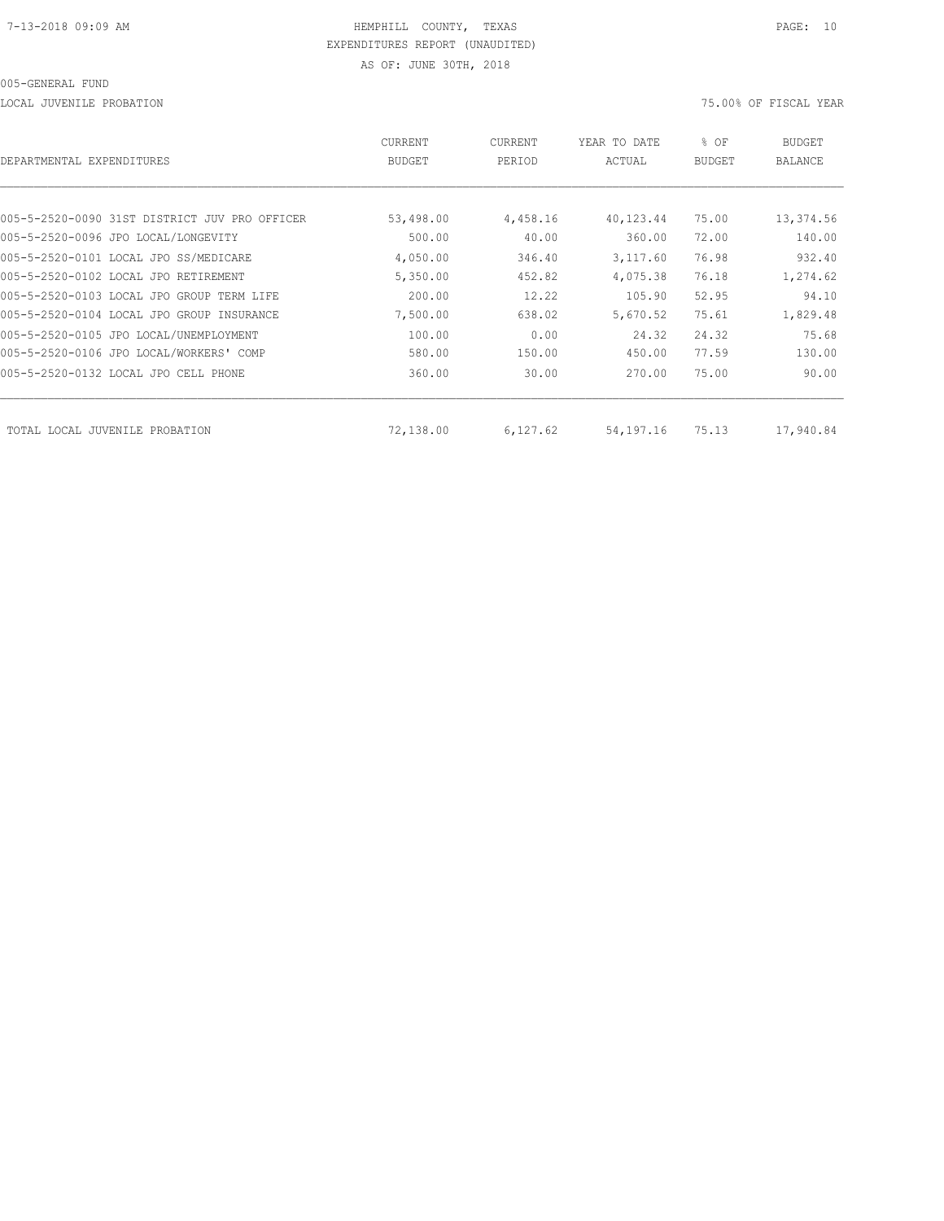HEMPHILL COUNTY, TEXAS
EXPENDITURES REPORT (UNAUDITED)
AS OF: JUNE 30TH, 2018

005-GENERAL FUND

LOCAL JUVENILE PROBATION

75.00% OF FISCAL YEAR

| DEPARTMENTAL EXPENDITURES | CURRENT BUDGET | CURRENT PERIOD | YEAR TO DATE ACTUAL | % OF BUDGET | BUDGET BALANCE |
|---|---|---|---|---|---|
| 005-5-2520-0090 31ST DISTRICT JUV PRO OFFICER | 53,498.00 | 4,458.16 | 40,123.44 | 75.00 | 13,374.56 |
| 005-5-2520-0096 JPO LOCAL/LONGEVITY | 500.00 | 40.00 | 360.00 | 72.00 | 140.00 |
| 005-5-2520-0101 LOCAL JPO SS/MEDICARE | 4,050.00 | 346.40 | 3,117.60 | 76.98 | 932.40 |
| 005-5-2520-0102 LOCAL JPO RETIREMENT | 5,350.00 | 452.82 | 4,075.38 | 76.18 | 1,274.62 |
| 005-5-2520-0103 LOCAL JPO GROUP TERM LIFE | 200.00 | 12.22 | 105.90 | 52.95 | 94.10 |
| 005-5-2520-0104 LOCAL JPO GROUP INSURANCE | 7,500.00 | 638.02 | 5,670.52 | 75.61 | 1,829.48 |
| 005-5-2520-0105 JPO LOCAL/UNEMPLOYMENT | 100.00 | 0.00 | 24.32 | 24.32 | 75.68 |
| 005-5-2520-0106 JPO LOCAL/WORKERS' COMP | 580.00 | 150.00 | 450.00 | 77.59 | 130.00 |
| 005-5-2520-0132 LOCAL JPO CELL PHONE | 360.00 | 30.00 | 270.00 | 75.00 | 90.00 |
| TOTAL LOCAL JUVENILE PROBATION | 72,138.00 | 6,127.62 | 54,197.16 | 75.13 | 17,940.84 |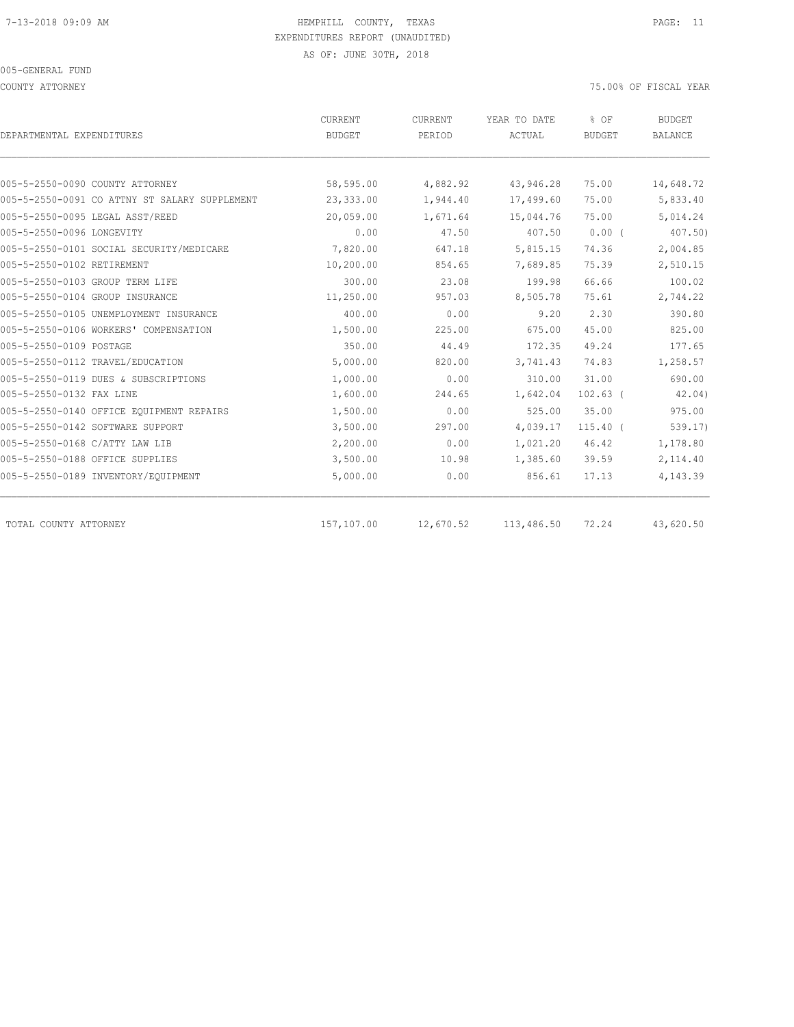HEMPHILL COUNTY, TEXAS
EXPENDITURES REPORT (UNAUDITED)
AS OF: JUNE 30TH, 2018

005-GENERAL FUND

COUNTY ATTORNEY — 75.00% OF FISCAL YEAR

| DEPARTMENTAL EXPENDITURES | CURRENT BUDGET | CURRENT PERIOD | YEAR TO DATE ACTUAL | % OF BUDGET | BUDGET BALANCE |
|---|---|---|---|---|---|
| 005-5-2550-0090 COUNTY ATTORNEY | 58,595.00 | 4,882.92 | 43,946.28 | 75.00 | 14,648.72 |
| 005-5-2550-0091 CO ATTNY ST SALARY SUPPLEMENT | 23,333.00 | 1,944.40 | 17,499.60 | 75.00 | 5,833.40 |
| 005-5-2550-0095 LEGAL ASST/REED | 20,059.00 | 1,671.64 | 15,044.76 | 75.00 | 5,014.24 |
| 005-5-2550-0096 LONGEVITY | 0.00 | 47.50 | 407.50 | 0.00 ( | 407.50) |
| 005-5-2550-0101 SOCIAL SECURITY/MEDICARE | 7,820.00 | 647.18 | 5,815.15 | 74.36 | 2,004.85 |
| 005-5-2550-0102 RETIREMENT | 10,200.00 | 854.65 | 7,689.85 | 75.39 | 2,510.15 |
| 005-5-2550-0103 GROUP TERM LIFE | 300.00 | 23.08 | 199.98 | 66.66 | 100.02 |
| 005-5-2550-0104 GROUP INSURANCE | 11,250.00 | 957.03 | 8,505.78 | 75.61 | 2,744.22 |
| 005-5-2550-0105 UNEMPLOYMENT INSURANCE | 400.00 | 0.00 | 9.20 | 2.30 | 390.80 |
| 005-5-2550-0106 WORKERS' COMPENSATION | 1,500.00 | 225.00 | 675.00 | 45.00 | 825.00 |
| 005-5-2550-0109 POSTAGE | 350.00 | 44.49 | 172.35 | 49.24 | 177.65 |
| 005-5-2550-0112 TRAVEL/EDUCATION | 5,000.00 | 820.00 | 3,741.43 | 74.83 | 1,258.57 |
| 005-5-2550-0119 DUES & SUBSCRIPTIONS | 1,000.00 | 0.00 | 310.00 | 31.00 | 690.00 |
| 005-5-2550-0132 FAX LINE | 1,600.00 | 244.65 | 1,642.04 | 102.63 ( | 42.04) |
| 005-5-2550-0140 OFFICE EQUIPMENT REPAIRS | 1,500.00 | 0.00 | 525.00 | 35.00 | 975.00 |
| 005-5-2550-0142 SOFTWARE SUPPORT | 3,500.00 | 297.00 | 4,039.17 | 115.40 ( | 539.17) |
| 005-5-2550-0168 C/ATTY LAW LIB | 2,200.00 | 0.00 | 1,021.20 | 46.42 | 1,178.80 |
| 005-5-2550-0188 OFFICE SUPPLIES | 3,500.00 | 10.98 | 1,385.60 | 39.59 | 2,114.40 |
| 005-5-2550-0189 INVENTORY/EQUIPMENT | 5,000.00 | 0.00 | 856.61 | 17.13 | 4,143.39 |
| TOTAL COUNTY ATTORNEY | 157,107.00 | 12,670.52 | 113,486.50 | 72.24 | 43,620.50 |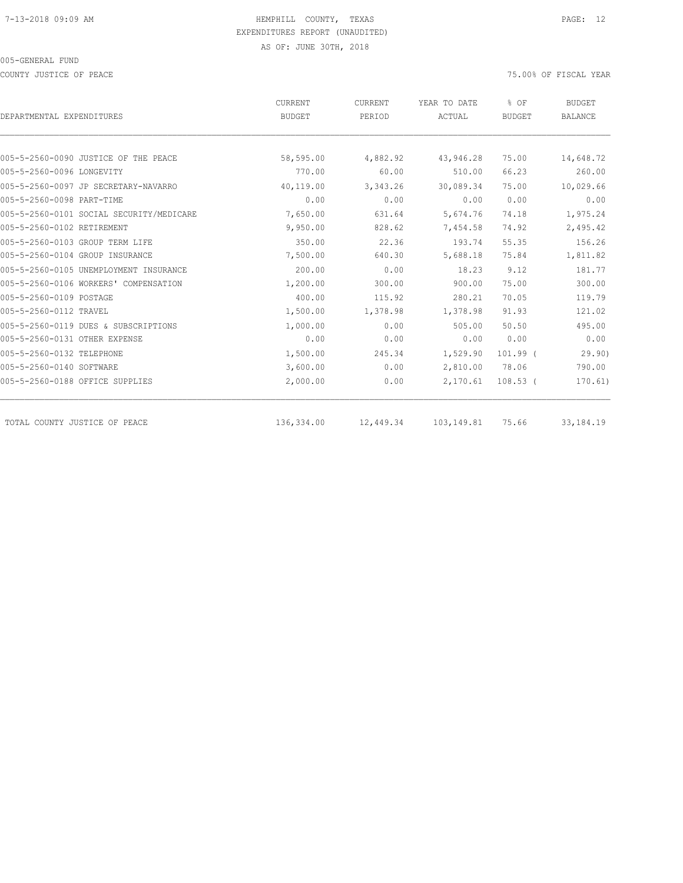HEMPHILL COUNTY, TEXAS
EXPENDITURES REPORT (UNAUDITED)
AS OF: JUNE 30TH, 2018

005-GENERAL FUND

COUNTY JUSTICE OF PEACE

75.00% OF FISCAL YEAR

| DEPARTMENTAL EXPENDITURES | CURRENT BUDGET | CURRENT PERIOD | YEAR TO DATE ACTUAL | % OF BUDGET | BUDGET BALANCE |
|---|---|---|---|---|---|
| 005-5-2560-0090 JUSTICE OF THE PEACE | 58,595.00 | 4,882.92 | 43,946.28 | 75.00 | 14,648.72 |
| 005-5-2560-0096 LONGEVITY | 770.00 | 60.00 | 510.00 | 66.23 | 260.00 |
| 005-5-2560-0097 JP SECRETARY-NAVARRO | 40,119.00 | 3,343.26 | 30,089.34 | 75.00 | 10,029.66 |
| 005-5-2560-0098 PART-TIME | 0.00 | 0.00 | 0.00 | 0.00 | 0.00 |
| 005-5-2560-0101 SOCIAL SECURITY/MEDICARE | 7,650.00 | 631.64 | 5,674.76 | 74.18 | 1,975.24 |
| 005-5-2560-0102 RETIREMENT | 9,950.00 | 828.62 | 7,454.58 | 74.92 | 2,495.42 |
| 005-5-2560-0103 GROUP TERM LIFE | 350.00 | 22.36 | 193.74 | 55.35 | 156.26 |
| 005-5-2560-0104 GROUP INSURANCE | 7,500.00 | 640.30 | 5,688.18 | 75.84 | 1,811.82 |
| 005-5-2560-0105 UNEMPLOYMENT INSURANCE | 200.00 | 0.00 | 18.23 | 9.12 | 181.77 |
| 005-5-2560-0106 WORKERS' COMPENSATION | 1,200.00 | 300.00 | 900.00 | 75.00 | 300.00 |
| 005-5-2560-0109 POSTAGE | 400.00 | 115.92 | 280.21 | 70.05 | 119.79 |
| 005-5-2560-0112 TRAVEL | 1,500.00 | 1,378.98 | 1,378.98 | 91.93 | 121.02 |
| 005-5-2560-0119 DUES & SUBSCRIPTIONS | 1,000.00 | 0.00 | 505.00 | 50.50 | 495.00 |
| 005-5-2560-0131 OTHER EXPENSE | 0.00 | 0.00 | 0.00 | 0.00 | 0.00 |
| 005-5-2560-0132 TELEPHONE | 1,500.00 | 245.34 | 1,529.90 | 101.99 | (29.90) |
| 005-5-2560-0140 SOFTWARE | 3,600.00 | 0.00 | 2,810.00 | 78.06 | 790.00 |
| 005-5-2560-0188 OFFICE SUPPLIES | 2,000.00 | 0.00 | 2,170.61 | 108.53 | (170.61) |
| TOTAL COUNTY JUSTICE OF PEACE | 136,334.00 | 12,449.34 | 103,149.81 | 75.66 | 33,184.19 |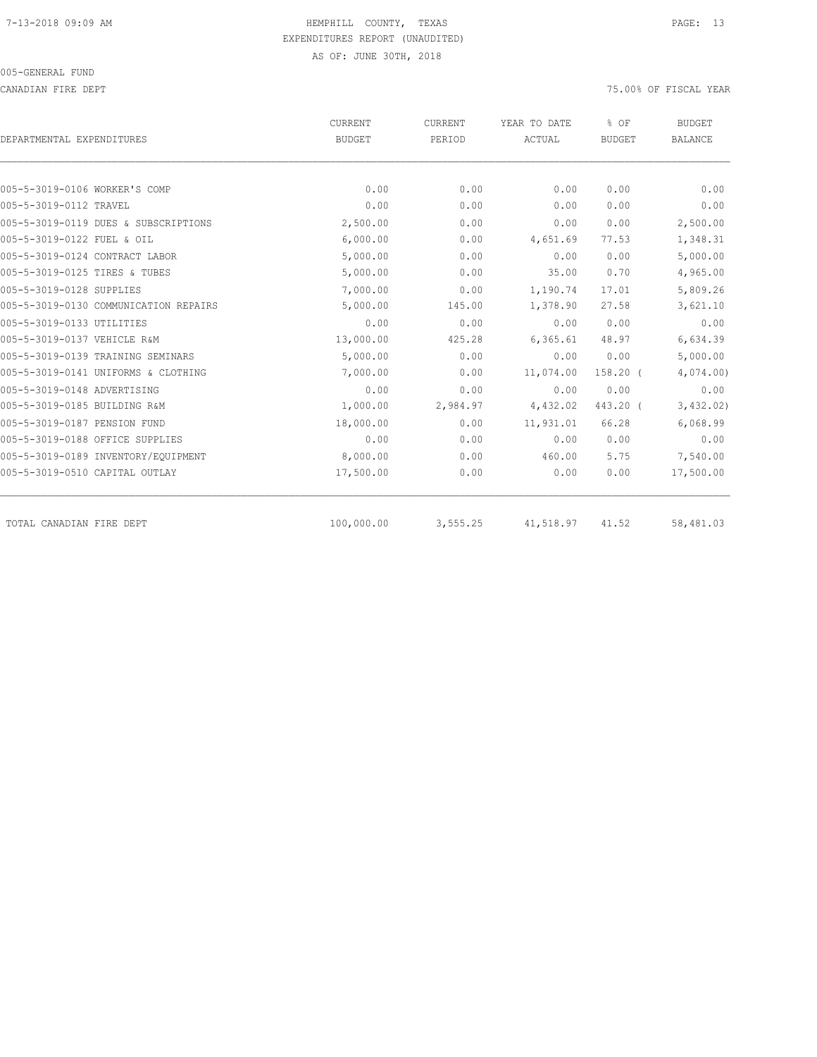HEMPHILL COUNTY, TEXAS
EXPENDITURES REPORT (UNAUDITED)
AS OF: JUNE 30TH, 2018

005-GENERAL FUND

CANADIAN FIRE DEPT

75.00% OF FISCAL YEAR

| DEPARTMENTAL EXPENDITURES | CURRENT BUDGET | CURRENT PERIOD | YEAR TO DATE ACTUAL | % OF BUDGET | BUDGET BALANCE |
|---|---|---|---|---|---|
| 005-5-3019-0106 WORKER'S COMP | 0.00 | 0.00 | 0.00 | 0.00 | 0.00 |
| 005-5-3019-0112 TRAVEL | 0.00 | 0.00 | 0.00 | 0.00 | 0.00 |
| 005-5-3019-0119 DUES & SUBSCRIPTIONS | 2,500.00 | 0.00 | 0.00 | 0.00 | 2,500.00 |
| 005-5-3019-0122 FUEL & OIL | 6,000.00 | 0.00 | 4,651.69 | 77.53 | 1,348.31 |
| 005-5-3019-0124 CONTRACT LABOR | 5,000.00 | 0.00 | 0.00 | 0.00 | 5,000.00 |
| 005-5-3019-0125 TIRES & TUBES | 5,000.00 | 0.00 | 35.00 | 0.70 | 4,965.00 |
| 005-5-3019-0128 SUPPLIES | 7,000.00 | 0.00 | 1,190.74 | 17.01 | 5,809.26 |
| 005-5-3019-0130 COMMUNICATION REPAIRS | 5,000.00 | 145.00 | 1,378.90 | 27.58 | 3,621.10 |
| 005-5-3019-0133 UTILITIES | 0.00 | 0.00 | 0.00 | 0.00 | 0.00 |
| 005-5-3019-0137 VEHICLE R&M | 13,000.00 | 425.28 | 6,365.61 | 48.97 | 6,634.39 |
| 005-5-3019-0139 TRAINING SEMINARS | 5,000.00 | 0.00 | 0.00 | 0.00 | 5,000.00 |
| 005-5-3019-0141 UNIFORMS & CLOTHING | 7,000.00 | 0.00 | 11,074.00 | 158.20 | ( 4,074.00) |
| 005-5-3019-0148 ADVERTISING | 0.00 | 0.00 | 0.00 | 0.00 | 0.00 |
| 005-5-3019-0185 BUILDING R&M | 1,000.00 | 2,984.97 | 4,432.02 | 443.20 | ( 3,432.02) |
| 005-5-3019-0187 PENSION FUND | 18,000.00 | 0.00 | 11,931.01 | 66.28 | 6,068.99 |
| 005-5-3019-0188 OFFICE SUPPLIES | 0.00 | 0.00 | 0.00 | 0.00 | 0.00 |
| 005-5-3019-0189 INVENTORY/EQUIPMENT | 8,000.00 | 0.00 | 460.00 | 5.75 | 7,540.00 |
| 005-5-3019-0510 CAPITAL OUTLAY | 17,500.00 | 0.00 | 0.00 | 0.00 | 17,500.00 |
| TOTAL CANADIAN FIRE DEPT | 100,000.00 | 3,555.25 | 41,518.97 | 41.52 | 58,481.03 |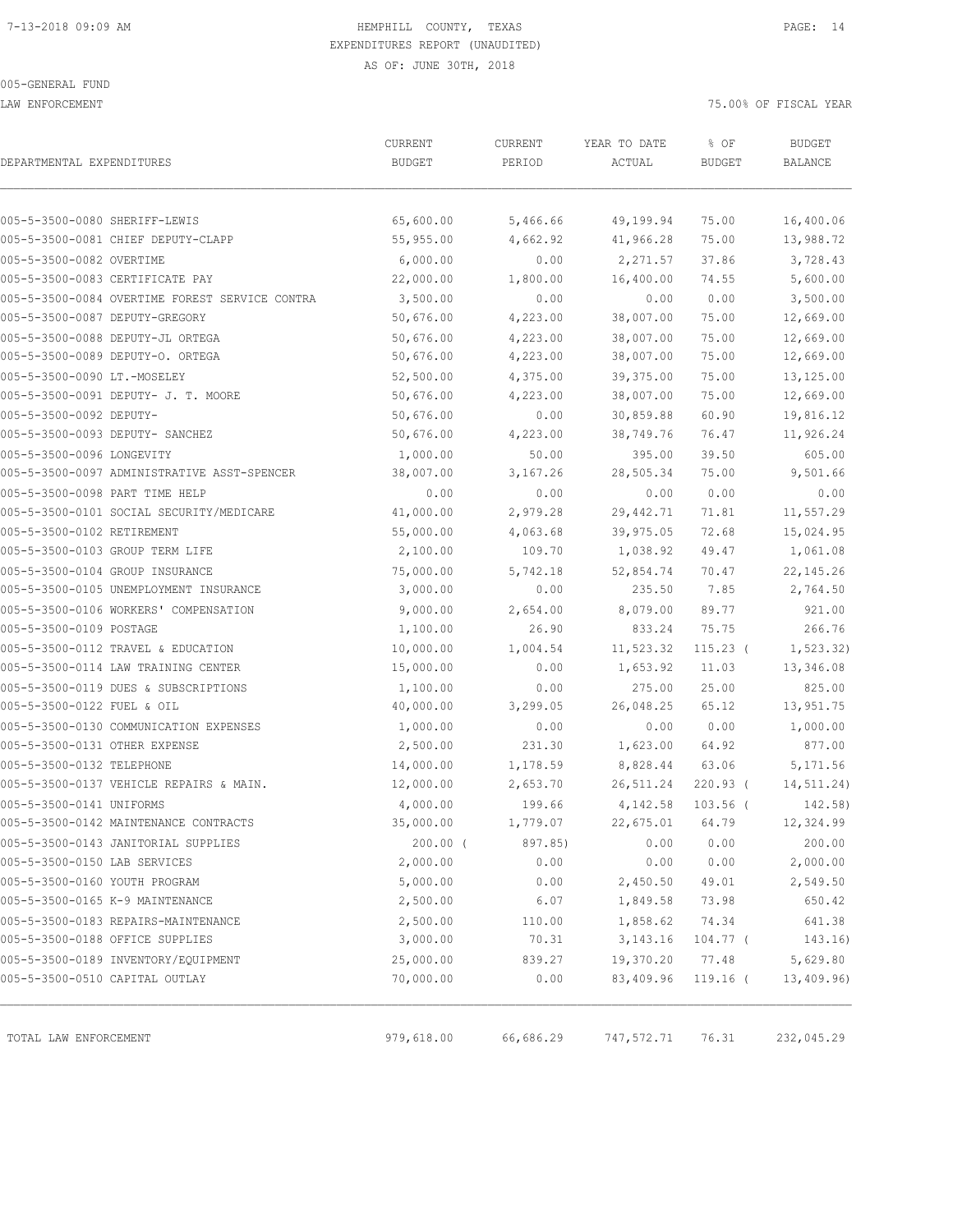HEMPHILL COUNTY, TEXAS
EXPENDITURES REPORT (UNAUDITED)
AS OF: JUNE 30TH, 2018

005-GENERAL FUND

LAW ENFORCEMENT — 75.00% OF FISCAL YEAR

| DEPARTMENTAL EXPENDITURES | CURRENT BUDGET | CURRENT PERIOD | YEAR TO DATE ACTUAL | % OF BUDGET | BUDGET BALANCE |
|---|---|---|---|---|---|
| 005-5-3500-0080 SHERIFF-LEWIS | 65,600.00 | 5,466.66 | 49,199.94 | 75.00 | 16,400.06 |
| 005-5-3500-0081 CHIEF DEPUTY-CLAPP | 55,955.00 | 4,662.92 | 41,966.28 | 75.00 | 13,988.72 |
| 005-5-3500-0082 OVERTIME | 6,000.00 | 0.00 | 2,271.57 | 37.86 | 3,728.43 |
| 005-5-3500-0083 CERTIFICATE PAY | 22,000.00 | 1,800.00 | 16,400.00 | 74.55 | 5,600.00 |
| 005-5-3500-0084 OVERTIME FOREST SERVICE CONTRA | 3,500.00 | 0.00 | 0.00 | 0.00 | 3,500.00 |
| 005-5-3500-0087 DEPUTY-GREGORY | 50,676.00 | 4,223.00 | 38,007.00 | 75.00 | 12,669.00 |
| 005-5-3500-0088 DEPUTY-JL ORTEGA | 50,676.00 | 4,223.00 | 38,007.00 | 75.00 | 12,669.00 |
| 005-5-3500-0089 DEPUTY-O. ORTEGA | 50,676.00 | 4,223.00 | 38,007.00 | 75.00 | 12,669.00 |
| 005-5-3500-0090 LT.-MOSELEY | 52,500.00 | 4,375.00 | 39,375.00 | 75.00 | 13,125.00 |
| 005-5-3500-0091 DEPUTY- J. T. MOORE | 50,676.00 | 4,223.00 | 38,007.00 | 75.00 | 12,669.00 |
| 005-5-3500-0092 DEPUTY- | 50,676.00 | 0.00 | 30,859.88 | 60.90 | 19,816.12 |
| 005-5-3500-0093 DEPUTY- SANCHEZ | 50,676.00 | 4,223.00 | 38,749.76 | 76.47 | 11,926.24 |
| 005-5-3500-0096 LONGEVITY | 1,000.00 | 50.00 | 395.00 | 39.50 | 605.00 |
| 005-5-3500-0097 ADMINISTRATIVE ASST-SPENCER | 38,007.00 | 3,167.26 | 28,505.34 | 75.00 | 9,501.66 |
| 005-5-3500-0098 PART TIME HELP | 0.00 | 0.00 | 0.00 | 0.00 | 0.00 |
| 005-5-3500-0101 SOCIAL SECURITY/MEDICARE | 41,000.00 | 2,979.28 | 29,442.71 | 71.81 | 11,557.29 |
| 005-5-3500-0102 RETIREMENT | 55,000.00 | 4,063.68 | 39,975.05 | 72.68 | 15,024.95 |
| 005-5-3500-0103 GROUP TERM LIFE | 2,100.00 | 109.70 | 1,038.92 | 49.47 | 1,061.08 |
| 005-5-3500-0104 GROUP INSURANCE | 75,000.00 | 5,742.18 | 52,854.74 | 70.47 | 22,145.26 |
| 005-5-3500-0105 UNEMPLOYMENT INSURANCE | 3,000.00 | 0.00 | 235.50 | 7.85 | 2,764.50 |
| 005-5-3500-0106 WORKERS' COMPENSATION | 9,000.00 | 2,654.00 | 8,079.00 | 89.77 | 921.00 |
| 005-5-3500-0109 POSTAGE | 1,100.00 | 26.90 | 833.24 | 75.75 | 266.76 |
| 005-5-3500-0112 TRAVEL & EDUCATION | 10,000.00 | 1,004.54 | 11,523.32 | 115.23 ( | 1,523.32) |
| 005-5-3500-0114 LAW TRAINING CENTER | 15,000.00 | 0.00 | 1,653.92 | 11.03 | 13,346.08 |
| 005-5-3500-0119 DUES & SUBSCRIPTIONS | 1,100.00 | 0.00 | 275.00 | 25.00 | 825.00 |
| 005-5-3500-0122 FUEL & OIL | 40,000.00 | 3,299.05 | 26,048.25 | 65.12 | 13,951.75 |
| 005-5-3500-0130 COMMUNICATION EXPENSES | 1,000.00 | 0.00 | 0.00 | 0.00 | 1,000.00 |
| 005-5-3500-0131 OTHER EXPENSE | 2,500.00 | 231.30 | 1,623.00 | 64.92 | 877.00 |
| 005-5-3500-0132 TELEPHONE | 14,000.00 | 1,178.59 | 8,828.44 | 63.06 | 5,171.56 |
| 005-5-3500-0137 VEHICLE REPAIRS & MAIN. | 12,000.00 | 2,653.70 | 26,511.24 | 220.93 ( | 14,511.24) |
| 005-5-3500-0141 UNIFORMS | 4,000.00 | 199.66 | 4,142.58 | 103.56 ( | 142.58) |
| 005-5-3500-0142 MAINTENANCE CONTRACTS | 35,000.00 | 1,779.07 | 22,675.01 | 64.79 | 12,324.99 |
| 005-5-3500-0143 JANITORIAL SUPPLIES | 200.00 ( | 897.85) | 0.00 | 0.00 | 200.00 |
| 005-5-3500-0150 LAB SERVICES | 2,000.00 | 0.00 | 0.00 | 0.00 | 2,000.00 |
| 005-5-3500-0160 YOUTH PROGRAM | 5,000.00 | 0.00 | 2,450.50 | 49.01 | 2,549.50 |
| 005-5-3500-0165 K-9 MAINTENANCE | 2,500.00 | 6.07 | 1,849.58 | 73.98 | 650.42 |
| 005-5-3500-0183 REPAIRS-MAINTENANCE | 2,500.00 | 110.00 | 1,858.62 | 74.34 | 641.38 |
| 005-5-3500-0188 OFFICE SUPPLIES | 3,000.00 | 70.31 | 3,143.16 | 104.77 ( | 143.16) |
| 005-5-3500-0189 INVENTORY/EQUIPMENT | 25,000.00 | 839.27 | 19,370.20 | 77.48 | 5,629.80 |
| 005-5-3500-0510 CAPITAL OUTLAY | 70,000.00 | 0.00 | 83,409.96 | 119.16 ( | 13,409.96) |
| TOTAL LAW ENFORCEMENT | 979,618.00 | 66,686.29 | 747,572.71 | 76.31 | 232,045.29 |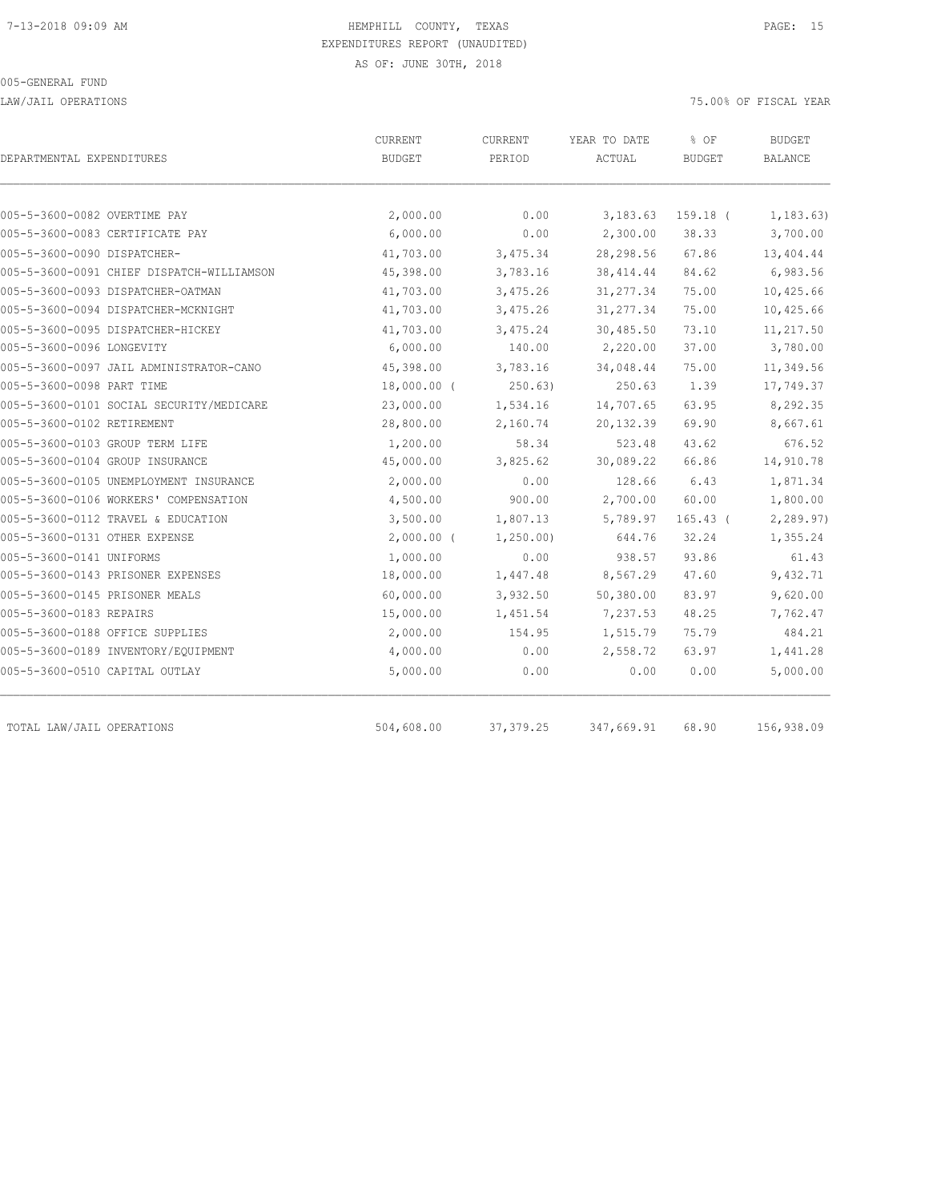HEMPHILL COUNTY, TEXAS
EXPENDITURES REPORT (UNAUDITED)
AS OF: JUNE 30TH, 2018

005-GENERAL FUND

LAW/JAIL OPERATIONS — 75.00% OF FISCAL YEAR

| DEPARTMENTAL EXPENDITURES | CURRENT BUDGET | CURRENT PERIOD | YEAR TO DATE ACTUAL | % OF BUDGET | BUDGET BALANCE |
|---|---|---|---|---|---|
| 005-5-3600-0082 OVERTIME PAY | 2,000.00 | 0.00 | 3,183.63 | 159.18 ( | 1,183.63) |
| 005-5-3600-0083 CERTIFICATE PAY | 6,000.00 | 0.00 | 2,300.00 | 38.33 | 3,700.00 |
| 005-5-3600-0090 DISPATCHER- | 41,703.00 | 3,475.34 | 28,298.56 | 67.86 | 13,404.44 |
| 005-5-3600-0091 CHIEF DISPATCH-WILLIAMSON | 45,398.00 | 3,783.16 | 38,414.44 | 84.62 | 6,983.56 |
| 005-5-3600-0093 DISPATCHER-OATMAN | 41,703.00 | 3,475.26 | 31,277.34 | 75.00 | 10,425.66 |
| 005-5-3600-0094 DISPATCHER-MCKNIGHT | 41,703.00 | 3,475.26 | 31,277.34 | 75.00 | 10,425.66 |
| 005-5-3600-0095 DISPATCHER-HICKEY | 41,703.00 | 3,475.24 | 30,485.50 | 73.10 | 11,217.50 |
| 005-5-3600-0096 LONGEVITY | 6,000.00 | 140.00 | 2,220.00 | 37.00 | 3,780.00 |
| 005-5-3600-0097 JAIL ADMINISTRATOR-CANO | 45,398.00 | 3,783.16 | 34,048.44 | 75.00 | 11,349.56 |
| 005-5-3600-0098 PART TIME | 18,000.00 ( | 250.63) | 250.63 | 1.39 | 17,749.37 |
| 005-5-3600-0101 SOCIAL SECURITY/MEDICARE | 23,000.00 | 1,534.16 | 14,707.65 | 63.95 | 8,292.35 |
| 005-5-3600-0102 RETIREMENT | 28,800.00 | 2,160.74 | 20,132.39 | 69.90 | 8,667.61 |
| 005-5-3600-0103 GROUP TERM LIFE | 1,200.00 | 58.34 | 523.48 | 43.62 | 676.52 |
| 005-5-3600-0104 GROUP INSURANCE | 45,000.00 | 3,825.62 | 30,089.22 | 66.86 | 14,910.78 |
| 005-5-3600-0105 UNEMPLOYMENT INSURANCE | 2,000.00 | 0.00 | 128.66 | 6.43 | 1,871.34 |
| 005-5-3600-0106 WORKERS' COMPENSATION | 4,500.00 | 900.00 | 2,700.00 | 60.00 | 1,800.00 |
| 005-5-3600-0112 TRAVEL & EDUCATION | 3,500.00 | 1,807.13 | 5,789.97 | 165.43 ( | 2,289.97) |
| 005-5-3600-0131 OTHER EXPENSE | 2,000.00 ( | 1,250.00) | 644.76 | 32.24 | 1,355.24 |
| 005-5-3600-0141 UNIFORMS | 1,000.00 | 0.00 | 938.57 | 93.86 | 61.43 |
| 005-5-3600-0143 PRISONER EXPENSES | 18,000.00 | 1,447.48 | 8,567.29 | 47.60 | 9,432.71 |
| 005-5-3600-0145 PRISONER MEALS | 60,000.00 | 3,932.50 | 50,380.00 | 83.97 | 9,620.00 |
| 005-5-3600-0183 REPAIRS | 15,000.00 | 1,451.54 | 7,237.53 | 48.25 | 7,762.47 |
| 005-5-3600-0188 OFFICE SUPPLIES | 2,000.00 | 154.95 | 1,515.79 | 75.79 | 484.21 |
| 005-5-3600-0189 INVENTORY/EQUIPMENT | 4,000.00 | 0.00 | 2,558.72 | 63.97 | 1,441.28 |
| 005-5-3600-0510 CAPITAL OUTLAY | 5,000.00 | 0.00 | 0.00 | 0.00 | 5,000.00 |
| TOTAL LAW/JAIL OPERATIONS | 504,608.00 | 37,379.25 | 347,669.91 | 68.90 | 156,938.09 |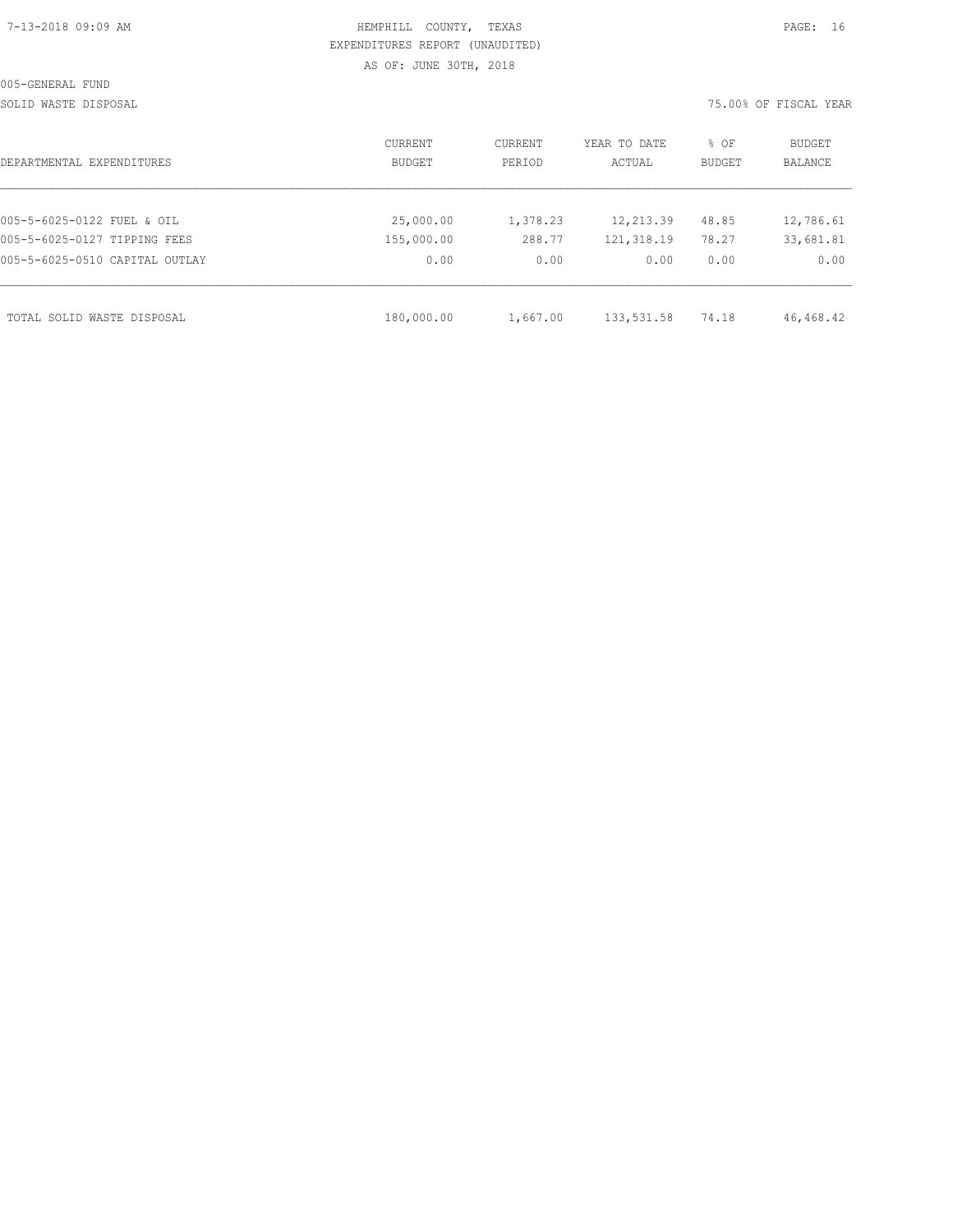HEMPHILL COUNTY, TEXAS
EXPENDITURES REPORT (UNAUDITED)
AS OF: JUNE 30TH, 2018

005-GENERAL FUND

SOLID WASTE DISPOSAL

75.00% OF FISCAL YEAR

| DEPARTMENTAL EXPENDITURES | CURRENT BUDGET | CURRENT PERIOD | YEAR TO DATE ACTUAL | % OF BUDGET | BUDGET BALANCE |
|---|---|---|---|---|---|
| 005-5-6025-0122 FUEL & OIL | 25,000.00 | 1,378.23 | 12,213.39 | 48.85 | 12,786.61 |
| 005-5-6025-0127 TIPPING FEES | 155,000.00 | 288.77 | 121,318.19 | 78.27 | 33,681.81 |
| 005-5-6025-0510 CAPITAL OUTLAY | 0.00 | 0.00 | 0.00 | 0.00 | 0.00 |
| TOTAL SOLID WASTE DISPOSAL | 180,000.00 | 1,667.00 | 133,531.58 | 74.18 | 46,468.42 |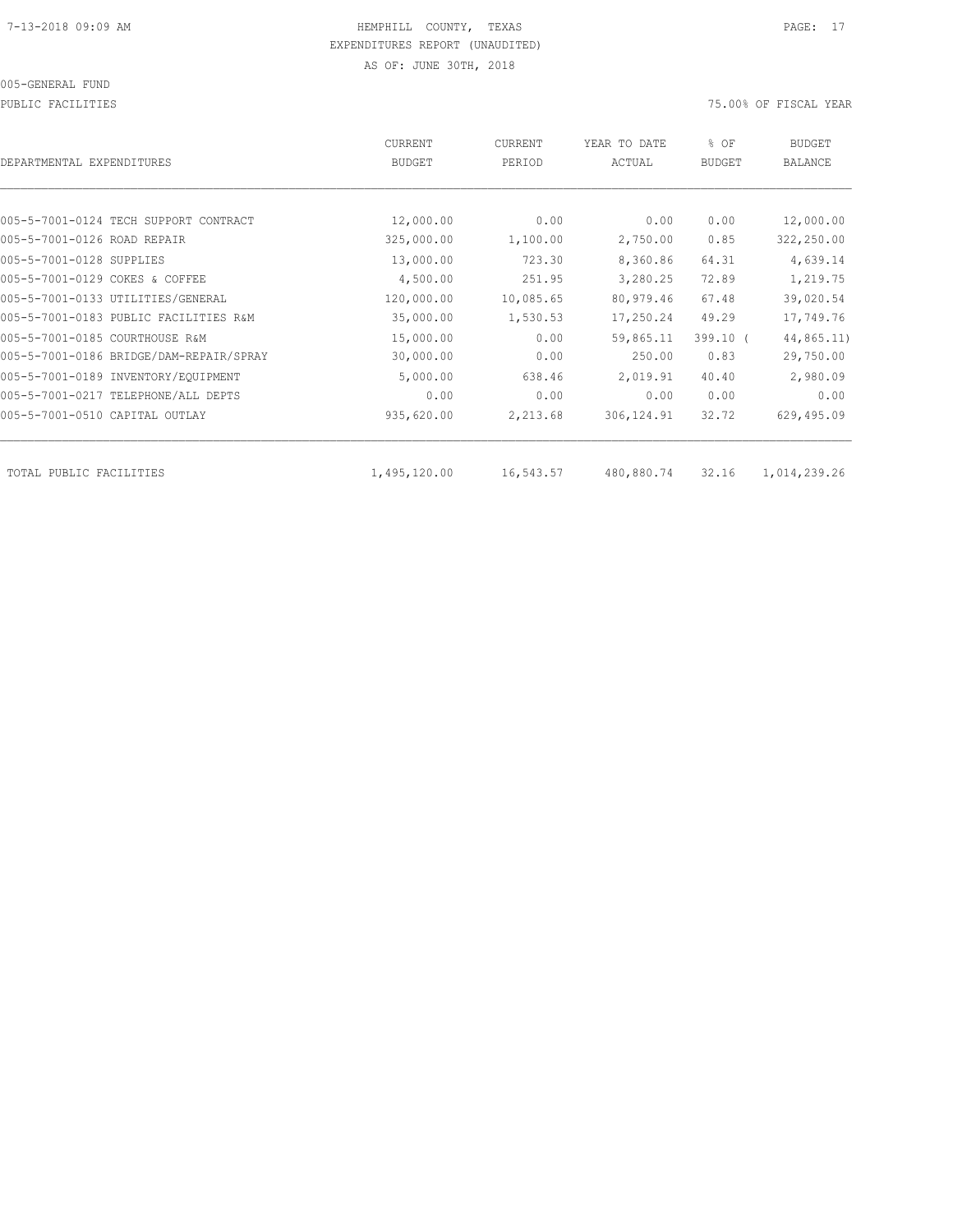HEMPHILL COUNTY, TEXAS
EXPENDITURES REPORT (UNAUDITED)
AS OF: JUNE 30TH, 2018

005-GENERAL FUND

PUBLIC FACILITIES

75.00% OF FISCAL YEAR

| DEPARTMENTAL EXPENDITURES | CURRENT BUDGET | CURRENT PERIOD | YEAR TO DATE ACTUAL | % OF BUDGET | BUDGET BALANCE |
|---|---|---|---|---|---|
| 005-5-7001-0124 TECH SUPPORT CONTRACT | 12,000.00 | 0.00 | 0.00 | 0.00 | 12,000.00 |
| 005-5-7001-0126 ROAD REPAIR | 325,000.00 | 1,100.00 | 2,750.00 | 0.85 | 322,250.00 |
| 005-5-7001-0128 SUPPLIES | 13,000.00 | 723.30 | 8,360.86 | 64.31 | 4,639.14 |
| 005-5-7001-0129 COKES & COFFEE | 4,500.00 | 251.95 | 3,280.25 | 72.89 | 1,219.75 |
| 005-5-7001-0133 UTILITIES/GENERAL | 120,000.00 | 10,085.65 | 80,979.46 | 67.48 | 39,020.54 |
| 005-5-7001-0183 PUBLIC FACILITIES R&M | 35,000.00 | 1,530.53 | 17,250.24 | 49.29 | 17,749.76 |
| 005-5-7001-0185 COURTHOUSE R&M | 15,000.00 | 0.00 | 59,865.11 | 399.10 | ( 44,865.11) |
| 005-5-7001-0186 BRIDGE/DAM-REPAIR/SPRAY | 30,000.00 | 0.00 | 250.00 | 0.83 | 29,750.00 |
| 005-5-7001-0189 INVENTORY/EQUIPMENT | 5,000.00 | 638.46 | 2,019.91 | 40.40 | 2,980.09 |
| 005-5-7001-0217 TELEPHONE/ALL DEPTS | 0.00 | 0.00 | 0.00 | 0.00 | 0.00 |
| 005-5-7001-0510 CAPITAL OUTLAY | 935,620.00 | 2,213.68 | 306,124.91 | 32.72 | 629,495.09 |
| TOTAL PUBLIC FACILITIES | 1,495,120.00 | 16,543.57 | 480,880.74 | 32.16 | 1,014,239.26 |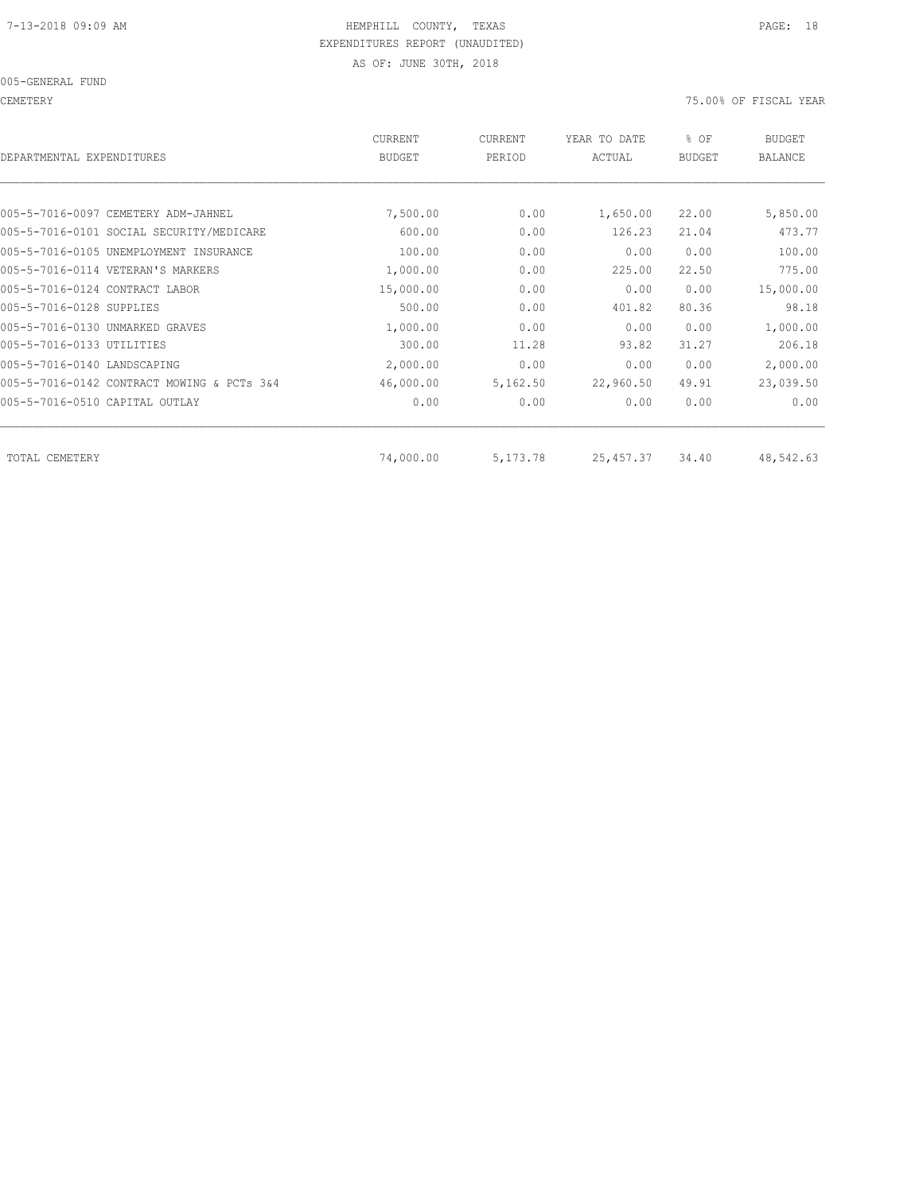HEMPHILL COUNTY, TEXAS

EXPENDITURES REPORT (UNAUDITED)

AS OF: JUNE 30TH, 2018

005-GENERAL FUND

CEMETERY

75.00% OF FISCAL YEAR

| DEPARTMENTAL EXPENDITURES | CURRENT BUDGET | CURRENT PERIOD | YEAR TO DATE ACTUAL | % OF BUDGET | BUDGET BALANCE |
|---|---|---|---|---|---|
| 005-5-7016-0097 CEMETERY ADM-JAHNEL | 7,500.00 | 0.00 | 1,650.00 | 22.00 | 5,850.00 |
| 005-5-7016-0101 SOCIAL SECURITY/MEDICARE | 600.00 | 0.00 | 126.23 | 21.04 | 473.77 |
| 005-5-7016-0105 UNEMPLOYMENT INSURANCE | 100.00 | 0.00 | 0.00 | 0.00 | 100.00 |
| 005-5-7016-0114 VETERAN'S MARKERS | 1,000.00 | 0.00 | 225.00 | 22.50 | 775.00 |
| 005-5-7016-0124 CONTRACT LABOR | 15,000.00 | 0.00 | 0.00 | 0.00 | 15,000.00 |
| 005-5-7016-0128 SUPPLIES | 500.00 | 0.00 | 401.82 | 80.36 | 98.18 |
| 005-5-7016-0130 UNMARKED GRAVES | 1,000.00 | 0.00 | 0.00 | 0.00 | 1,000.00 |
| 005-5-7016-0133 UTILITIES | 300.00 | 11.28 | 93.82 | 31.27 | 206.18 |
| 005-5-7016-0140 LANDSCAPING | 2,000.00 | 0.00 | 0.00 | 0.00 | 2,000.00 |
| 005-5-7016-0142 CONTRACT MOWING & PCTs 3&4 | 46,000.00 | 5,162.50 | 22,960.50 | 49.91 | 23,039.50 |
| 005-5-7016-0510 CAPITAL OUTLAY | 0.00 | 0.00 | 0.00 | 0.00 | 0.00 |
| TOTAL CEMETERY | 74,000.00 | 5,173.78 | 25,457.37 | 34.40 | 48,542.63 |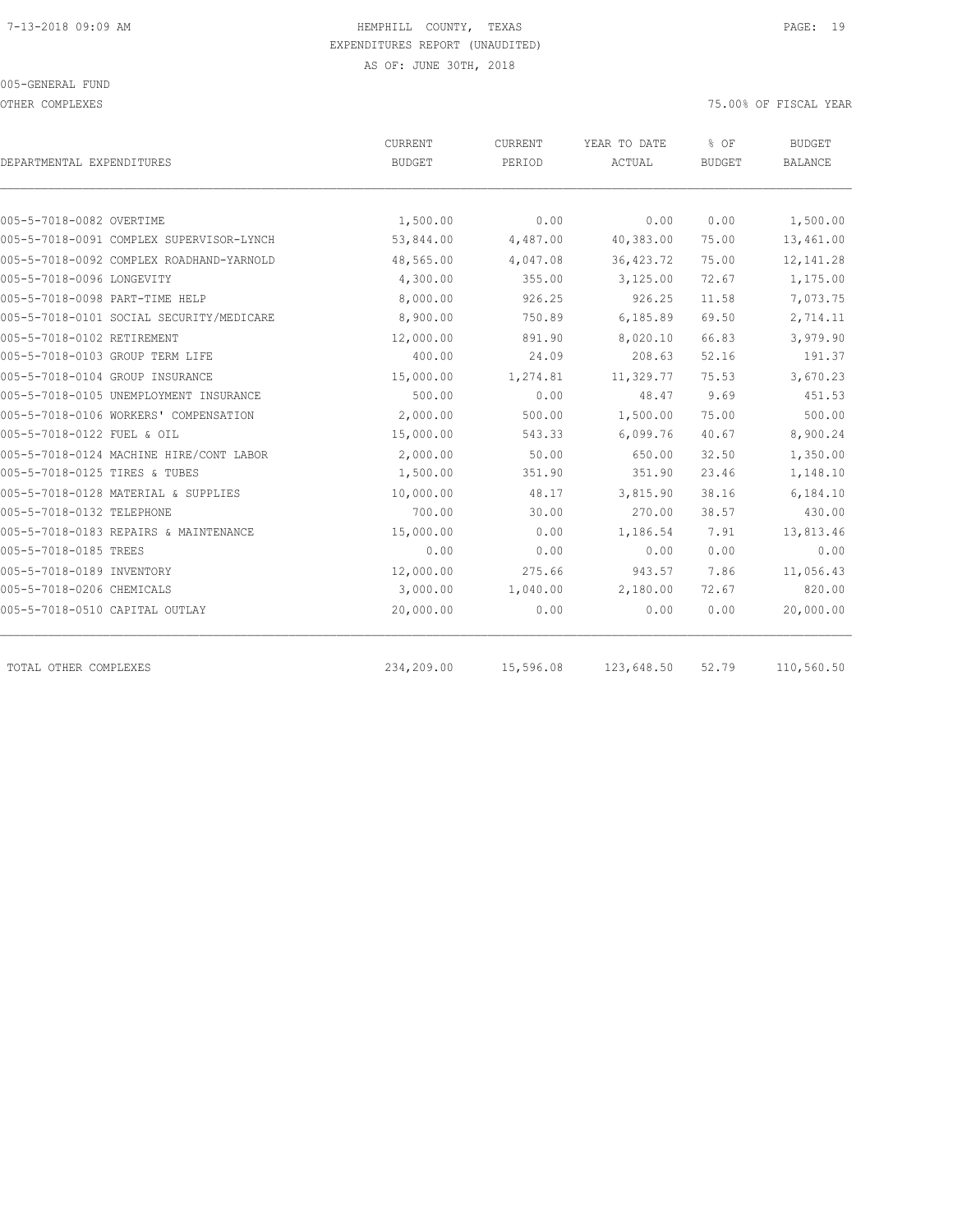HEMPHILL COUNTY, TEXAS
EXPENDITURES REPORT (UNAUDITED)
AS OF: JUNE 30TH, 2018

005-GENERAL FUND

OTHER COMPLEXES

75.00% OF FISCAL YEAR

| DEPARTMENTAL EXPENDITURES | CURRENT BUDGET | CURRENT PERIOD | YEAR TO DATE ACTUAL | % OF BUDGET | BUDGET BALANCE |
|---|---|---|---|---|---|
| 005-5-7018-0082 OVERTIME | 1,500.00 | 0.00 | 0.00 | 0.00 | 1,500.00 |
| 005-5-7018-0091 COMPLEX SUPERVISOR-LYNCH | 53,844.00 | 4,487.00 | 40,383.00 | 75.00 | 13,461.00 |
| 005-5-7018-0092 COMPLEX ROADHAND-YARNOLD | 48,565.00 | 4,047.08 | 36,423.72 | 75.00 | 12,141.28 |
| 005-5-7018-0096 LONGEVITY | 4,300.00 | 355.00 | 3,125.00 | 72.67 | 1,175.00 |
| 005-5-7018-0098 PART-TIME HELP | 8,000.00 | 926.25 | 926.25 | 11.58 | 7,073.75 |
| 005-5-7018-0101 SOCIAL SECURITY/MEDICARE | 8,900.00 | 750.89 | 6,185.89 | 69.50 | 2,714.11 |
| 005-5-7018-0102 RETIREMENT | 12,000.00 | 891.90 | 8,020.10 | 66.83 | 3,979.90 |
| 005-5-7018-0103 GROUP TERM LIFE | 400.00 | 24.09 | 208.63 | 52.16 | 191.37 |
| 005-5-7018-0104 GROUP INSURANCE | 15,000.00 | 1,274.81 | 11,329.77 | 75.53 | 3,670.23 |
| 005-5-7018-0105 UNEMPLOYMENT INSURANCE | 500.00 | 0.00 | 48.47 | 9.69 | 451.53 |
| 005-5-7018-0106 WORKERS' COMPENSATION | 2,000.00 | 500.00 | 1,500.00 | 75.00 | 500.00 |
| 005-5-7018-0122 FUEL & OIL | 15,000.00 | 543.33 | 6,099.76 | 40.67 | 8,900.24 |
| 005-5-7018-0124 MACHINE HIRE/CONT LABOR | 2,000.00 | 50.00 | 650.00 | 32.50 | 1,350.00 |
| 005-5-7018-0125 TIRES & TUBES | 1,500.00 | 351.90 | 351.90 | 23.46 | 1,148.10 |
| 005-5-7018-0128 MATERIAL & SUPPLIES | 10,000.00 | 48.17 | 3,815.90 | 38.16 | 6,184.10 |
| 005-5-7018-0132 TELEPHONE | 700.00 | 30.00 | 270.00 | 38.57 | 430.00 |
| 005-5-7018-0183 REPAIRS & MAINTENANCE | 15,000.00 | 0.00 | 1,186.54 | 7.91 | 13,813.46 |
| 005-5-7018-0185 TREES | 0.00 | 0.00 | 0.00 | 0.00 | 0.00 |
| 005-5-7018-0189 INVENTORY | 12,000.00 | 275.66 | 943.57 | 7.86 | 11,056.43 |
| 005-5-7018-0206 CHEMICALS | 3,000.00 | 1,040.00 | 2,180.00 | 72.67 | 820.00 |
| 005-5-7018-0510 CAPITAL OUTLAY | 20,000.00 | 0.00 | 0.00 | 0.00 | 20,000.00 |
| TOTAL OTHER COMPLEXES | 234,209.00 | 15,596.08 | 123,648.50 | 52.79 | 110,560.50 |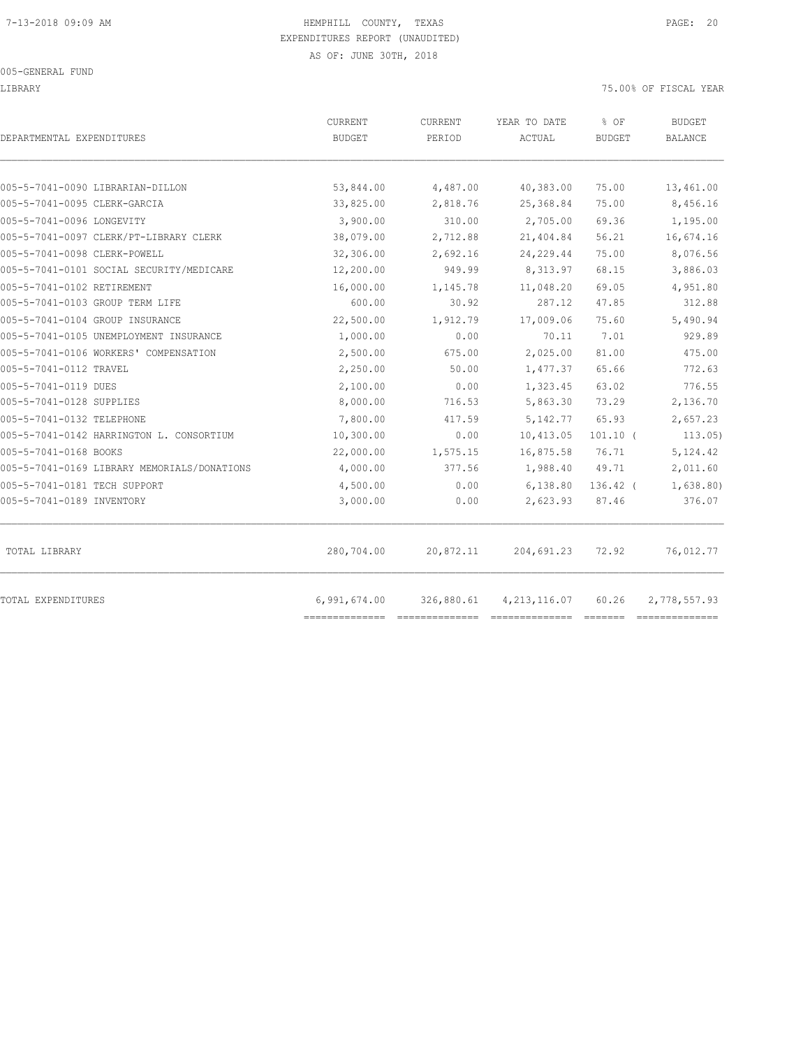HEMPHILL COUNTY, TEXAS
EXPENDITURES REPORT (UNAUDITED)
AS OF: JUNE 30TH, 2018

005-GENERAL FUND

LIBRARY

75.00% OF FISCAL YEAR

| DEPARTMENTAL EXPENDITURES | CURRENT BUDGET | CURRENT PERIOD | YEAR TO DATE ACTUAL | % OF BUDGET | BUDGET BALANCE |
|---|---|---|---|---|---|
| 005-5-7041-0090 LIBRARIAN-DILLON | 53,844.00 | 4,487.00 | 40,383.00 | 75.00 | 13,461.00 |
| 005-5-7041-0095 CLERK-GARCIA | 33,825.00 | 2,818.76 | 25,368.84 | 75.00 | 8,456.16 |
| 005-5-7041-0096 LONGEVITY | 3,900.00 | 310.00 | 2,705.00 | 69.36 | 1,195.00 |
| 005-5-7041-0097 CLERK/PT-LIBRARY CLERK | 38,079.00 | 2,712.88 | 21,404.84 | 56.21 | 16,674.16 |
| 005-5-7041-0098 CLERK-POWELL | 32,306.00 | 2,692.16 | 24,229.44 | 75.00 | 8,076.56 |
| 005-5-7041-0101 SOCIAL SECURITY/MEDICARE | 12,200.00 | 949.99 | 8,313.97 | 68.15 | 3,886.03 |
| 005-5-7041-0102 RETIREMENT | 16,000.00 | 1,145.78 | 11,048.20 | 69.05 | 4,951.80 |
| 005-5-7041-0103 GROUP TERM LIFE | 600.00 | 30.92 | 287.12 | 47.85 | 312.88 |
| 005-5-7041-0104 GROUP INSURANCE | 22,500.00 | 1,912.79 | 17,009.06 | 75.60 | 5,490.94 |
| 005-5-7041-0105 UNEMPLOYMENT INSURANCE | 1,000.00 | 0.00 | 70.11 | 7.01 | 929.89 |
| 005-5-7041-0106 WORKERS' COMPENSATION | 2,500.00 | 675.00 | 2,025.00 | 81.00 | 475.00 |
| 005-5-7041-0112 TRAVEL | 2,250.00 | 50.00 | 1,477.37 | 65.66 | 772.63 |
| 005-5-7041-0119 DUES | 2,100.00 | 0.00 | 1,323.45 | 63.02 | 776.55 |
| 005-5-7041-0128 SUPPLIES | 8,000.00 | 716.53 | 5,863.30 | 73.29 | 2,136.70 |
| 005-5-7041-0132 TELEPHONE | 7,800.00 | 417.59 | 5,142.77 | 65.93 | 2,657.23 |
| 005-5-7041-0142 HARRINGTON L. CONSORTIUM | 10,300.00 | 0.00 | 10,413.05 | 101.10 | ( 113.05) |
| 005-5-7041-0168 BOOKS | 22,000.00 | 1,575.15 | 16,875.58 | 76.71 | 5,124.42 |
| 005-5-7041-0169 LIBRARY MEMORIALS/DONATIONS | 4,000.00 | 377.56 | 1,988.40 | 49.71 | 2,011.60 |
| 005-5-7041-0181 TECH SUPPORT | 4,500.00 | 0.00 | 6,138.80 | 136.42 | ( 1,638.80) |
| 005-5-7041-0189 INVENTORY | 3,000.00 | 0.00 | 2,623.93 | 87.46 | 376.07 |
| TOTAL LIBRARY | 280,704.00 | 20,872.11 | 204,691.23 | 72.92 | 76,012.77 |
| TOTAL EXPENDITURES | 6,991,674.00 | 326,880.61 | 4,213,116.07 | 60.26 | 2,778,557.93 |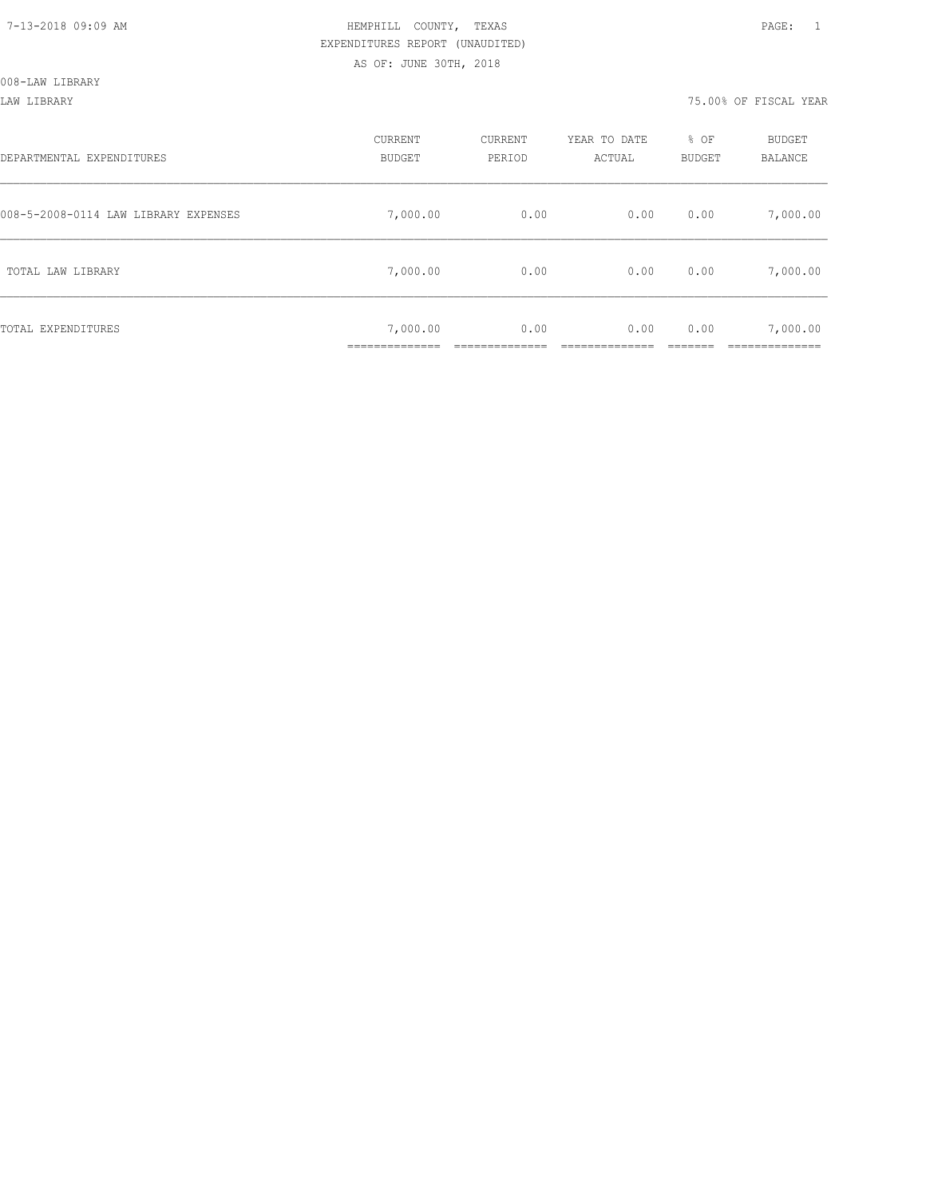HEMPHILL COUNTY, TEXAS
EXPENDITURES REPORT (UNAUDITED)
AS OF: JUNE 30TH, 2018

008-LAW LIBRARY

LAW LIBRARY

75.00% OF FISCAL YEAR

| DEPARTMENTAL EXPENDITURES | CURRENT BUDGET | CURRENT PERIOD | YEAR TO DATE ACTUAL | % OF BUDGET | BUDGET BALANCE |
|---|---|---|---|---|---|
| 008-5-2008-0114 LAW LIBRARY EXPENSES | 7,000.00 | 0.00 | 0.00 | 0.00 | 7,000.00 |
| TOTAL LAW LIBRARY | 7,000.00 | 0.00 | 0.00 | 0.00 | 7,000.00 |
| TOTAL EXPENDITURES | 7,000.00 | 0.00 | 0.00 | 0.00 | 7,000.00 |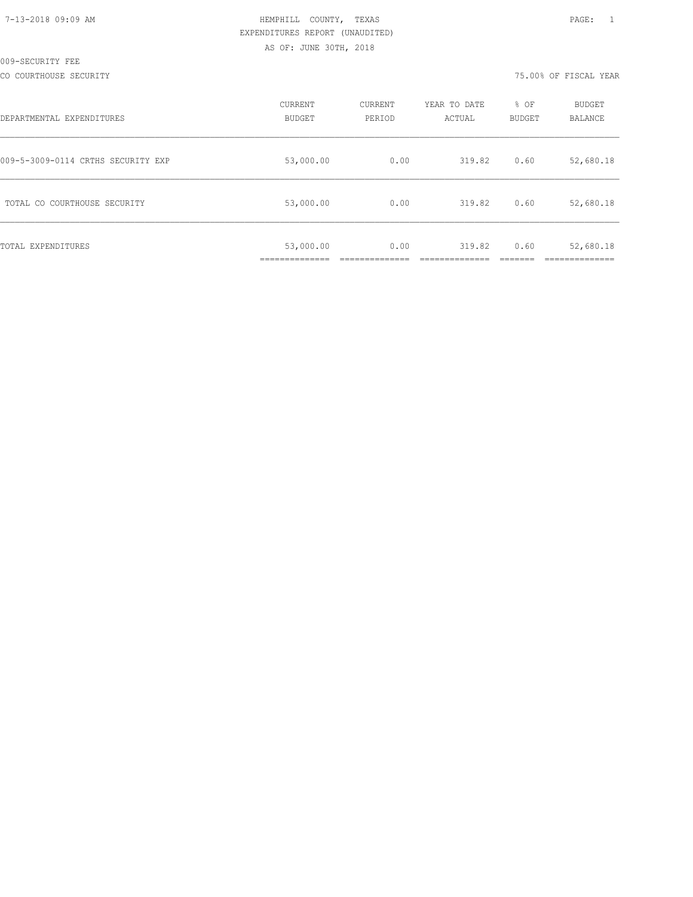HEMPHILL COUNTY, TEXAS
EXPENDITURES REPORT (UNAUDITED)
AS OF: JUNE 30TH, 2018

009-SECURITY FEE

CO COURTHOUSE SECURITY

75.00% OF FISCAL YEAR

| DEPARTMENTAL EXPENDITURES | CURRENT BUDGET | CURRENT PERIOD | YEAR TO DATE ACTUAL | % OF BUDGET | BUDGET BALANCE |
|---|---|---|---|---|---|
| 009-5-3009-0114 CRTHS SECURITY EXP | 53,000.00 | 0.00 | 319.82 | 0.60 | 52,680.18 |
| TOTAL CO COURTHOUSE SECURITY | 53,000.00 | 0.00 | 319.82 | 0.60 | 52,680.18 |
| TOTAL EXPENDITURES | 53,000.00 | 0.00 | 319.82 | 0.60 | 52,680.18 |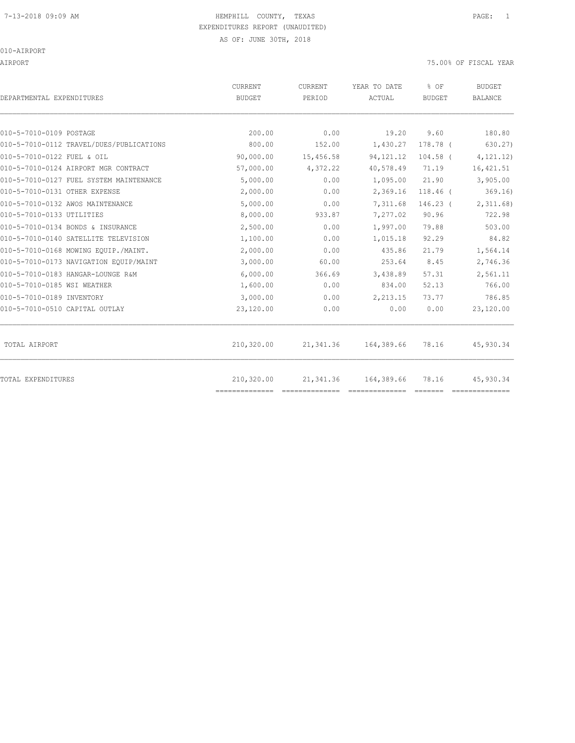HEMPHILL COUNTY, TEXAS
EXPENDITURES REPORT (UNAUDITED)
AS OF: JUNE 30TH, 2018

010-AIRPORT

AIRPORT — 75.00% OF FISCAL YEAR

| DEPARTMENTAL EXPENDITURES | CURRENT BUDGET | CURRENT PERIOD | YEAR TO DATE ACTUAL | % OF BUDGET | BUDGET BALANCE |
|---|---|---|---|---|---|
| 010-5-7010-0109 POSTAGE | 200.00 | 0.00 | 19.20 | 9.60 | 180.80 |
| 010-5-7010-0112 TRAVEL/DUES/PUBLICATIONS | 800.00 | 152.00 | 1,430.27 | 178.78 ( | 630.27) |
| 010-5-7010-0122 FUEL & OIL | 90,000.00 | 15,456.58 | 94,121.12 | 104.58 ( | 4,121.12) |
| 010-5-7010-0124 AIRPORT MGR CONTRACT | 57,000.00 | 4,372.22 | 40,578.49 | 71.19 | 16,421.51 |
| 010-5-7010-0127 FUEL SYSTEM MAINTENANCE | 5,000.00 | 0.00 | 1,095.00 | 21.90 | 3,905.00 |
| 010-5-7010-0131 OTHER EXPENSE | 2,000.00 | 0.00 | 2,369.16 | 118.46 ( | 369.16) |
| 010-5-7010-0132 AWOS MAINTENANCE | 5,000.00 | 0.00 | 7,311.68 | 146.23 ( | 2,311.68) |
| 010-5-7010-0133 UTILITIES | 8,000.00 | 933.87 | 7,277.02 | 90.96 | 722.98 |
| 010-5-7010-0134 BONDS & INSURANCE | 2,500.00 | 0.00 | 1,997.00 | 79.88 | 503.00 |
| 010-5-7010-0140 SATELLITE TELEVISION | 1,100.00 | 0.00 | 1,015.18 | 92.29 | 84.82 |
| 010-5-7010-0168 MOWING EQUIP./MAINT. | 2,000.00 | 0.00 | 435.86 | 21.79 | 1,564.14 |
| 010-5-7010-0173 NAVIGATION EQUIP/MAINT | 3,000.00 | 60.00 | 253.64 | 8.45 | 2,746.36 |
| 010-5-7010-0183 HANGAR-LOUNGE R&M | 6,000.00 | 366.69 | 3,438.89 | 57.31 | 2,561.11 |
| 010-5-7010-0185 WSI WEATHER | 1,600.00 | 0.00 | 834.00 | 52.13 | 766.00 |
| 010-5-7010-0189 INVENTORY | 3,000.00 | 0.00 | 2,213.15 | 73.77 | 786.85 |
| 010-5-7010-0510 CAPITAL OUTLAY | 23,120.00 | 0.00 | 0.00 | 0.00 | 23,120.00 |
| TOTAL AIRPORT | 210,320.00 | 21,341.36 | 164,389.66 | 78.16 | 45,930.34 |
| TOTAL EXPENDITURES | 210,320.00 | 21,341.36 | 164,389.66 | 78.16 | 45,930.34 |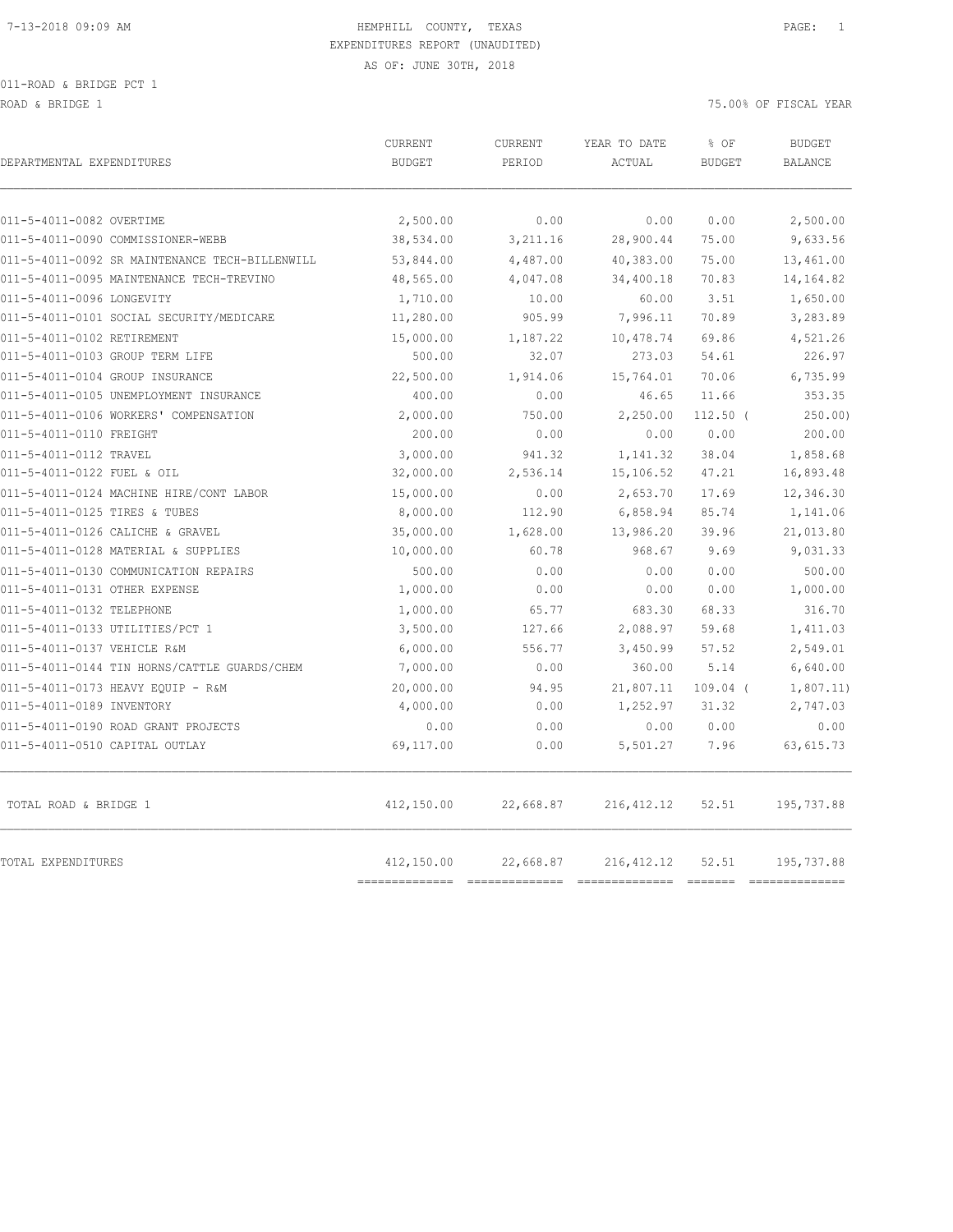HEMPHILL COUNTY, TEXAS
EXPENDITURES REPORT (UNAUDITED)
AS OF: JUNE 30TH, 2018

011-ROAD & BRIDGE PCT 1
ROAD & BRIDGE 1

75.00% OF FISCAL YEAR

| DEPARTMENTAL EXPENDITURES | CURRENT BUDGET | CURRENT PERIOD | YEAR TO DATE ACTUAL | % OF BUDGET | BUDGET BALANCE |
|---|---|---|---|---|---|
| 011-5-4011-0082 OVERTIME | 2,500.00 | 0.00 | 0.00 | 0.00 | 2,500.00 |
| 011-5-4011-0090 COMMISSIONER-WEBB | 38,534.00 | 3,211.16 | 28,900.44 | 75.00 | 9,633.56 |
| 011-5-4011-0092 SR MAINTENANCE TECH-BILLENWILL | 53,844.00 | 4,487.00 | 40,383.00 | 75.00 | 13,461.00 |
| 011-5-4011-0095 MAINTENANCE TECH-TREVINO | 48,565.00 | 4,047.08 | 34,400.18 | 70.83 | 14,164.82 |
| 011-5-4011-0096 LONGEVITY | 1,710.00 | 10.00 | 60.00 | 3.51 | 1,650.00 |
| 011-5-4011-0101 SOCIAL SECURITY/MEDICARE | 11,280.00 | 905.99 | 7,996.11 | 70.89 | 3,283.89 |
| 011-5-4011-0102 RETIREMENT | 15,000.00 | 1,187.22 | 10,478.74 | 69.86 | 4,521.26 |
| 011-5-4011-0103 GROUP TERM LIFE | 500.00 | 32.07 | 273.03 | 54.61 | 226.97 |
| 011-5-4011-0104 GROUP INSURANCE | 22,500.00 | 1,914.06 | 15,764.01 | 70.06 | 6,735.99 |
| 011-5-4011-0105 UNEMPLOYMENT INSURANCE | 400.00 | 0.00 | 46.65 | 11.66 | 353.35 |
| 011-5-4011-0106 WORKERS' COMPENSATION | 2,000.00 | 750.00 | 2,250.00 | 112.50 ( | 250.00) |
| 011-5-4011-0110 FREIGHT | 200.00 | 0.00 | 0.00 | 0.00 | 200.00 |
| 011-5-4011-0112 TRAVEL | 3,000.00 | 941.32 | 1,141.32 | 38.04 | 1,858.68 |
| 011-5-4011-0122 FUEL & OIL | 32,000.00 | 2,536.14 | 15,106.52 | 47.21 | 16,893.48 |
| 011-5-4011-0124 MACHINE HIRE/CONT LABOR | 15,000.00 | 0.00 | 2,653.70 | 17.69 | 12,346.30 |
| 011-5-4011-0125 TIRES & TUBES | 8,000.00 | 112.90 | 6,858.94 | 85.74 | 1,141.06 |
| 011-5-4011-0126 CALICHE & GRAVEL | 35,000.00 | 1,628.00 | 13,986.20 | 39.96 | 21,013.80 |
| 011-5-4011-0128 MATERIAL & SUPPLIES | 10,000.00 | 60.78 | 968.67 | 9.69 | 9,031.33 |
| 011-5-4011-0130 COMMUNICATION REPAIRS | 500.00 | 0.00 | 0.00 | 0.00 | 500.00 |
| 011-5-4011-0131 OTHER EXPENSE | 1,000.00 | 0.00 | 0.00 | 0.00 | 1,000.00 |
| 011-5-4011-0132 TELEPHONE | 1,000.00 | 65.77 | 683.30 | 68.33 | 316.70 |
| 011-5-4011-0133 UTILITIES/PCT 1 | 3,500.00 | 127.66 | 2,088.97 | 59.68 | 1,411.03 |
| 011-5-4011-0137 VEHICLE R&M | 6,000.00 | 556.77 | 3,450.99 | 57.52 | 2,549.01 |
| 011-5-4011-0144 TIN HORNS/CATTLE GUARDS/CHEM | 7,000.00 | 0.00 | 360.00 | 5.14 | 6,640.00 |
| 011-5-4011-0173 HEAVY EQUIP - R&M | 20,000.00 | 94.95 | 21,807.11 | 109.04 ( | 1,807.11) |
| 011-5-4011-0189 INVENTORY | 4,000.00 | 0.00 | 1,252.97 | 31.32 | 2,747.03 |
| 011-5-4011-0190 ROAD GRANT PROJECTS | 0.00 | 0.00 | 0.00 | 0.00 | 0.00 |
| 011-5-4011-0510 CAPITAL OUTLAY | 69,117.00 | 0.00 | 5,501.27 | 7.96 | 63,615.73 |
| TOTAL ROAD & BRIDGE 1 | 412,150.00 | 22,668.87 | 216,412.12 | 52.51 | 195,737.88 |
| TOTAL EXPENDITURES | 412,150.00 | 22,668.87 | 216,412.12 | 52.51 | 195,737.88 |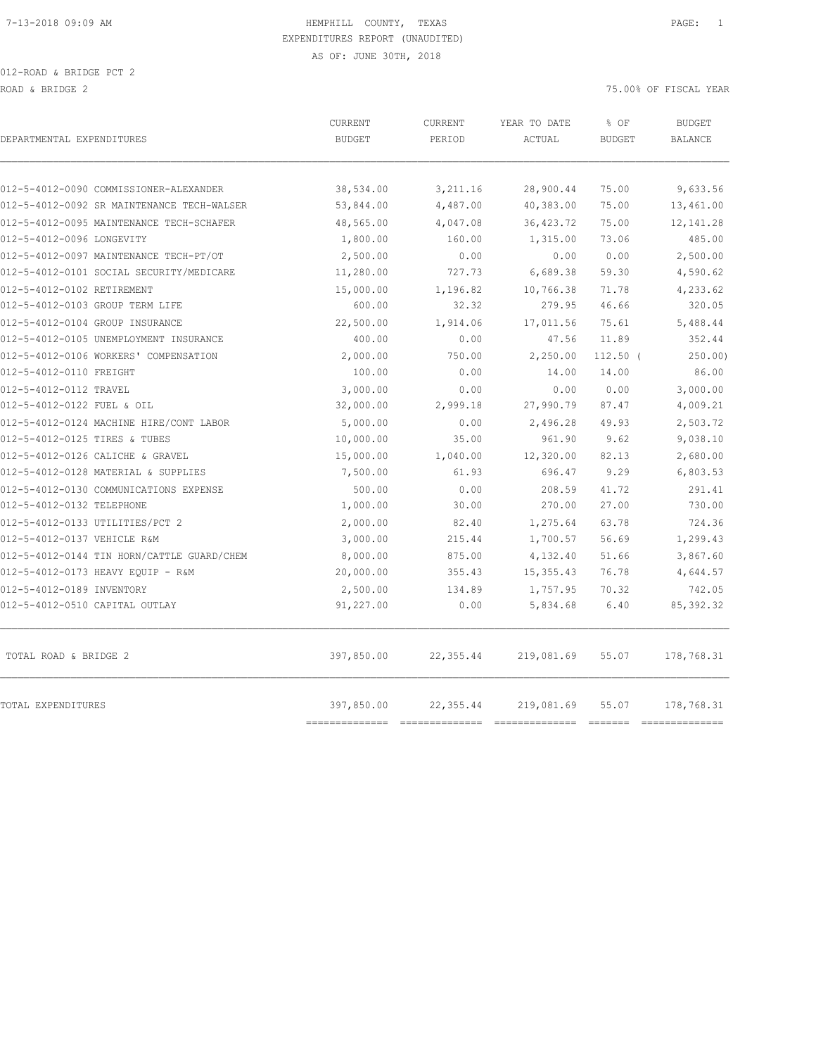7-13-2018 09:09 AM HEMPHILL COUNTY, TEXAS PAGE: 1

EXPENDITURES REPORT (UNAUDITED)

AS OF: JUNE 30TH, 2018

012-ROAD & BRIDGE PCT 2

ROAD & BRIDGE 2 75.00% OF FISCAL YEAR

| DEPARTMENTAL EXPENDITURES | CURRENT BUDGET | CURRENT PERIOD | YEAR TO DATE ACTUAL | % OF BUDGET | BUDGET BALANCE |
|---|---|---|---|---|---|
| 012-5-4012-0090 COMMISSIONER-ALEXANDER | 38,534.00 | 3,211.16 | 28,900.44 | 75.00 | 9,633.56 |
| 012-5-4012-0092 SR MAINTENANCE TECH-WALSER | 53,844.00 | 4,487.00 | 40,383.00 | 75.00 | 13,461.00 |
| 012-5-4012-0095 MAINTENANCE TECH-SCHAFER | 48,565.00 | 4,047.08 | 36,423.72 | 75.00 | 12,141.28 |
| 012-5-4012-0096 LONGEVITY | 1,800.00 | 160.00 | 1,315.00 | 73.06 | 485.00 |
| 012-5-4012-0097 MAINTENANCE TECH-PT/OT | 2,500.00 | 0.00 | 0.00 | 0.00 | 2,500.00 |
| 012-5-4012-0101 SOCIAL SECURITY/MEDICARE | 11,280.00 | 727.73 | 6,689.38 | 59.30 | 4,590.62 |
| 012-5-4012-0102 RETIREMENT | 15,000.00 | 1,196.82 | 10,766.38 | 71.78 | 4,233.62 |
| 012-5-4012-0103 GROUP TERM LIFE | 600.00 | 32.32 | 279.95 | 46.66 | 320.05 |
| 012-5-4012-0104 GROUP INSURANCE | 22,500.00 | 1,914.06 | 17,011.56 | 75.61 | 5,488.44 |
| 012-5-4012-0105 UNEMPLOYMENT INSURANCE | 400.00 | 0.00 | 47.56 | 11.89 | 352.44 |
| 012-5-4012-0106 WORKERS' COMPENSATION | 2,000.00 | 750.00 | 2,250.00 | 112.50 | ( 250.00) |
| 012-5-4012-0110 FREIGHT | 100.00 | 0.00 | 14.00 | 14.00 | 86.00 |
| 012-5-4012-0112 TRAVEL | 3,000.00 | 0.00 | 0.00 | 0.00 | 3,000.00 |
| 012-5-4012-0122 FUEL & OIL | 32,000.00 | 2,999.18 | 27,990.79 | 87.47 | 4,009.21 |
| 012-5-4012-0124 MACHINE HIRE/CONT LABOR | 5,000.00 | 0.00 | 2,496.28 | 49.93 | 2,503.72 |
| 012-5-4012-0125 TIRES & TUBES | 10,000.00 | 35.00 | 961.90 | 9.62 | 9,038.10 |
| 012-5-4012-0126 CALICHE & GRAVEL | 15,000.00 | 1,040.00 | 12,320.00 | 82.13 | 2,680.00 |
| 012-5-4012-0128 MATERIAL & SUPPLIES | 7,500.00 | 61.93 | 696.47 | 9.29 | 6,803.53 |
| 012-5-4012-0130 COMMUNICATIONS EXPENSE | 500.00 | 0.00 | 208.59 | 41.72 | 291.41 |
| 012-5-4012-0132 TELEPHONE | 1,000.00 | 30.00 | 270.00 | 27.00 | 730.00 |
| 012-5-4012-0133 UTILITIES/PCT 2 | 2,000.00 | 82.40 | 1,275.64 | 63.78 | 724.36 |
| 012-5-4012-0137 VEHICLE R&M | 3,000.00 | 215.44 | 1,700.57 | 56.69 | 1,299.43 |
| 012-5-4012-0144 TIN HORN/CATTLE GUARD/CHEM | 8,000.00 | 875.00 | 4,132.40 | 51.66 | 3,867.60 |
| 012-5-4012-0173 HEAVY EQUIP - R&M | 20,000.00 | 355.43 | 15,355.43 | 76.78 | 4,644.57 |
| 012-5-4012-0189 INVENTORY | 2,500.00 | 134.89 | 1,757.95 | 70.32 | 742.05 |
| 012-5-4012-0510 CAPITAL OUTLAY | 91,227.00 | 0.00 | 5,834.68 | 6.40 | 85,392.32 |
| TOTAL ROAD & BRIDGE 2 | 397,850.00 | 22,355.44 | 219,081.69 | 55.07 | 178,768.31 |
| TOTAL EXPENDITURES | 397,850.00 | 22,355.44 | 219,081.69 | 55.07 | 178,768.31 |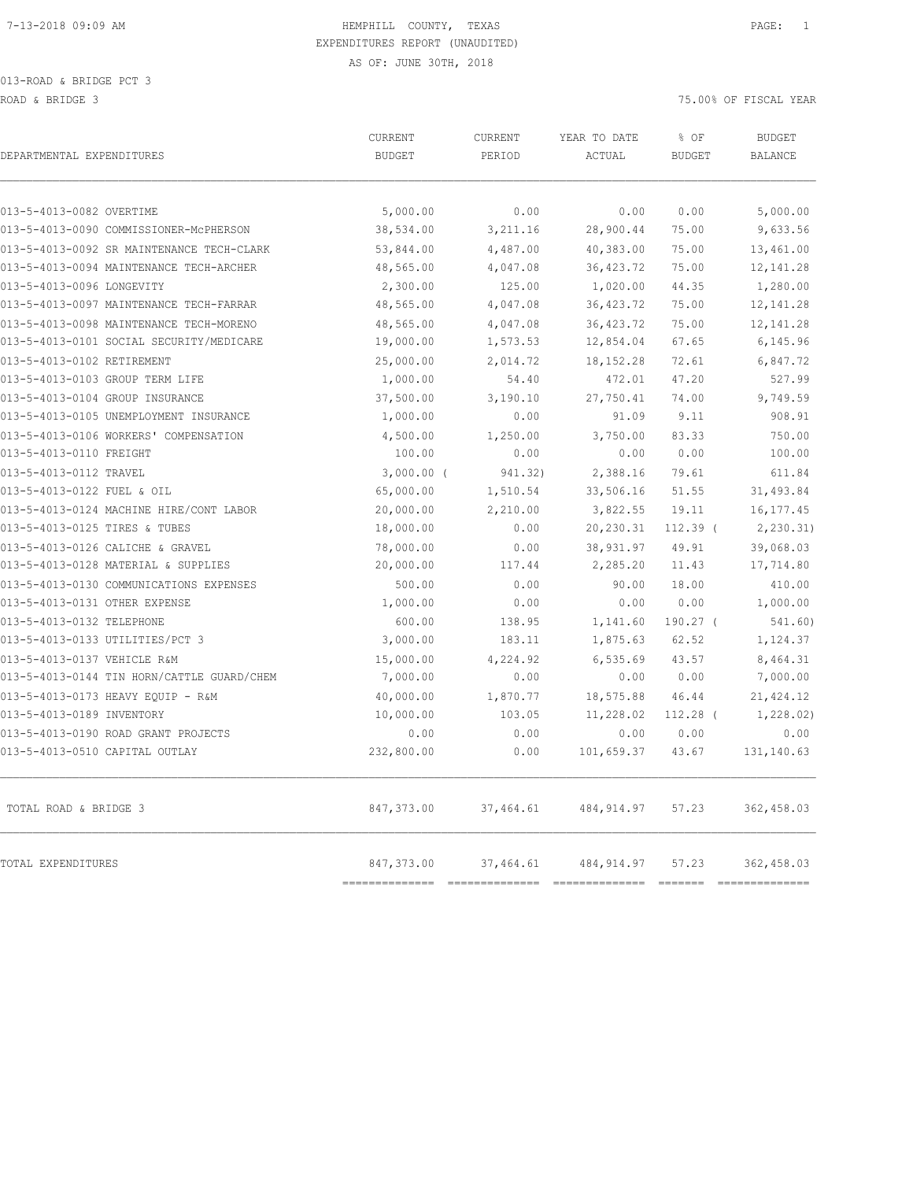HEMPHILL COUNTY, TEXAS
EXPENDITURES REPORT (UNAUDITED)
AS OF: JUNE 30TH, 2018

013-ROAD & BRIDGE PCT 3
ROAD & BRIDGE 3

75.00% OF FISCAL YEAR

| DEPARTMENTAL EXPENDITURES | CURRENT BUDGET | CURRENT PERIOD | YEAR TO DATE ACTUAL | % OF BUDGET | BUDGET BALANCE |
|---|---|---|---|---|---|
| 013-5-4013-0082 OVERTIME | 5,000.00 | 0.00 | 0.00 | 0.00 | 5,000.00 |
| 013-5-4013-0090 COMMISSIONER-McPHERSON | 38,534.00 | 3,211.16 | 28,900.44 | 75.00 | 9,633.56 |
| 013-5-4013-0092 SR MAINTENANCE TECH-CLARK | 53,844.00 | 4,487.00 | 40,383.00 | 75.00 | 13,461.00 |
| 013-5-4013-0094 MAINTENANCE TECH-ARCHER | 48,565.00 | 4,047.08 | 36,423.72 | 75.00 | 12,141.28 |
| 013-5-4013-0096 LONGEVITY | 2,300.00 | 125.00 | 1,020.00 | 44.35 | 1,280.00 |
| 013-5-4013-0097 MAINTENANCE TECH-FARRAR | 48,565.00 | 4,047.08 | 36,423.72 | 75.00 | 12,141.28 |
| 013-5-4013-0098 MAINTENANCE TECH-MORENO | 48,565.00 | 4,047.08 | 36,423.72 | 75.00 | 12,141.28 |
| 013-5-4013-0101 SOCIAL SECURITY/MEDICARE | 19,000.00 | 1,573.53 | 12,854.04 | 67.65 | 6,145.96 |
| 013-5-4013-0102 RETIREMENT | 25,000.00 | 2,014.72 | 18,152.28 | 72.61 | 6,847.72 |
| 013-5-4013-0103 GROUP TERM LIFE | 1,000.00 | 54.40 | 472.01 | 47.20 | 527.99 |
| 013-5-4013-0104 GROUP INSURANCE | 37,500.00 | 3,190.10 | 27,750.41 | 74.00 | 9,749.59 |
| 013-5-4013-0105 UNEMPLOYMENT INSURANCE | 1,000.00 | 0.00 | 91.09 | 9.11 | 908.91 |
| 013-5-4013-0106 WORKERS' COMPENSATION | 4,500.00 | 1,250.00 | 3,750.00 | 83.33 | 750.00 |
| 013-5-4013-0110 FREIGHT | 100.00 | 0.00 | 0.00 | 0.00 | 100.00 |
| 013-5-4013-0112 TRAVEL | 3,000.00 | ( 941.32) | 2,388.16 | 79.61 | 611.84 |
| 013-5-4013-0122 FUEL & OIL | 65,000.00 | 1,510.54 | 33,506.16 | 51.55 | 31,493.84 |
| 013-5-4013-0124 MACHINE HIRE/CONT LABOR | 20,000.00 | 2,210.00 | 3,822.55 | 19.11 | 16,177.45 |
| 013-5-4013-0125 TIRES & TUBES | 18,000.00 | 0.00 | 20,230.31 | 112.39 | ( 2,230.31) |
| 013-5-4013-0126 CALICHE & GRAVEL | 78,000.00 | 0.00 | 38,931.97 | 49.91 | 39,068.03 |
| 013-5-4013-0128 MATERIAL & SUPPLIES | 20,000.00 | 117.44 | 2,285.20 | 11.43 | 17,714.80 |
| 013-5-4013-0130 COMMUNICATIONS EXPENSES | 500.00 | 0.00 | 90.00 | 18.00 | 410.00 |
| 013-5-4013-0131 OTHER EXPENSE | 1,000.00 | 0.00 | 0.00 | 0.00 | 1,000.00 |
| 013-5-4013-0132 TELEPHONE | 600.00 | 138.95 | 1,141.60 | 190.27 | ( 541.60) |
| 013-5-4013-0133 UTILITIES/PCT 3 | 3,000.00 | 183.11 | 1,875.63 | 62.52 | 1,124.37 |
| 013-5-4013-0137 VEHICLE R&M | 15,000.00 | 4,224.92 | 6,535.69 | 43.57 | 8,464.31 |
| 013-5-4013-0144 TIN HORN/CATTLE GUARD/CHEM | 7,000.00 | 0.00 | 0.00 | 0.00 | 7,000.00 |
| 013-5-4013-0173 HEAVY EQUIP - R&M | 40,000.00 | 1,870.77 | 18,575.88 | 46.44 | 21,424.12 |
| 013-5-4013-0189 INVENTORY | 10,000.00 | 103.05 | 11,228.02 | 112.28 | ( 1,228.02) |
| 013-5-4013-0190 ROAD GRANT PROJECTS | 0.00 | 0.00 | 0.00 | 0.00 | 0.00 |
| 013-5-4013-0510 CAPITAL OUTLAY | 232,800.00 | 0.00 | 101,659.37 | 43.67 | 131,140.63 |
| TOTAL ROAD & BRIDGE 3 | 847,373.00 | 37,464.61 | 484,914.97 | 57.23 | 362,458.03 |
| TOTAL EXPENDITURES | 847,373.00 | 37,464.61 | 484,914.97 | 57.23 | 362,458.03 |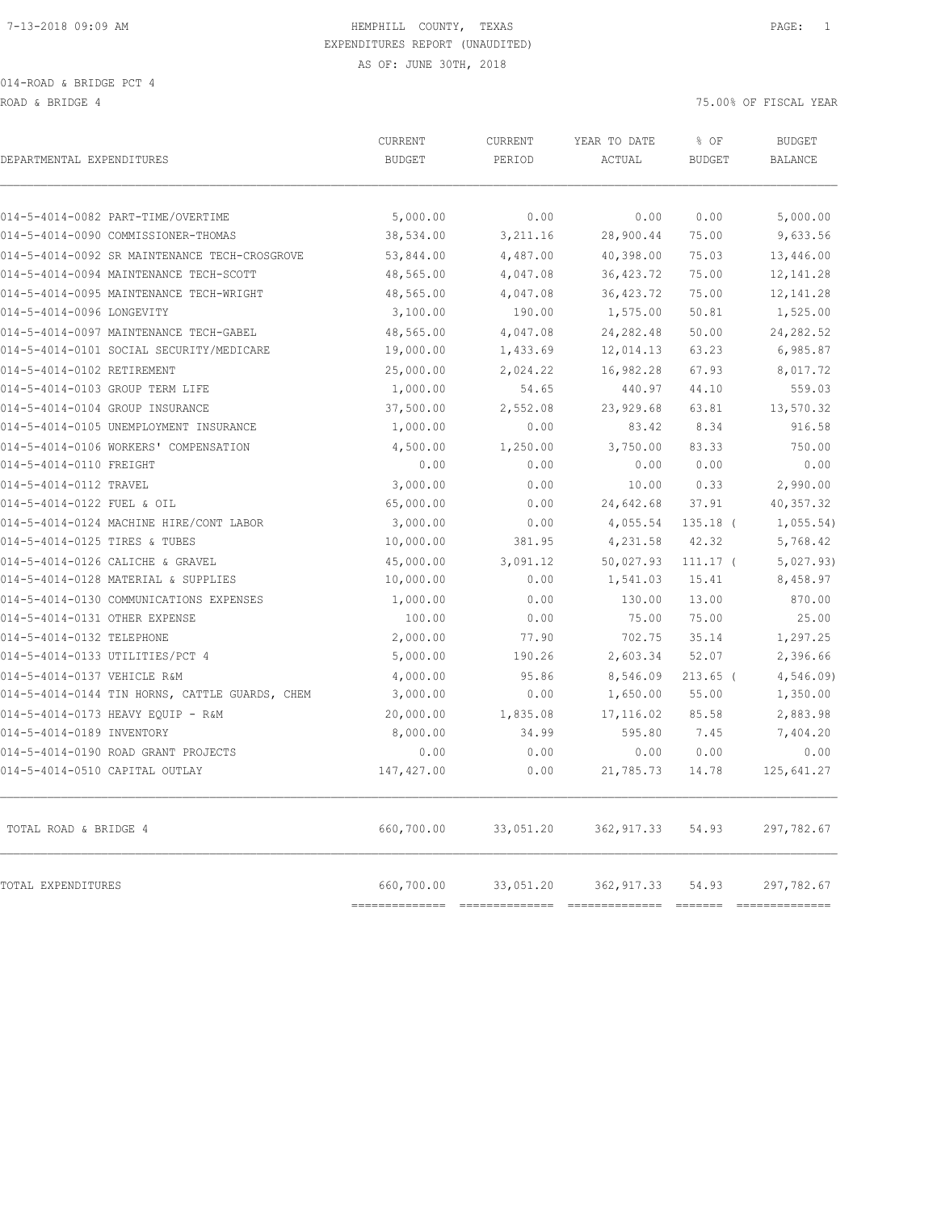HEMPHILL COUNTY, TEXAS

EXPENDITURES REPORT (UNAUDITED)

AS OF: JUNE 30TH, 2018

014-ROAD & BRIDGE PCT 4

ROAD & BRIDGE 4 — 75.00% OF FISCAL YEAR

| DEPARTMENTAL EXPENDITURES | CURRENT BUDGET | CURRENT PERIOD | YEAR TO DATE ACTUAL | % OF BUDGET | BUDGET BALANCE |
|---|---|---|---|---|---|
| 014-5-4014-0082 PART-TIME/OVERTIME | 5,000.00 | 0.00 | 0.00 | 0.00 | 5,000.00 |
| 014-5-4014-0090 COMMISSIONER-THOMAS | 38,534.00 | 3,211.16 | 28,900.44 | 75.00 | 9,633.56 |
| 014-5-4014-0092 SR MAINTENANCE TECH-CROSGROVE | 53,844.00 | 4,487.00 | 40,398.00 | 75.03 | 13,446.00 |
| 014-5-4014-0094 MAINTENANCE TECH-SCOTT | 48,565.00 | 4,047.08 | 36,423.72 | 75.00 | 12,141.28 |
| 014-5-4014-0095 MAINTENANCE TECH-WRIGHT | 48,565.00 | 4,047.08 | 36,423.72 | 75.00 | 12,141.28 |
| 014-5-4014-0096 LONGEVITY | 3,100.00 | 190.00 | 1,575.00 | 50.81 | 1,525.00 |
| 014-5-4014-0097 MAINTENANCE TECH-GABEL | 48,565.00 | 4,047.08 | 24,282.48 | 50.00 | 24,282.52 |
| 014-5-4014-0101 SOCIAL SECURITY/MEDICARE | 19,000.00 | 1,433.69 | 12,014.13 | 63.23 | 6,985.87 |
| 014-5-4014-0102 RETIREMENT | 25,000.00 | 2,024.22 | 16,982.28 | 67.93 | 8,017.72 |
| 014-5-4014-0103 GROUP TERM LIFE | 1,000.00 | 54.65 | 440.97 | 44.10 | 559.03 |
| 014-5-4014-0104 GROUP INSURANCE | 37,500.00 | 2,552.08 | 23,929.68 | 63.81 | 13,570.32 |
| 014-5-4014-0105 UNEMPLOYMENT INSURANCE | 1,000.00 | 0.00 | 83.42 | 8.34 | 916.58 |
| 014-5-4014-0106 WORKERS' COMPENSATION | 4,500.00 | 1,250.00 | 3,750.00 | 83.33 | 750.00 |
| 014-5-4014-0110 FREIGHT | 0.00 | 0.00 | 0.00 | 0.00 | 0.00 |
| 014-5-4014-0112 TRAVEL | 3,000.00 | 0.00 | 10.00 | 0.33 | 2,990.00 |
| 014-5-4014-0122 FUEL & OIL | 65,000.00 | 0.00 | 24,642.68 | 37.91 | 40,357.32 |
| 014-5-4014-0124 MACHINE HIRE/CONT LABOR | 3,000.00 | 0.00 | 4,055.54 | 135.18 ( | 1,055.54) |
| 014-5-4014-0125 TIRES & TUBES | 10,000.00 | 381.95 | 4,231.58 | 42.32 | 5,768.42 |
| 014-5-4014-0126 CALICHE & GRAVEL | 45,000.00 | 3,091.12 | 50,027.93 | 111.17 ( | 5,027.93) |
| 014-5-4014-0128 MATERIAL & SUPPLIES | 10,000.00 | 0.00 | 1,541.03 | 15.41 | 8,458.97 |
| 014-5-4014-0130 COMMUNICATIONS EXPENSES | 1,000.00 | 0.00 | 130.00 | 13.00 | 870.00 |
| 014-5-4014-0131 OTHER EXPENSE | 100.00 | 0.00 | 75.00 | 75.00 | 25.00 |
| 014-5-4014-0132 TELEPHONE | 2,000.00 | 77.90 | 702.75 | 35.14 | 1,297.25 |
| 014-5-4014-0133 UTILITIES/PCT 4 | 5,000.00 | 190.26 | 2,603.34 | 52.07 | 2,396.66 |
| 014-5-4014-0137 VEHICLE R&M | 4,000.00 | 95.86 | 8,546.09 | 213.65 ( | 4,546.09) |
| 014-5-4014-0144 TIN HORNS, CATTLE GUARDS, CHEM | 3,000.00 | 0.00 | 1,650.00 | 55.00 | 1,350.00 |
| 014-5-4014-0173 HEAVY EQUIP - R&M | 20,000.00 | 1,835.08 | 17,116.02 | 85.58 | 2,883.98 |
| 014-5-4014-0189 INVENTORY | 8,000.00 | 34.99 | 595.80 | 7.45 | 7,404.20 |
| 014-5-4014-0190 ROAD GRANT PROJECTS | 0.00 | 0.00 | 0.00 | 0.00 | 0.00 |
| 014-5-4014-0510 CAPITAL OUTLAY | 147,427.00 | 0.00 | 21,785.73 | 14.78 | 125,641.27 |
| TOTAL ROAD & BRIDGE 4 | 660,700.00 | 33,051.20 | 362,917.33 | 54.93 | 297,782.67 |
| TOTAL EXPENDITURES | 660,700.00 | 33,051.20 | 362,917.33 | 54.93 | 297,782.67 |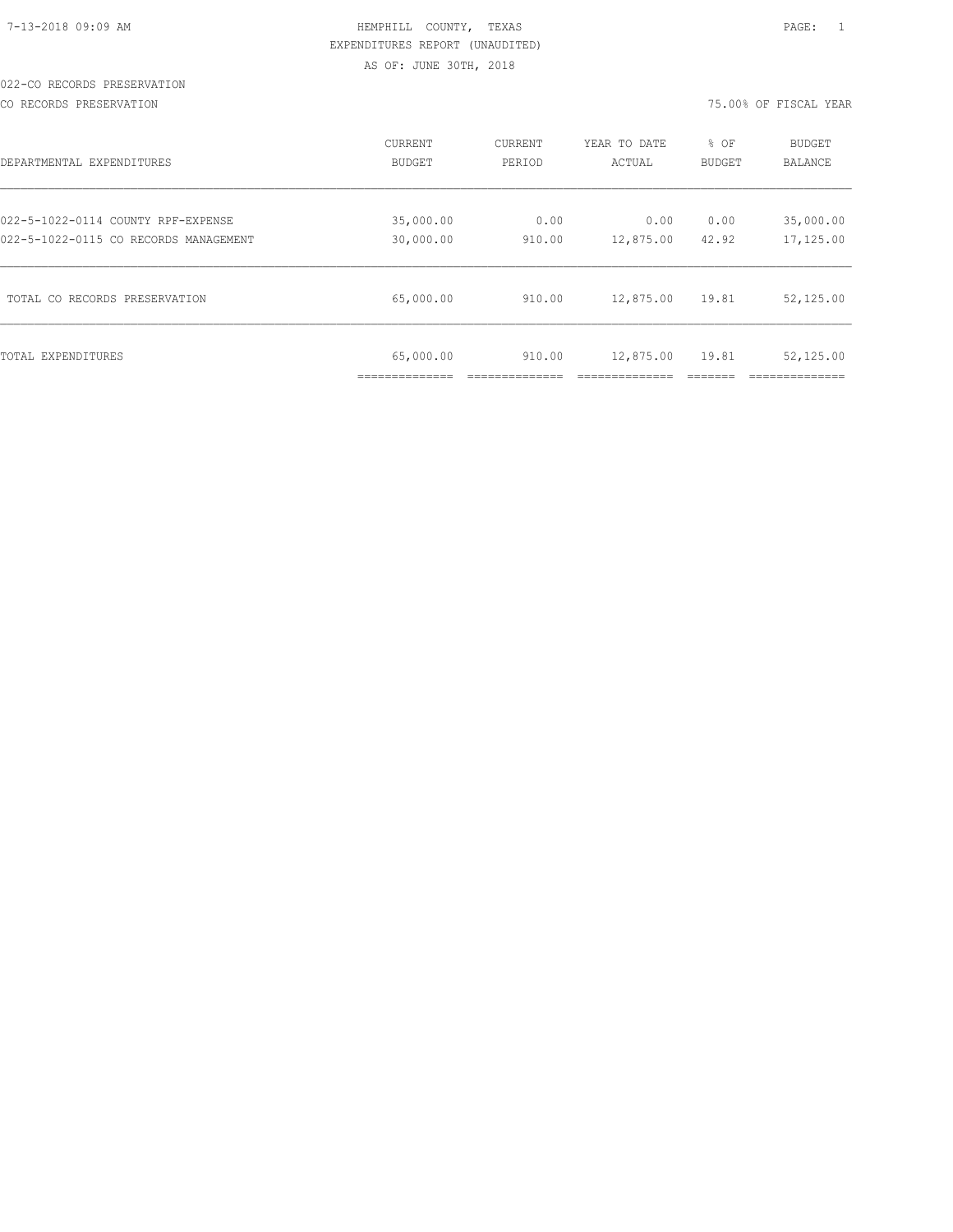HEMPHILL COUNTY, TEXAS

EXPENDITURES REPORT (UNAUDITED)

AS OF: JUNE 30TH, 2018

022-CO RECORDS PRESERVATION

CO RECORDS PRESERVATION — 75.00% OF FISCAL YEAR

| DEPARTMENTAL EXPENDITURES | CURRENT BUDGET | CURRENT PERIOD | YEAR TO DATE ACTUAL | % OF BUDGET | BUDGET BALANCE |
|---|---|---|---|---|---|
| 022-5-1022-0114 COUNTY RPF-EXPENSE | 35,000.00 | 0.00 | 0.00 | 0.00 | 35,000.00 |
| 022-5-1022-0115 CO RECORDS MANAGEMENT | 30,000.00 | 910.00 | 12,875.00 | 42.92 | 17,125.00 |
| TOTAL CO RECORDS PRESERVATION | 65,000.00 | 910.00 | 12,875.00 | 19.81 | 52,125.00 |
| TOTAL EXPENDITURES | 65,000.00 | 910.00 | 12,875.00 | 19.81 | 52,125.00 |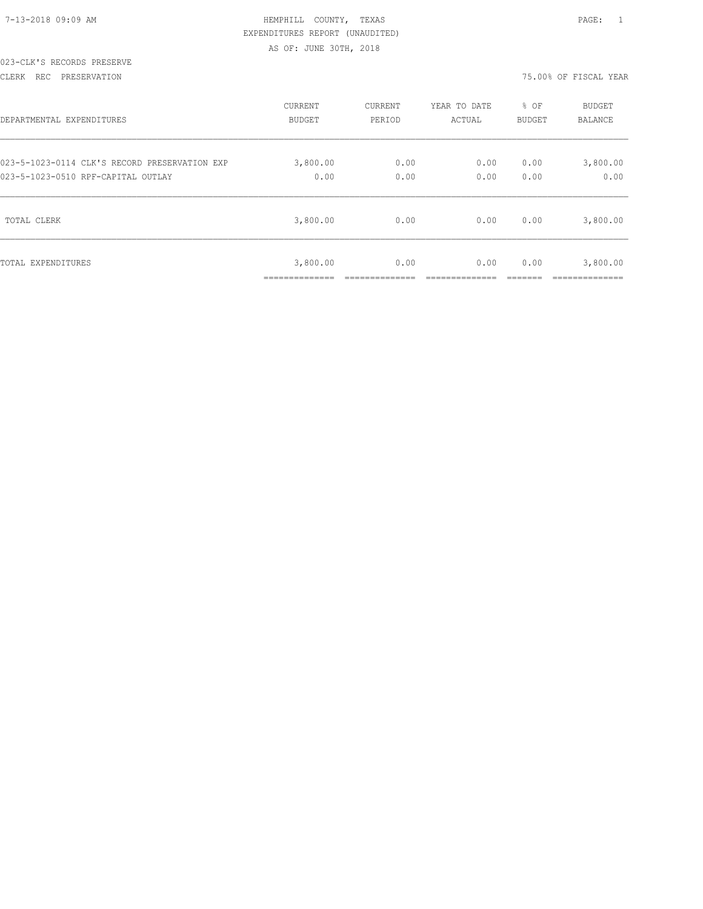HEMPHILL COUNTY, TEXAS
EXPENDITURES REPORT (UNAUDITED)
AS OF: JUNE 30TH, 2018

023-CLK'S RECORDS PRESERVE

CLERK REC PRESERVATION — 75.00% OF FISCAL YEAR

| DEPARTMENTAL EXPENDITURES | CURRENT BUDGET | CURRENT PERIOD | YEAR TO DATE ACTUAL | % OF BUDGET | BUDGET BALANCE |
|---|---|---|---|---|---|
| 023-5-1023-0114 CLK'S RECORD PRESERVATION EXP | 3,800.00 | 0.00 | 0.00 | 0.00 | 3,800.00 |
| 023-5-1023-0510 RPF-CAPITAL OUTLAY | 0.00 | 0.00 | 0.00 | 0.00 | 0.00 |
| TOTAL CLERK | 3,800.00 | 0.00 | 0.00 | 0.00 | 3,800.00 |
| TOTAL EXPENDITURES | 3,800.00 | 0.00 | 0.00 | 0.00 | 3,800.00 |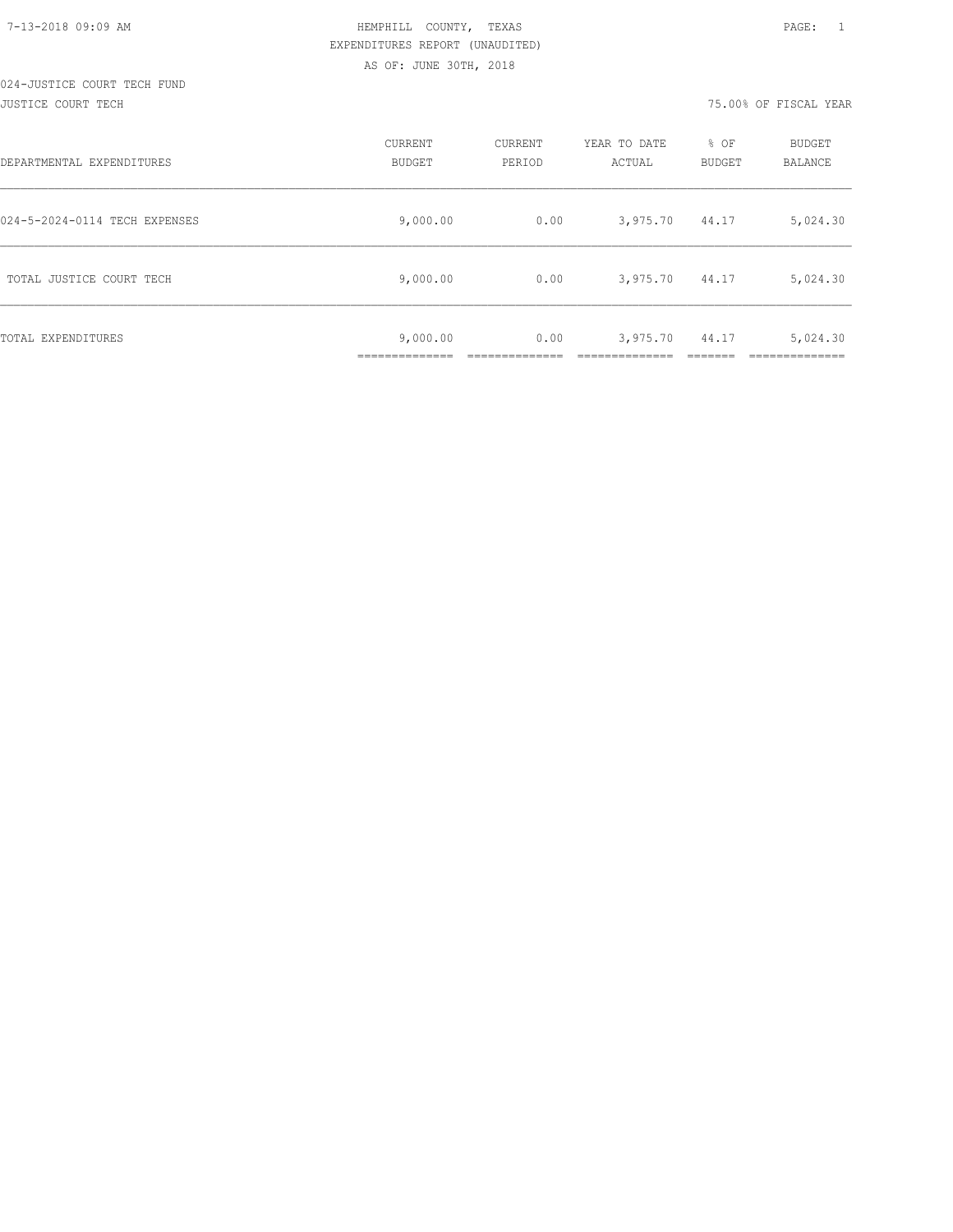HEMPHILL COUNTY, TEXAS
EXPENDITURES REPORT (UNAUDITED)
AS OF: JUNE 30TH, 2018

024-JUSTICE COURT TECH FUND
JUSTICE COURT TECH

75.00% OF FISCAL YEAR

| DEPARTMENTAL EXPENDITURES | CURRENT BUDGET | CURRENT PERIOD | YEAR TO DATE ACTUAL | % OF BUDGET | BUDGET BALANCE |
|---|---|---|---|---|---|
| 024-5-2024-0114 TECH EXPENSES | 9,000.00 | 0.00 | 3,975.70 | 44.17 | 5,024.30 |
| TOTAL JUSTICE COURT TECH | 9,000.00 | 0.00 | 3,975.70 | 44.17 | 5,024.30 |
| TOTAL EXPENDITURES | 9,000.00 | 0.00 | 3,975.70 | 44.17 | 5,024.30 |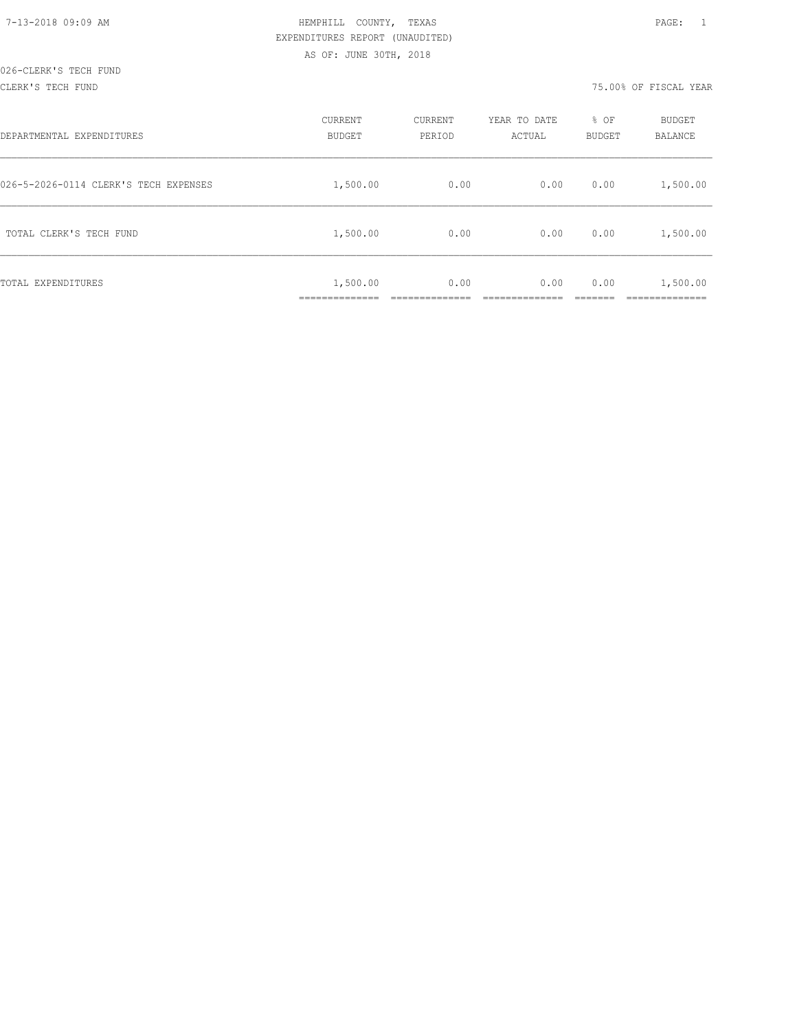HEMPHILL COUNTY, TEXAS
EXPENDITURES REPORT (UNAUDITED)
AS OF: JUNE 30TH, 2018

026-CLERK'S TECH FUND
CLERK'S TECH FUND

75.00% OF FISCAL YEAR

| DEPARTMENTAL EXPENDITURES | CURRENT BUDGET | CURRENT PERIOD | YEAR TO DATE ACTUAL | % OF BUDGET | BUDGET BALANCE |
|---|---|---|---|---|---|
| 026-5-2026-0114 CLERK'S TECH EXPENSES | 1,500.00 | 0.00 | 0.00 | 0.00 | 1,500.00 |
| TOTAL CLERK'S TECH FUND | 1,500.00 | 0.00 | 0.00 | 0.00 | 1,500.00 |
| TOTAL EXPENDITURES | 1,500.00 | 0.00 | 0.00 | 0.00 | 1,500.00 |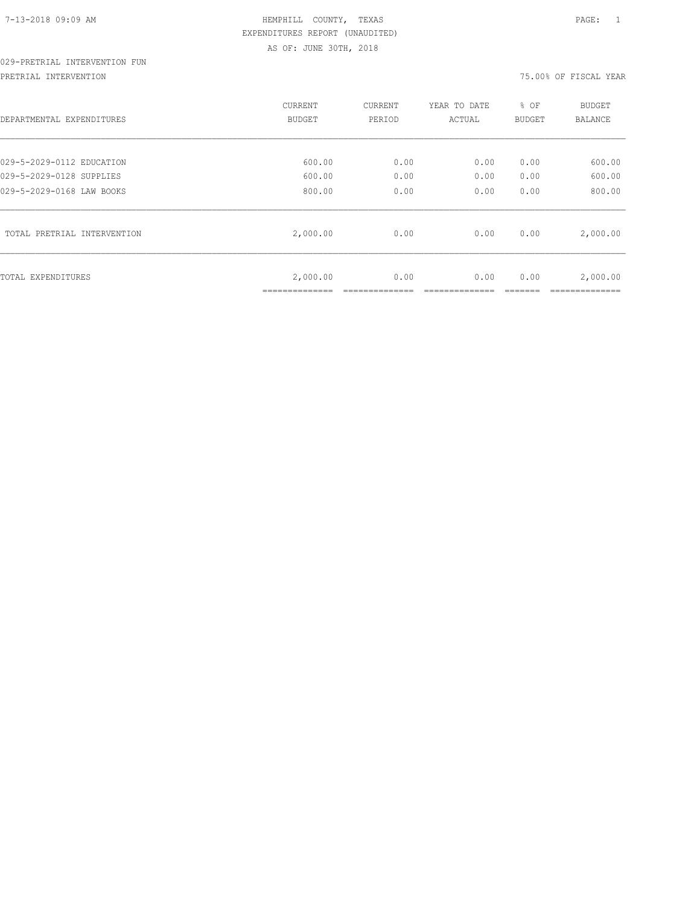HEMPHILL COUNTY, TEXAS
EXPENDITURES REPORT (UNAUDITED)
AS OF: JUNE 30TH, 2018

029-PRETRIAL INTERVENTION FUN

PRETRIAL INTERVENTION — 75.00% OF FISCAL YEAR

| DEPARTMENTAL EXPENDITURES | CURRENT BUDGET | CURRENT PERIOD | YEAR TO DATE ACTUAL | % OF BUDGET | BUDGET BALANCE |
|---|---|---|---|---|---|
| 029-5-2029-0112 EDUCATION | 600.00 | 0.00 | 0.00 | 0.00 | 600.00 |
| 029-5-2029-0128 SUPPLIES | 600.00 | 0.00 | 0.00 | 0.00 | 600.00 |
| 029-5-2029-0168 LAW BOOKS | 800.00 | 0.00 | 0.00 | 0.00 | 800.00 |
| TOTAL PRETRIAL INTERVENTION | 2,000.00 | 0.00 | 0.00 | 0.00 | 2,000.00 |
| TOTAL EXPENDITURES | 2,000.00 | 0.00 | 0.00 | 0.00 | 2,000.00 |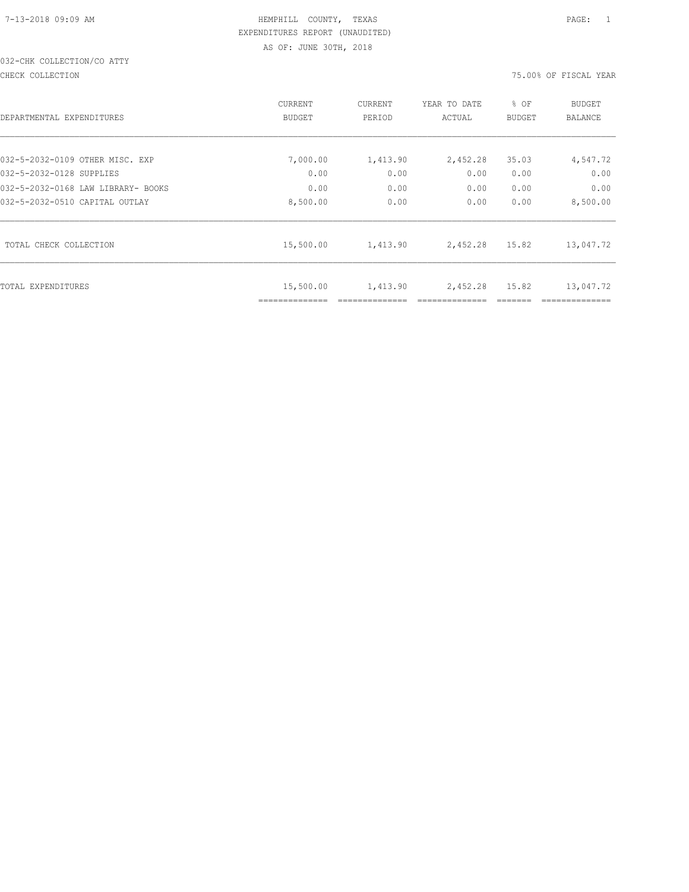7-13-2018 09:09 AM HEMPHILL COUNTY, TEXAS PAGE: 1

EXPENDITURES REPORT (UNAUDITED)

AS OF: JUNE 30TH, 2018

032-CHK COLLECTION/CO ATTY

CHECK COLLECTION 75.00% OF FISCAL YEAR

| DEPARTMENTAL EXPENDITURES | CURRENT BUDGET | CURRENT PERIOD | YEAR TO DATE ACTUAL | % OF BUDGET | BUDGET BALANCE |
|---|---|---|---|---|---|
| 032-5-2032-0109 OTHER MISC. EXP | 7,000.00 | 1,413.90 | 2,452.28 | 35.03 | 4,547.72 |
| 032-5-2032-0128 SUPPLIES | 0.00 | 0.00 | 0.00 | 0.00 | 0.00 |
| 032-5-2032-0168 LAW LIBRARY- BOOKS | 0.00 | 0.00 | 0.00 | 0.00 | 0.00 |
| 032-5-2032-0510 CAPITAL OUTLAY | 8,500.00 | 0.00 | 0.00 | 0.00 | 8,500.00 |
| TOTAL CHECK COLLECTION | 15,500.00 | 1,413.90 | 2,452.28 | 15.82 | 13,047.72 |
| TOTAL EXPENDITURES | 15,500.00 | 1,413.90 | 2,452.28 | 15.82 | 13,047.72 |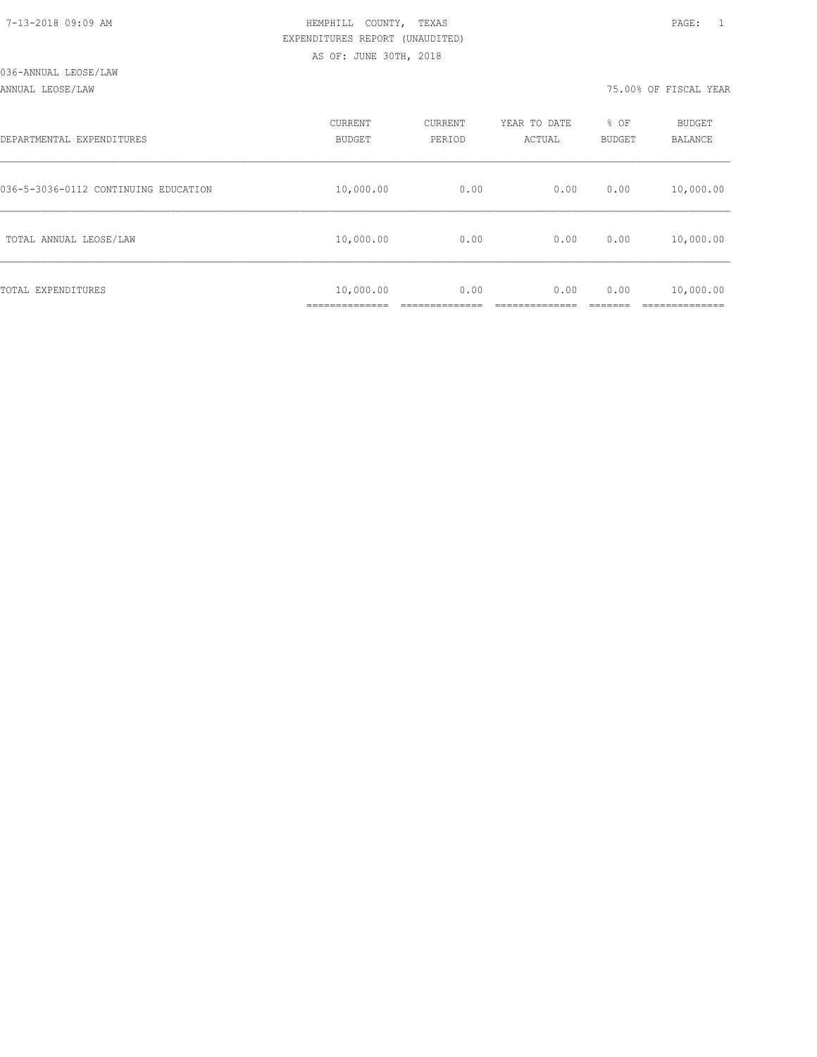7-13-2018 09:09 AM

HEMPHILL COUNTY, TEXAS
EXPENDITURES REPORT (UNAUDITED)
AS OF: JUNE 30TH, 2018

036-ANNUAL LEOSE/LAW

ANNUAL LEOSE/LAW

75.00% OF FISCAL YEAR

| DEPARTMENTAL EXPENDITURES | CURRENT BUDGET | CURRENT PERIOD | YEAR TO DATE ACTUAL | % OF BUDGET | BUDGET BALANCE |
|---|---|---|---|---|---|
| 036-5-3036-0112 CONTINUING EDUCATION | 10,000.00 | 0.00 | 0.00 | 0.00 | 10,000.00 |
| TOTAL ANNUAL LEOSE/LAW | 10,000.00 | 0.00 | 0.00 | 0.00 | 10,000.00 |
| TOTAL EXPENDITURES | 10,000.00 | 0.00 | 0.00 | 0.00 | 10,000.00 |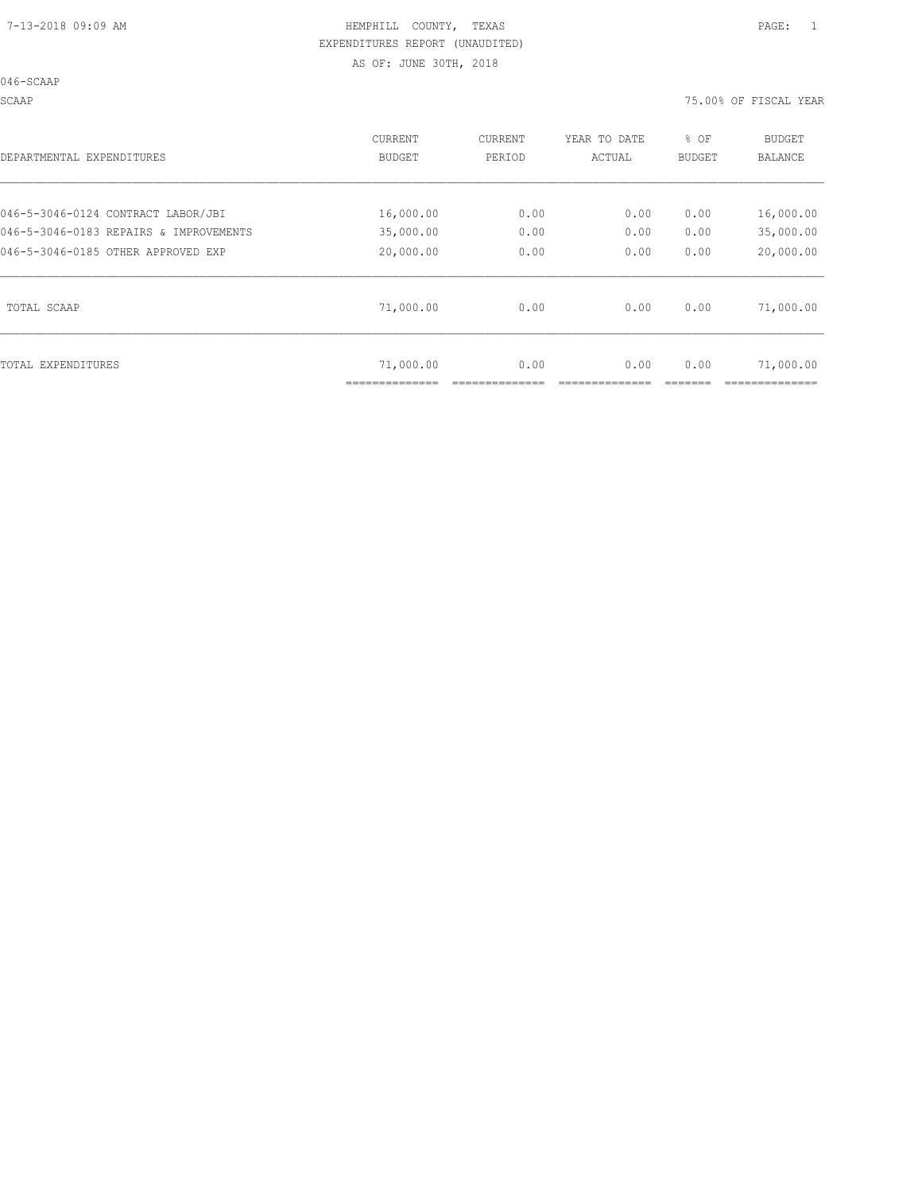HEMPHILL COUNTY, TEXAS
EXPENDITURES REPORT (UNAUDITED)
AS OF: JUNE 30TH, 2018

046-SCAAP

SCAAP — 75.00% OF FISCAL YEAR

| DEPARTMENTAL EXPENDITURES | CURRENT BUDGET | CURRENT PERIOD | YEAR TO DATE ACTUAL | % OF BUDGET | BUDGET BALANCE |
|---|---|---|---|---|---|
| 046-5-3046-0124 CONTRACT LABOR/JBI | 16,000.00 | 0.00 | 0.00 | 0.00 | 16,000.00 |
| 046-5-3046-0183 REPAIRS & IMPROVEMENTS | 35,000.00 | 0.00 | 0.00 | 0.00 | 35,000.00 |
| 046-5-3046-0185 OTHER APPROVED EXP | 20,000.00 | 0.00 | 0.00 | 0.00 | 20,000.00 |
| TOTAL SCAAP | 71,000.00 | 0.00 | 0.00 | 0.00 | 71,000.00 |
| TOTAL EXPENDITURES | 71,000.00 | 0.00 | 0.00 | 0.00 | 71,000.00 |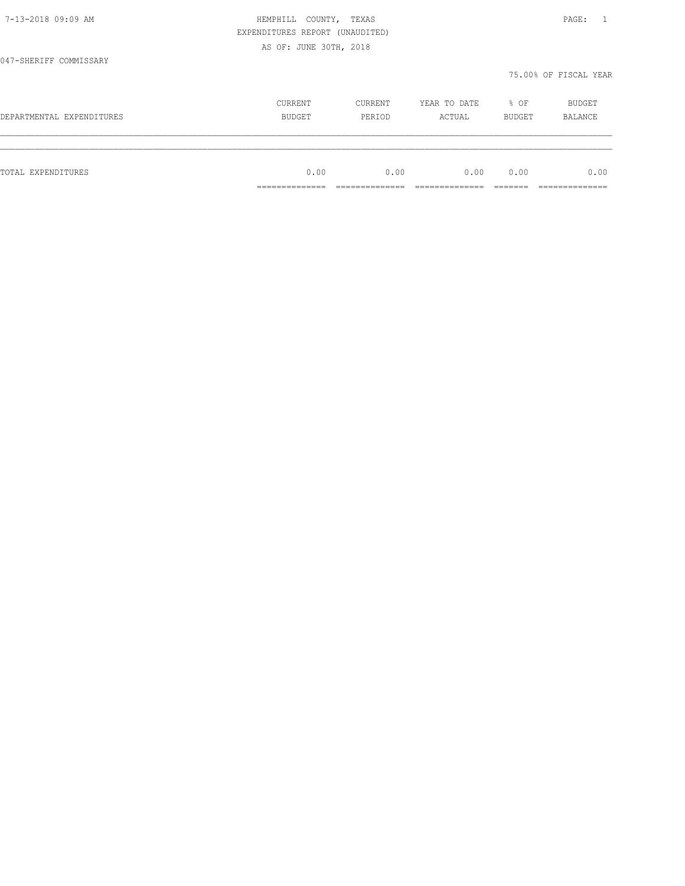HEMPHILL COUNTY, TEXAS
EXPENDITURES REPORT (UNAUDITED)
AS OF: JUNE 30TH, 2018

047-SHERIFF COMMISSARY

75.00% OF FISCAL YEAR

| DEPARTMENTAL EXPENDITURES | CURRENT BUDGET | CURRENT PERIOD | YEAR TO DATE ACTUAL | % OF BUDGET | BUDGET BALANCE |
|---|---|---|---|---|---|
| TOTAL EXPENDITURES | 0.00 | 0.00 | 0.00 | 0.00 | 0.00 |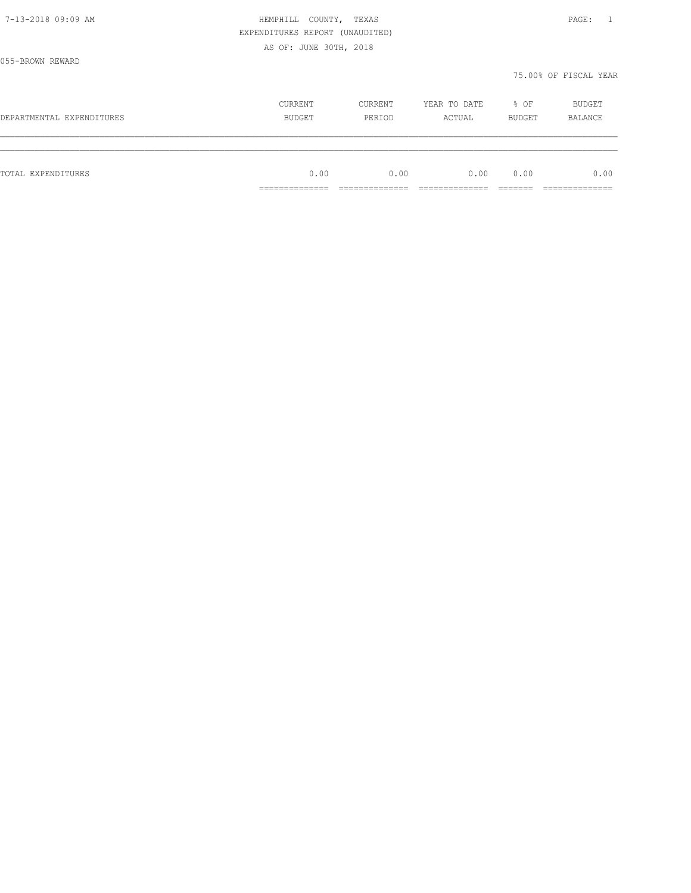7-13-2018 09:09 AM

HEMPHILL COUNTY, TEXAS

EXPENDITURES REPORT (UNAUDITED)

AS OF: JUNE 30TH, 2018

055-BROWN REWARD

75.00% OF FISCAL YEAR

| DEPARTMENTAL EXPENDITURES | CURRENT BUDGET | CURRENT PERIOD | YEAR TO DATE ACTUAL | % OF BUDGET | BUDGET BALANCE |
|---|---|---|---|---|---|
| TOTAL EXPENDITURES | 0.00 | 0.00 | 0.00 | 0.00 | 0.00 |